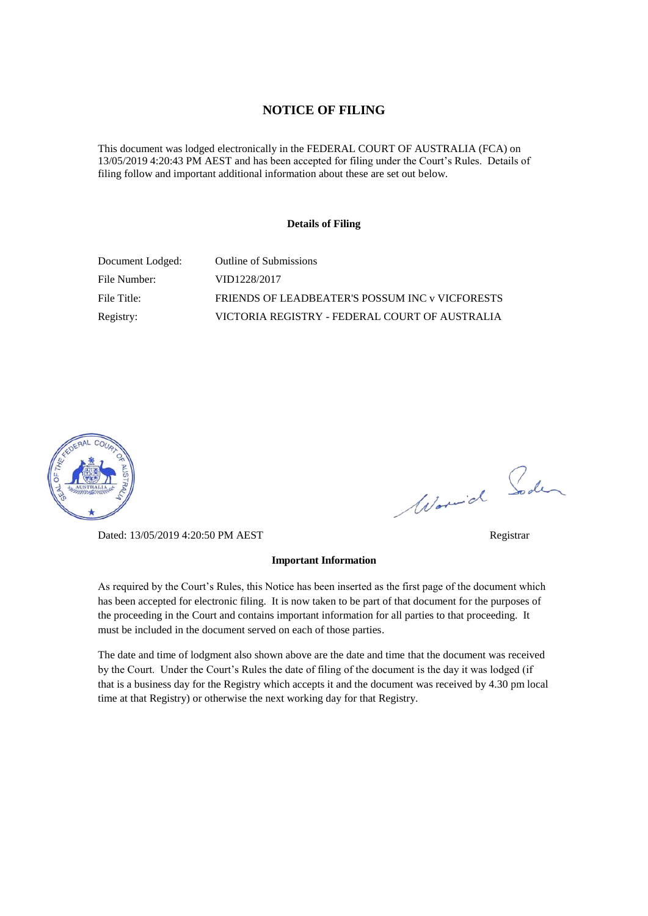# NOTICE OF FILING

This document was lodged electronically in the FEDERAL COURT OF AUSTRALIA (FCA) on 13/05/2019 4:20:43 PM AEST and has been accepted for filing under the Court's Rules. Details of filing follow and important additional information about these are set out below.

### Details of Filing

| | |
|---|---|
| Document Lodged: | Outline of Submissions |
| File Number: | VID1228/2017 |
| File Title: | FRIENDS OF LEADBEATER'S POSSUM INC v VICFORESTS |
| Registry: | VICTORIA REGISTRY - FEDERAL COURT OF AUSTRALIA |

Dated: 13/05/2019 4:20:50 PM AEST

Registrar

### Important Information

As required by the Court's Rules, this Notice has been inserted as the first page of the document which has been accepted for electronic filing. It is now taken to be part of that document for the purposes of the proceeding in the Court and contains important information for all parties to that proceeding. It must be included in the document served on each of those parties.

The date and time of lodgment also shown above are the date and time that the document was received by the Court. Under the Court's Rules the date of filing of the document is the day it was lodged (if that is a business day for the Registry which accepts it and the document was received by 4.30 pm local time at that Registry) or otherwise the next working day for that Registry.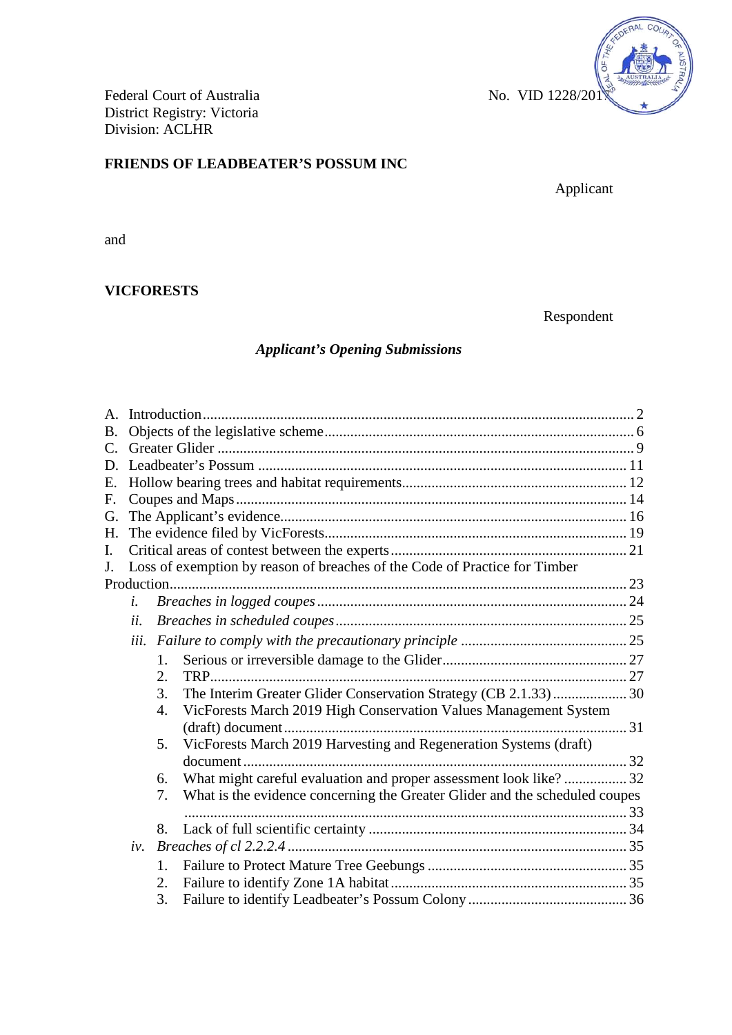Federal Court of Australia
District Registry: Victoria
Division: ACLHR

No. VID 1228/2017

**FRIENDS OF LEADBEATER'S POSSUM INC**

Applicant

and

**VICFORESTS**

Respondent

***Applicant's Opening Submissions***

A. Introduction ..... 2
B. Objects of the legislative scheme ..... 6
C. Greater Glider ..... 9
D. Leadbeater's Possum ..... 11
E. Hollow bearing trees and habitat requirements ..... 12
F. Coupes and Maps ..... 14
G. The Applicant's evidence ..... 16
H. The evidence filed by VicForests ..... 19
I. Critical areas of contest between the experts ..... 21
J. Loss of exemption by reason of breaches of the Code of Practice for Timber Production ..... 23
- *i. Breaches in logged coupes* ..... 24
- *ii. Breaches in scheduled coupes* ..... 25
- *iii. Failure to comply with the precautionary principle* ..... 25
  1. Serious or irreversible damage to the Glider ..... 27
  2. TRP ..... 27
  3. The Interim Greater Glider Conservation Strategy (CB 2.1.33) ..... 30
  4. VicForests March 2019 High Conservation Values Management System (draft) document ..... 31
  5. VicForests March 2019 Harvesting and Regeneration Systems (draft) document ..... 32
  6. What might careful evaluation and proper assessment look like? ..... 32
  7. What is the evidence concerning the Greater Glider and the scheduled coupes ..... 33
  8. Lack of full scientific certainty ..... 34
- *iv. Breaches of cl 2.2.2.4* ..... 35
  1. Failure to Protect Mature Tree Geebungs ..... 35
  2. Failure to identify Zone 1A habitat ..... 35
  3. Failure to identify Leadbeater's Possum Colony ..... 36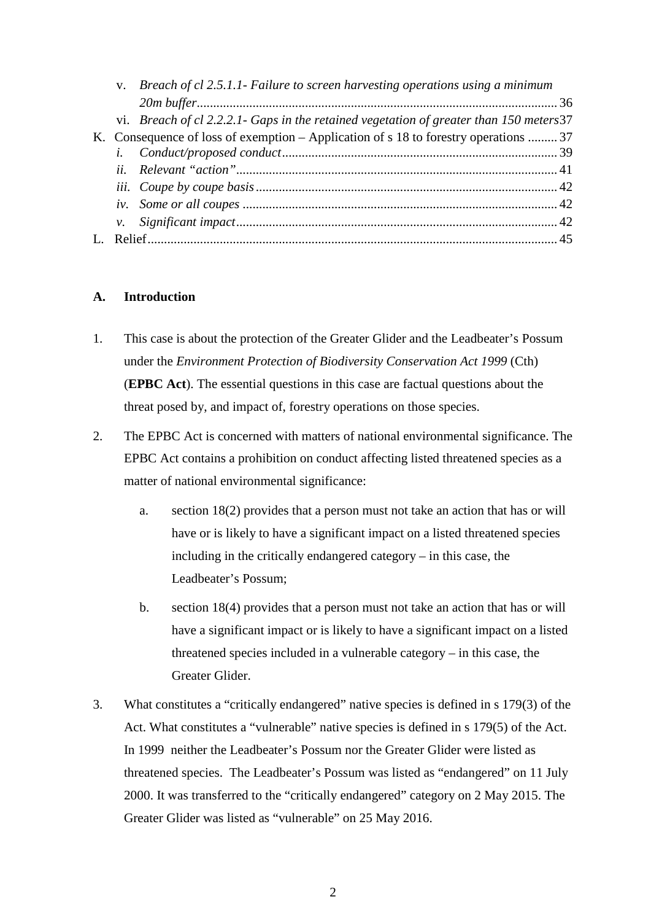- v. *Breach of cl 2.5.1.1- Failure to screen harvesting operations using a minimum 20m buffer* ............ 36
- vi. *Breach of cl 2.2.2.1- Gaps in the retained vegetation of greater than 150 meters* 37

K. Consequence of loss of exemption – Application of s 18 to forestry operations ......... 37

- *i. Conduct/proposed conduct* ............ 39
- *ii. Relevant "action"* ............ 41
- *iii. Coupe by coupe basis* ............ 42
- *iv. Some or all coupes* ............ 42
- *v. Significant impact* ............ 42

L. Relief ............ 45

## A. Introduction

1. This case is about the protection of the Greater Glider and the Leadbeater's Possum under the *Environment Protection of Biodiversity Conservation Act 1999* (Cth) (**EPBC Act**). The essential questions in this case are factual questions about the threat posed by, and impact of, forestry operations on those species.

2. The EPBC Act is concerned with matters of national environmental significance. The EPBC Act contains a prohibition on conduct affecting listed threatened species as a matter of national environmental significance:

   a. section 18(2) provides that a person must not take an action that has or will have or is likely to have a significant impact on a listed threatened species including in the critically endangered category – in this case, the Leadbeater's Possum;

   b. section 18(4) provides that a person must not take an action that has or will have a significant impact or is likely to have a significant impact on a listed threatened species included in a vulnerable category – in this case, the Greater Glider.

3. What constitutes a "critically endangered" native species is defined in s 179(3) of the Act. What constitutes a "vulnerable" native species is defined in s 179(5) of the Act. In 1999 neither the Leadbeater's Possum nor the Greater Glider were listed as threatened species. The Leadbeater's Possum was listed as "endangered" on 11 July 2000. It was transferred to the "critically endangered" category on 2 May 2015. The Greater Glider was listed as "vulnerable" on 25 May 2016.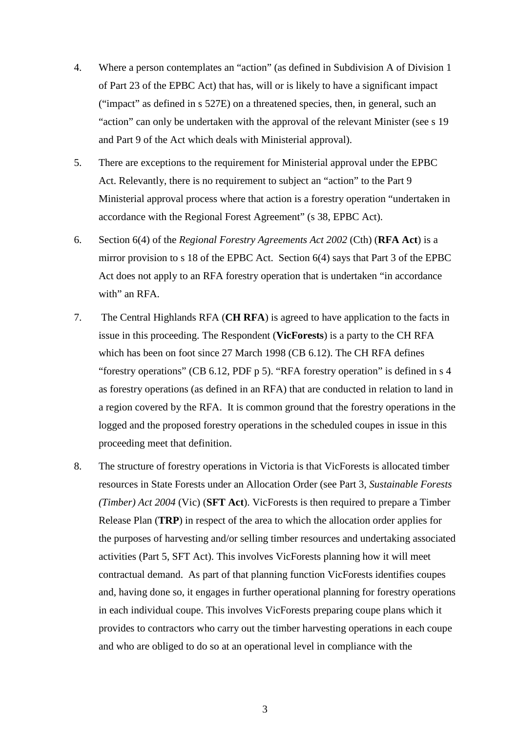4. Where a person contemplates an "action" (as defined in Subdivision A of Division 1 of Part 23 of the EPBC Act) that has, will or is likely to have a significant impact ("impact" as defined in s 527E) on a threatened species, then, in general, such an "action" can only be undertaken with the approval of the relevant Minister (see s 19 and Part 9 of the Act which deals with Ministerial approval).

5. There are exceptions to the requirement for Ministerial approval under the EPBC Act. Relevantly, there is no requirement to subject an "action" to the Part 9 Ministerial approval process where that action is a forestry operation "undertaken in accordance with the Regional Forest Agreement" (s 38, EPBC Act).

6. Section 6(4) of the *Regional Forestry Agreements Act 2002* (Cth) (**RFA Act**) is a mirror provision to s 18 of the EPBC Act. Section 6(4) says that Part 3 of the EPBC Act does not apply to an RFA forestry operation that is undertaken "in accordance with" an RFA.

7. The Central Highlands RFA (**CH RFA**) is agreed to have application to the facts in issue in this proceeding. The Respondent (**VicForests**) is a party to the CH RFA which has been on foot since 27 March 1998 (CB 6.12). The CH RFA defines "forestry operations" (CB 6.12, PDF p 5). "RFA forestry operation" is defined in s 4 as forestry operations (as defined in an RFA) that are conducted in relation to land in a region covered by the RFA. It is common ground that the forestry operations in the logged and the proposed forestry operations in the scheduled coupes in issue in this proceeding meet that definition.

8. The structure of forestry operations in Victoria is that VicForests is allocated timber resources in State Forests under an Allocation Order (see Part 3, *Sustainable Forests (Timber) Act 2004* (Vic) (**SFT Act**). VicForests is then required to prepare a Timber Release Plan (**TRP**) in respect of the area to which the allocation order applies for the purposes of harvesting and/or selling timber resources and undertaking associated activities (Part 5, SFT Act). This involves VicForests planning how it will meet contractual demand. As part of that planning function VicForests identifies coupes and, having done so, it engages in further operational planning for forestry operations in each individual coupe. This involves VicForests preparing coupe plans which it provides to contractors who carry out the timber harvesting operations in each coupe and who are obliged to do so at an operational level in compliance with the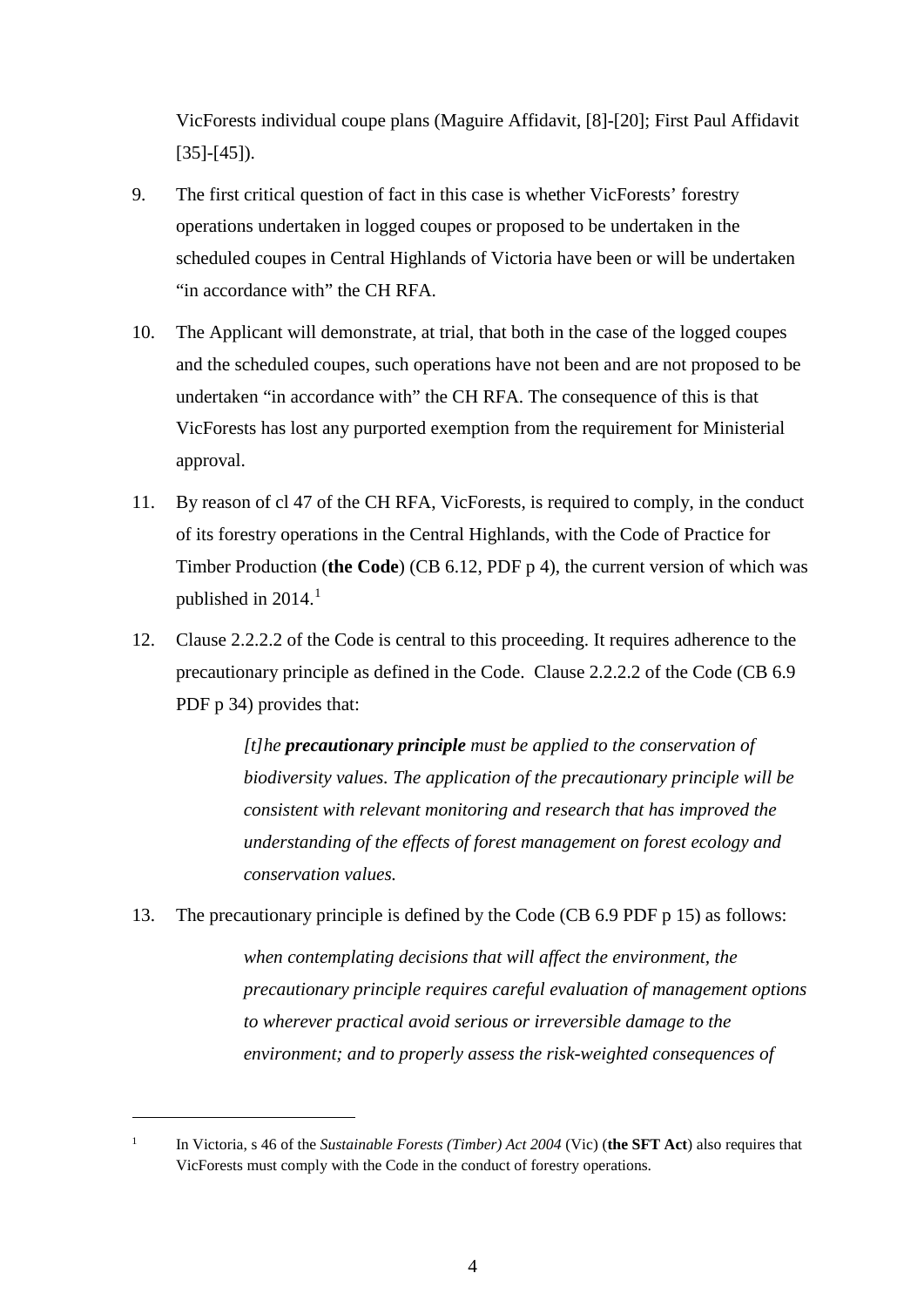VicForests individual coupe plans (Maguire Affidavit, [8]-[20]; First Paul Affidavit [35]-[45]).

9. The first critical question of fact in this case is whether VicForests' forestry operations undertaken in logged coupes or proposed to be undertaken in the scheduled coupes in Central Highlands of Victoria have been or will be undertaken "in accordance with" the CH RFA.

10. The Applicant will demonstrate, at trial, that both in the case of the logged coupes and the scheduled coupes, such operations have not been and are not proposed to be undertaken "in accordance with" the CH RFA. The consequence of this is that VicForests has lost any purported exemption from the requirement for Ministerial approval.

11. By reason of cl 47 of the CH RFA, VicForests, is required to comply, in the conduct of its forestry operations in the Central Highlands, with the Code of Practice for Timber Production (**the Code**) (CB 6.12, PDF p 4), the current version of which was published in 2014.[1]

12. Clause 2.2.2.2 of the Code is central to this proceeding. It requires adherence to the precautionary principle as defined in the Code. Clause 2.2.2.2 of the Code (CB 6.9 PDF p 34) provides that:

> *[t]he **precautionary principle** must be applied to the conservation of biodiversity values. The application of the precautionary principle will be consistent with relevant monitoring and research that has improved the understanding of the effects of forest management on forest ecology and conservation values.*

13. The precautionary principle is defined by the Code (CB 6.9 PDF p 15) as follows:

> *when contemplating decisions that will affect the environment, the precautionary principle requires careful evaluation of management options to wherever practical avoid serious or irreversible damage to the environment; and to properly assess the risk-weighted consequences of*

---

[1] In Victoria, s 46 of the *Sustainable Forests (Timber) Act 2004* (Vic) (**the SFT Act**) also requires that VicForests must comply with the Code in the conduct of forestry operations.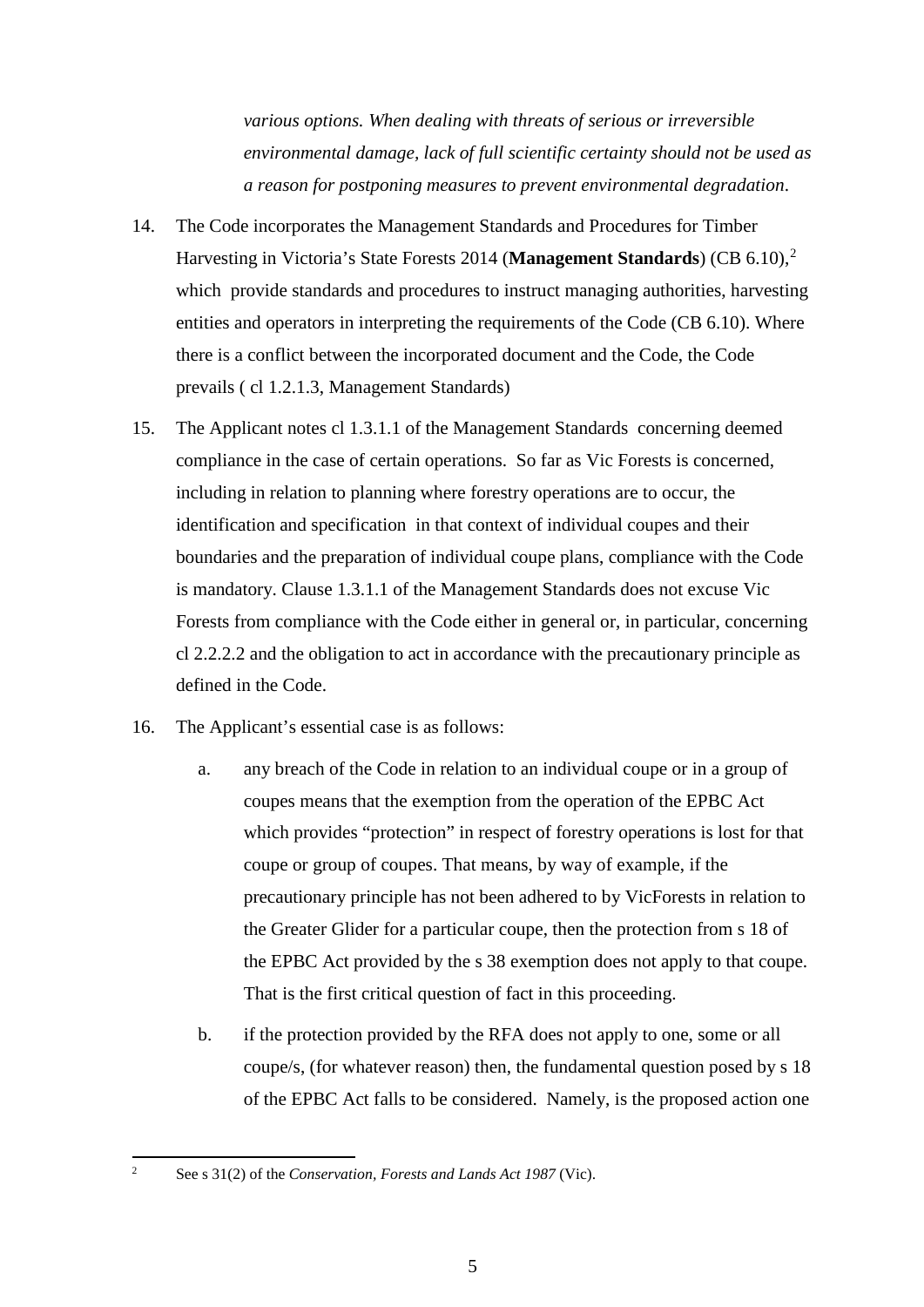*various options. When dealing with threats of serious or irreversible environmental damage, lack of full scientific certainty should not be used as a reason for postponing measures to prevent environmental degradation*.

14. The Code incorporates the Management Standards and Procedures for Timber Harvesting in Victoria's State Forests 2014 (**Management Standards**) (CB 6.10),[2] which provide standards and procedures to instruct managing authorities, harvesting entities and operators in interpreting the requirements of the Code (CB 6.10). Where there is a conflict between the incorporated document and the Code, the Code prevails ( cl 1.2.1.3, Management Standards)

15. The Applicant notes cl 1.3.1.1 of the Management Standards concerning deemed compliance in the case of certain operations. So far as Vic Forests is concerned, including in relation to planning where forestry operations are to occur, the identification and specification in that context of individual coupes and their boundaries and the preparation of individual coupe plans, compliance with the Code is mandatory. Clause 1.3.1.1 of the Management Standards does not excuse Vic Forests from compliance with the Code either in general or, in particular, concerning cl 2.2.2.2 and the obligation to act in accordance with the precautionary principle as defined in the Code.

16. The Applicant's essential case is as follows:

    a. any breach of the Code in relation to an individual coupe or in a group of coupes means that the exemption from the operation of the EPBC Act which provides "protection" in respect of forestry operations is lost for that coupe or group of coupes. That means, by way of example, if the precautionary principle has not been adhered to by VicForests in relation to the Greater Glider for a particular coupe, then the protection from s 18 of the EPBC Act provided by the s 38 exemption does not apply to that coupe. That is the first critical question of fact in this proceeding.

    b. if the protection provided by the RFA does not apply to one, some or all coupe/s, (for whatever reason) then, the fundamental question posed by s 18 of the EPBC Act falls to be considered. Namely, is the proposed action one

[2] See s 31(2) of the *Conservation, Forests and Lands Act 1987* (Vic).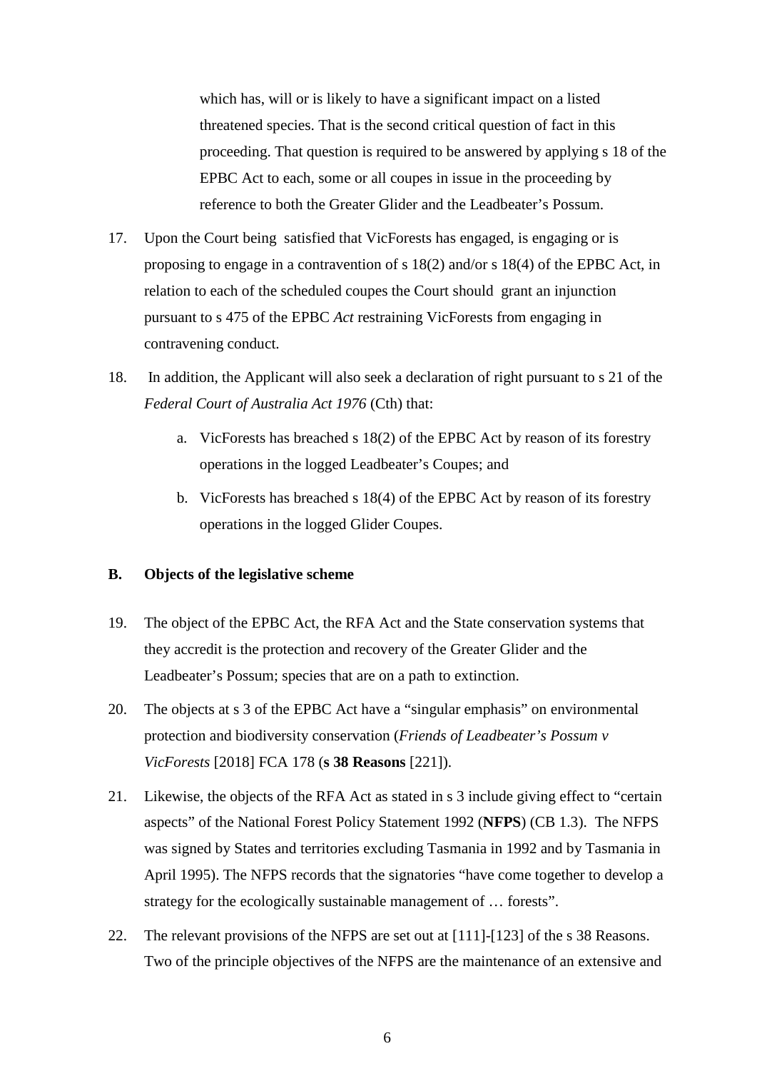which has, will or is likely to have a significant impact on a listed threatened species. That is the second critical question of fact in this proceeding. That question is required to be answered by applying s 18 of the EPBC Act to each, some or all coupes in issue in the proceeding by reference to both the Greater Glider and the Leadbeater's Possum.

17. Upon the Court being satisfied that VicForests has engaged, is engaging or is proposing to engage in a contravention of s 18(2) and/or s 18(4) of the EPBC Act, in relation to each of the scheduled coupes the Court should grant an injunction pursuant to s 475 of the EPBC *Act* restraining VicForests from engaging in contravening conduct.

18. In addition, the Applicant will also seek a declaration of right pursuant to s 21 of the *Federal Court of Australia Act 1976* (Cth) that:

    a. VicForests has breached s 18(2) of the EPBC Act by reason of its forestry operations in the logged Leadbeater's Coupes; and

    b. VicForests has breached s 18(4) of the EPBC Act by reason of its forestry operations in the logged Glider Coupes.

## B. Objects of the legislative scheme

19. The object of the EPBC Act, the RFA Act and the State conservation systems that they accredit is the protection and recovery of the Greater Glider and the Leadbeater's Possum; species that are on a path to extinction.

20. The objects at s 3 of the EPBC Act have a "singular emphasis" on environmental protection and biodiversity conservation (*Friends of Leadbeater's Possum v VicForests* [2018] FCA 178 (**s 38 Reasons** [221]).

21. Likewise, the objects of the RFA Act as stated in s 3 include giving effect to "certain aspects" of the National Forest Policy Statement 1992 (**NFPS**) (CB 1.3). The NFPS was signed by States and territories excluding Tasmania in 1992 and by Tasmania in April 1995). The NFPS records that the signatories "have come together to develop a strategy for the ecologically sustainable management of … forests".

22. The relevant provisions of the NFPS are set out at [111]-[123] of the s 38 Reasons. Two of the principle objectives of the NFPS are the maintenance of an extensive and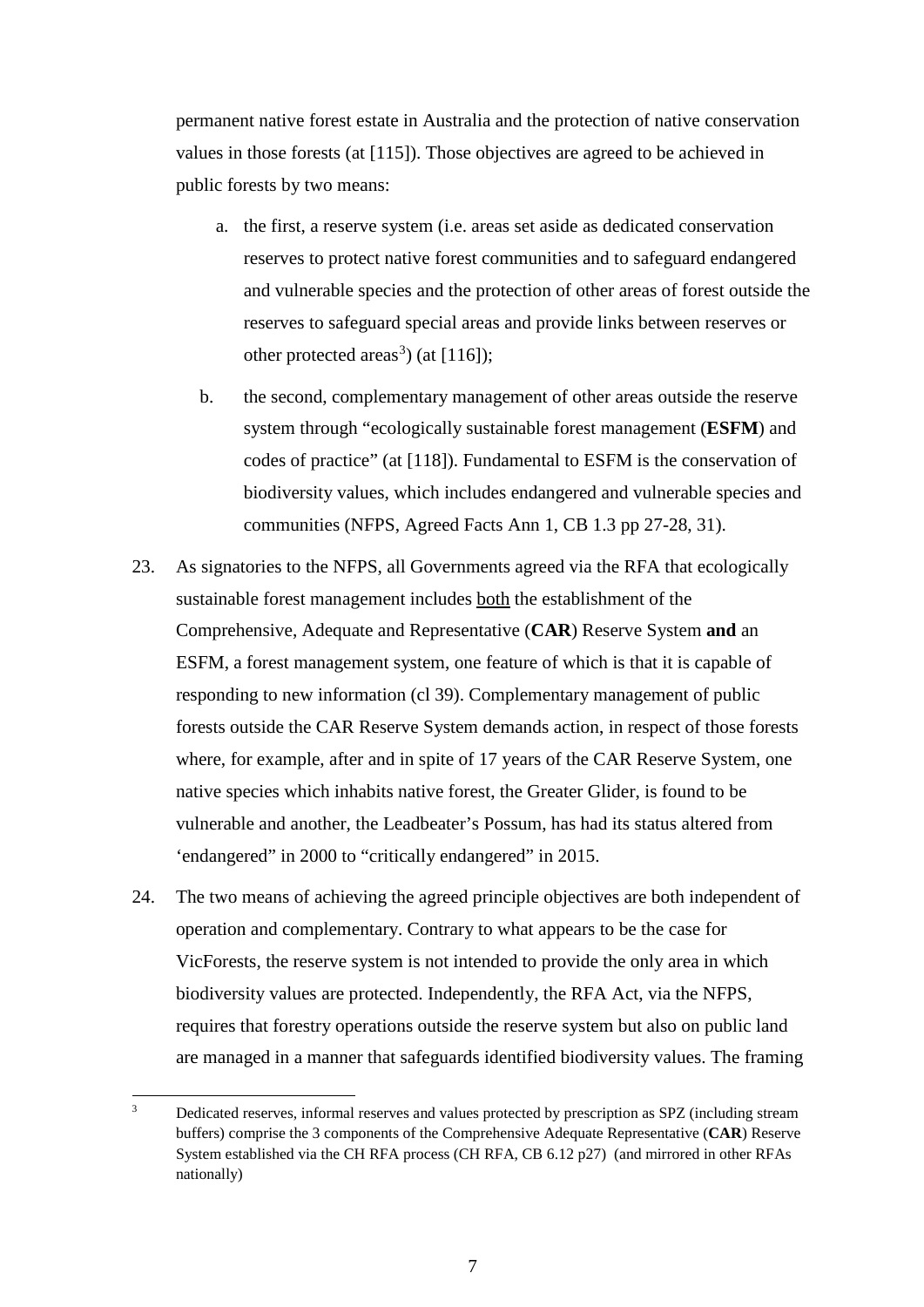permanent native forest estate in Australia and the protection of native conservation values in those forests (at [115]). Those objectives are agreed to be achieved in public forests by two means:

a. the first, a reserve system (i.e. areas set aside as dedicated conservation reserves to protect native forest communities and to safeguard endangered and vulnerable species and the protection of other areas of forest outside the reserves to safeguard special areas and provide links between reserves or other protected areas[3]) (at [116]);

b. the second, complementary management of other areas outside the reserve system through "ecologically sustainable forest management (**ESFM**) and codes of practice" (at [118]). Fundamental to ESFM is the conservation of biodiversity values, which includes endangered and vulnerable species and communities (NFPS, Agreed Facts Ann 1, CB 1.3 pp 27-28, 31).

23. As signatories to the NFPS, all Governments agreed via the RFA that ecologically sustainable forest management includes <u>both</u> the establishment of the Comprehensive, Adequate and Representative (**CAR**) Reserve System **and** an ESFM, a forest management system, one feature of which is that it is capable of responding to new information (cl 39). Complementary management of public forests outside the CAR Reserve System demands action, in respect of those forests where, for example, after and in spite of 17 years of the CAR Reserve System, one native species which inhabits native forest, the Greater Glider, is found to be vulnerable and another, the Leadbeater's Possum, has had its status altered from 'endangered" in 2000 to "critically endangered" in 2015.

24. The two means of achieving the agreed principle objectives are both independent of operation and complementary. Contrary to what appears to be the case for VicForests, the reserve system is not intended to provide the only area in which biodiversity values are protected. Independently, the RFA Act, via the NFPS, requires that forestry operations outside the reserve system but also on public land are managed in a manner that safeguards identified biodiversity values. The framing

---

[3] Dedicated reserves, informal reserves and values protected by prescription as SPZ (including stream buffers) comprise the 3 components of the Comprehensive Adequate Representative (**CAR**) Reserve System established via the CH RFA process (CH RFA, CB 6.12 p27) (and mirrored in other RFAs nationally)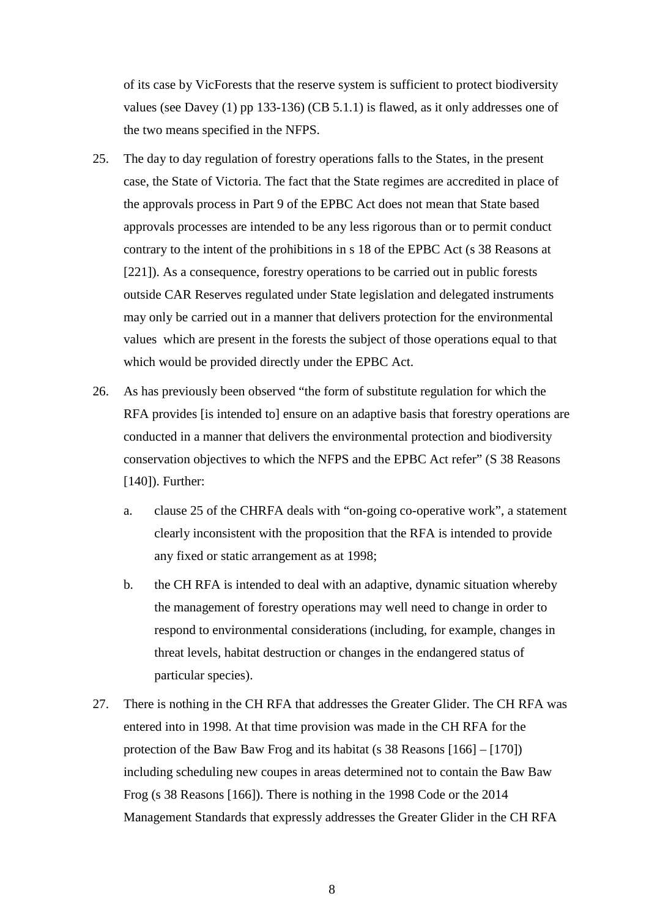of its case by VicForests that the reserve system is sufficient to protect biodiversity values (see Davey (1) pp 133-136) (CB 5.1.1) is flawed, as it only addresses one of the two means specified in the NFPS.

25. The day to day regulation of forestry operations falls to the States, in the present case, the State of Victoria. The fact that the State regimes are accredited in place of the approvals process in Part 9 of the EPBC Act does not mean that State based approvals processes are intended to be any less rigorous than or to permit conduct contrary to the intent of the prohibitions in s 18 of the EPBC Act (s 38 Reasons at [221]). As a consequence, forestry operations to be carried out in public forests outside CAR Reserves regulated under State legislation and delegated instruments may only be carried out in a manner that delivers protection for the environmental values which are present in the forests the subject of those operations equal to that which would be provided directly under the EPBC Act.

26. As has previously been observed "the form of substitute regulation for which the RFA provides [is intended to] ensure on an adaptive basis that forestry operations are conducted in a manner that delivers the environmental protection and biodiversity conservation objectives to which the NFPS and the EPBC Act refer" (S 38 Reasons [140]). Further:

    a. clause 25 of the CHRFA deals with "on-going co-operative work", a statement clearly inconsistent with the proposition that the RFA is intended to provide any fixed or static arrangement as at 1998;

    b. the CH RFA is intended to deal with an adaptive, dynamic situation whereby the management of forestry operations may well need to change in order to respond to environmental considerations (including, for example, changes in threat levels, habitat destruction or changes in the endangered status of particular species).

27. There is nothing in the CH RFA that addresses the Greater Glider. The CH RFA was entered into in 1998. At that time provision was made in the CH RFA for the protection of the Baw Baw Frog and its habitat (s 38 Reasons [166] – [170]) including scheduling new coupes in areas determined not to contain the Baw Baw Frog (s 38 Reasons [166]). There is nothing in the 1998 Code or the 2014 Management Standards that expressly addresses the Greater Glider in the CH RFA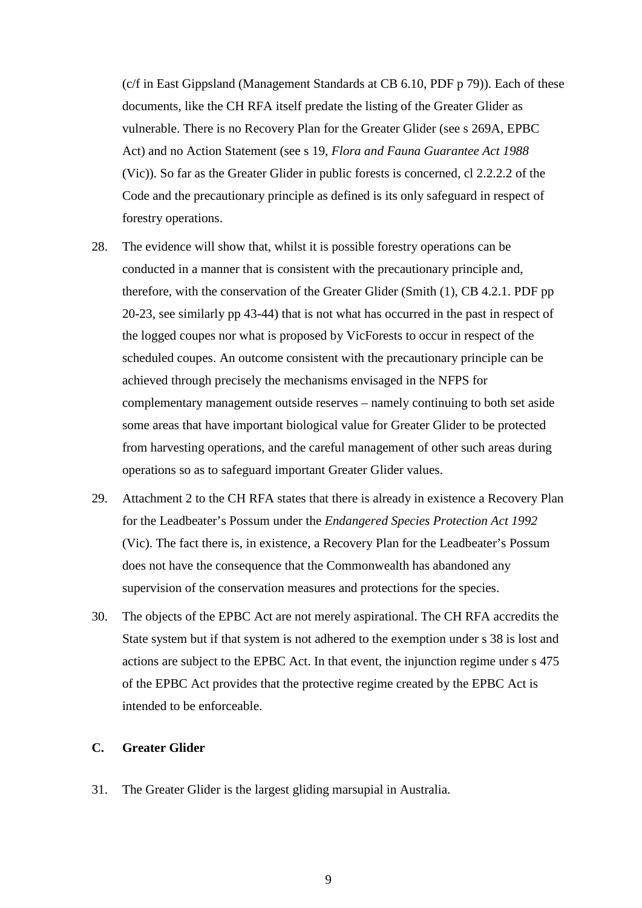(c/f in East Gippsland (Management Standards at CB 6.10, PDF p 79)). Each of these documents, like the CH RFA itself predate the listing of the Greater Glider as vulnerable. There is no Recovery Plan for the Greater Glider (see s 269A, EPBC Act) and no Action Statement (see s 19, *Flora and Fauna Guarantee Act 1988* (Vic)). So far as the Greater Glider in public forests is concerned, cl 2.2.2.2 of the Code and the precautionary principle as defined is its only safeguard in respect of forestry operations.

28. The evidence will show that, whilst it is possible forestry operations can be conducted in a manner that is consistent with the precautionary principle and, therefore, with the conservation of the Greater Glider (Smith (1), CB 4.2.1. PDF pp 20-23, see similarly pp 43-44) that is not what has occurred in the past in respect of the logged coupes nor what is proposed by VicForests to occur in respect of the scheduled coupes. An outcome consistent with the precautionary principle can be achieved through precisely the mechanisms envisaged in the NFPS for complementary management outside reserves – namely continuing to both set aside some areas that have important biological value for Greater Glider to be protected from harvesting operations, and the careful management of other such areas during operations so as to safeguard important Greater Glider values.

29. Attachment 2 to the CH RFA states that there is already in existence a Recovery Plan for the Leadbeater's Possum under the *Endangered Species Protection Act 1992* (Vic). The fact there is, in existence, a Recovery Plan for the Leadbeater's Possum does not have the consequence that the Commonwealth has abandoned any supervision of the conservation measures and protections for the species.

30. The objects of the EPBC Act are not merely aspirational. The CH RFA accredits the State system but if that system is not adhered to the exemption under s 38 is lost and actions are subject to the EPBC Act. In that event, the injunction regime under s 475 of the EPBC Act provides that the protective regime created by the EPBC Act is intended to be enforceable.

## C. Greater Glider

31. The Greater Glider is the largest gliding marsupial in Australia.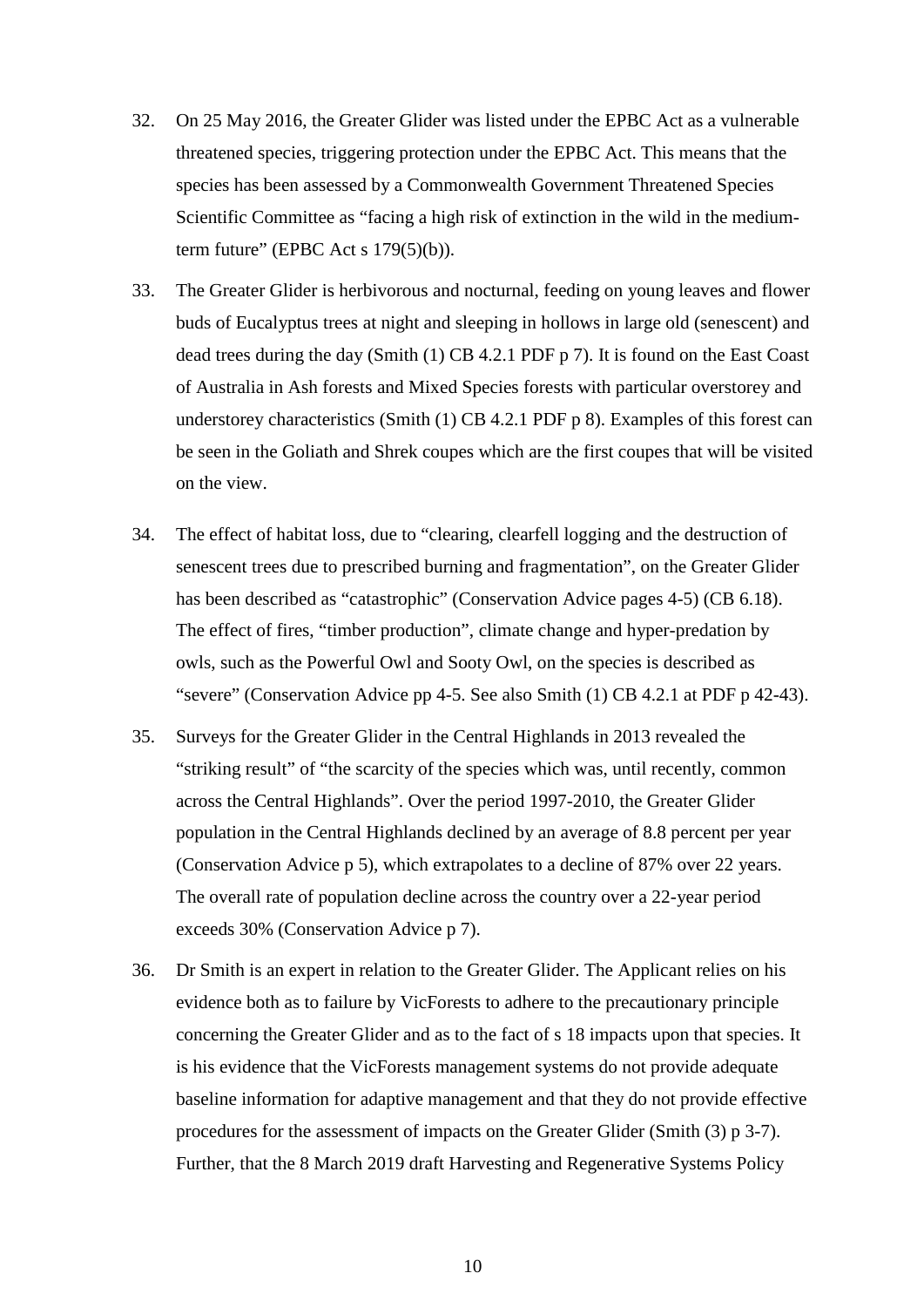32. On 25 May 2016, the Greater Glider was listed under the EPBC Act as a vulnerable threatened species, triggering protection under the EPBC Act. This means that the species has been assessed by a Commonwealth Government Threatened Species Scientific Committee as "facing a high risk of extinction in the wild in the medium-term future" (EPBC Act s 179(5)(b)).

33. The Greater Glider is herbivorous and nocturnal, feeding on young leaves and flower buds of Eucalyptus trees at night and sleeping in hollows in large old (senescent) and dead trees during the day (Smith (1) CB 4.2.1 PDF p 7). It is found on the East Coast of Australia in Ash forests and Mixed Species forests with particular overstorey and understorey characteristics (Smith (1) CB 4.2.1 PDF p 8). Examples of this forest can be seen in the Goliath and Shrek coupes which are the first coupes that will be visited on the view.

34. The effect of habitat loss, due to "clearing, clearfell logging and the destruction of senescent trees due to prescribed burning and fragmentation", on the Greater Glider has been described as "catastrophic" (Conservation Advice pages 4-5) (CB 6.18). The effect of fires, "timber production", climate change and hyper-predation by owls, such as the Powerful Owl and Sooty Owl, on the species is described as "severe" (Conservation Advice pp 4-5. See also Smith (1) CB 4.2.1 at PDF p 42-43).

35. Surveys for the Greater Glider in the Central Highlands in 2013 revealed the "striking result" of "the scarcity of the species which was, until recently, common across the Central Highlands". Over the period 1997-2010, the Greater Glider population in the Central Highlands declined by an average of 8.8 percent per year (Conservation Advice p 5), which extrapolates to a decline of 87% over 22 years. The overall rate of population decline across the country over a 22-year period exceeds 30% (Conservation Advice p 7).

36. Dr Smith is an expert in relation to the Greater Glider. The Applicant relies on his evidence both as to failure by VicForests to adhere to the precautionary principle concerning the Greater Glider and as to the fact of s 18 impacts upon that species. It is his evidence that the VicForests management systems do not provide adequate baseline information for adaptive management and that they do not provide effective procedures for the assessment of impacts on the Greater Glider (Smith (3) p 3-7). Further, that the 8 March 2019 draft Harvesting and Regenerative Systems Policy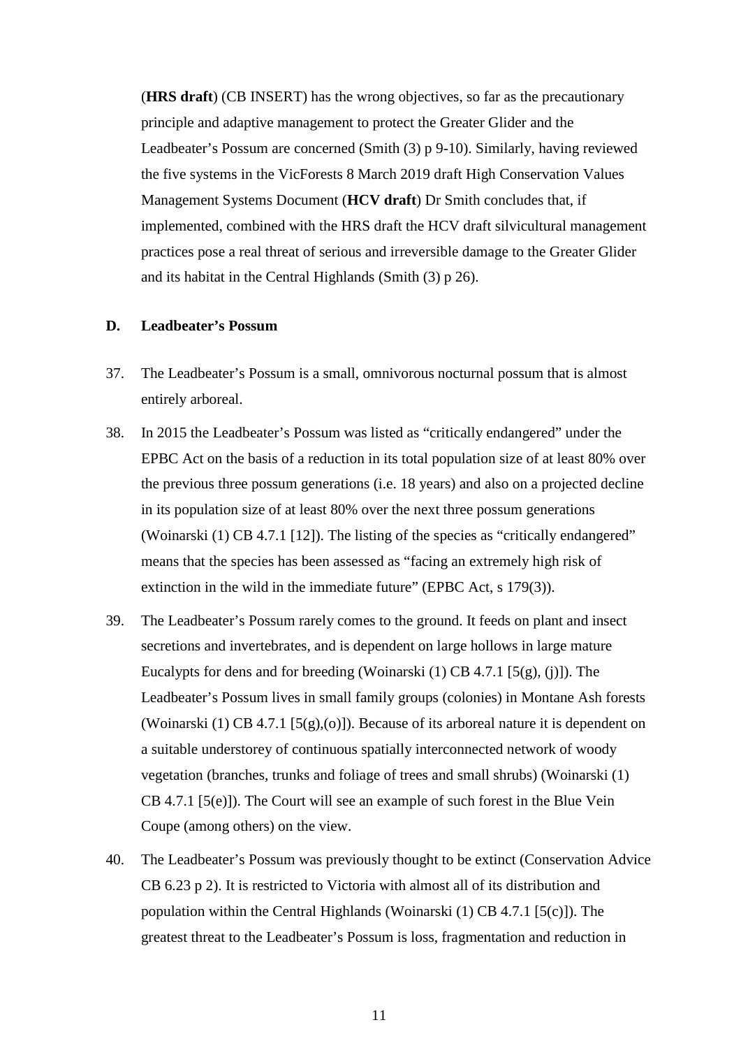(**HRS draft**) (CB INSERT) has the wrong objectives, so far as the precautionary principle and adaptive management to protect the Greater Glider and the Leadbeater's Possum are concerned (Smith (3) p 9-10). Similarly, having reviewed the five systems in the VicForests 8 March 2019 draft High Conservation Values Management Systems Document (**HCV draft**) Dr Smith concludes that, if implemented, combined with the HRS draft the HCV draft silvicultural management practices pose a real threat of serious and irreversible damage to the Greater Glider and its habitat in the Central Highlands (Smith (3) p 26).

## D. Leadbeater's Possum

37. The Leadbeater's Possum is a small, omnivorous nocturnal possum that is almost entirely arboreal.

38. In 2015 the Leadbeater's Possum was listed as "critically endangered" under the EPBC Act on the basis of a reduction in its total population size of at least 80% over the previous three possum generations (i.e. 18 years) and also on a projected decline in its population size of at least 80% over the next three possum generations (Woinarski (1) CB 4.7.1 [12]). The listing of the species as "critically endangered" means that the species has been assessed as "facing an extremely high risk of extinction in the wild in the immediate future" (EPBC Act, s 179(3)).

39. The Leadbeater's Possum rarely comes to the ground. It feeds on plant and insect secretions and invertebrates, and is dependent on large hollows in large mature Eucalypts for dens and for breeding (Woinarski (1) CB 4.7.1 [5(g), (j)]). The Leadbeater's Possum lives in small family groups (colonies) in Montane Ash forests (Woinarski (1) CB 4.7.1 [5(g),(o)]). Because of its arboreal nature it is dependent on a suitable understorey of continuous spatially interconnected network of woody vegetation (branches, trunks and foliage of trees and small shrubs) (Woinarski (1) CB 4.7.1 [5(e)]). The Court will see an example of such forest in the Blue Vein Coupe (among others) on the view.

40. The Leadbeater's Possum was previously thought to be extinct (Conservation Advice CB 6.23 p 2). It is restricted to Victoria with almost all of its distribution and population within the Central Highlands (Woinarski (1) CB 4.7.1 [5(c)]). The greatest threat to the Leadbeater's Possum is loss, fragmentation and reduction in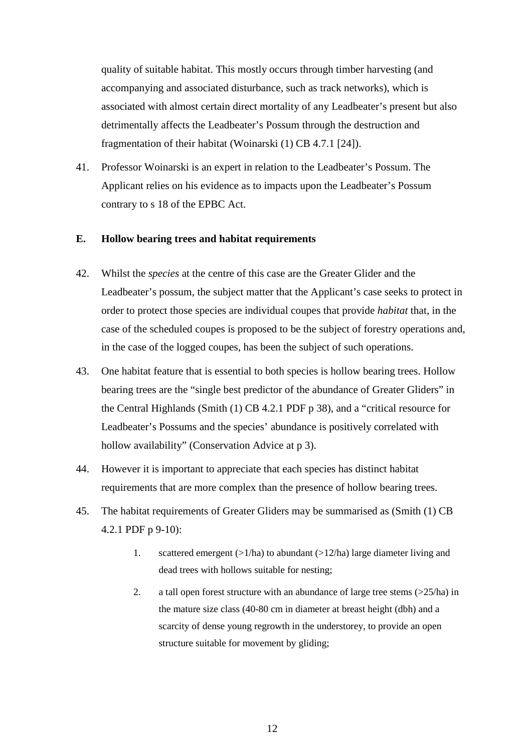quality of suitable habitat. This mostly occurs through timber harvesting (and accompanying and associated disturbance, such as track networks), which is associated with almost certain direct mortality of any Leadbeater's present but also detrimentally affects the Leadbeater's Possum through the destruction and fragmentation of their habitat (Woinarski (1) CB 4.7.1 [24]).

41. Professor Woinarski is an expert in relation to the Leadbeater's Possum. The Applicant relies on his evidence as to impacts upon the Leadbeater's Possum contrary to s 18 of the EPBC Act.

## E. Hollow bearing trees and habitat requirements

42. Whilst the *species* at the centre of this case are the Greater Glider and the Leadbeater's possum, the subject matter that the Applicant's case seeks to protect in order to protect those species are individual coupes that provide *habitat* that, in the case of the scheduled coupes is proposed to be the subject of forestry operations and, in the case of the logged coupes, has been the subject of such operations.

43. One habitat feature that is essential to both species is hollow bearing trees. Hollow bearing trees are the "single best predictor of the abundance of Greater Gliders" in the Central Highlands (Smith (1) CB 4.2.1 PDF p 38), and a "critical resource for Leadbeater's Possums and the species' abundance is positively correlated with hollow availability" (Conservation Advice at p 3).

44. However it is important to appreciate that each species has distinct habitat requirements that are more complex than the presence of hollow bearing trees.

45. The habitat requirements of Greater Gliders may be summarised as (Smith (1) CB 4.2.1 PDF p 9-10):

    1. scattered emergent (>1/ha) to abundant (>12/ha) large diameter living and dead trees with hollows suitable for nesting;

    2. a tall open forest structure with an abundance of large tree stems (>25/ha) in the mature size class (40-80 cm in diameter at breast height (dbh) and a scarcity of dense young regrowth in the understorey, to provide an open structure suitable for movement by gliding;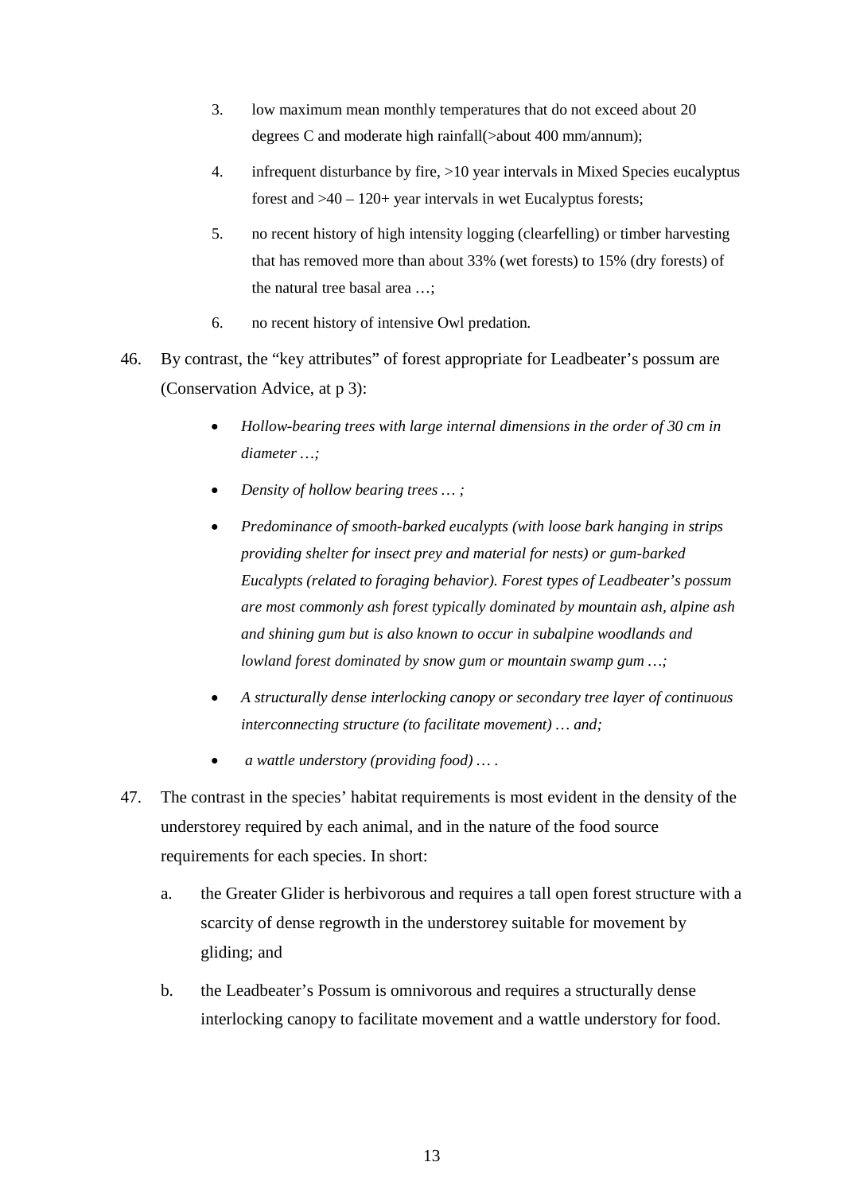3. low maximum mean monthly temperatures that do not exceed about 20 degrees C and moderate high rainfall(>about 400 mm/annum);

4. infrequent disturbance by fire, >10 year intervals in Mixed Species eucalyptus forest and >40 – 120+ year intervals in wet Eucalyptus forests;

5. no recent history of high intensity logging (clearfelling) or timber harvesting that has removed more than about 33% (wet forests) to 15% (dry forests) of the natural tree basal area …;

6. no recent history of intensive Owl predation.

46. By contrast, the "key attributes" of forest appropriate for Leadbeater's possum are (Conservation Advice, at p 3):

   - *Hollow-bearing trees with large internal dimensions in the order of 30 cm in diameter …;*
   - *Density of hollow bearing trees … ;*
   - *Predominance of smooth-barked eucalypts (with loose bark hanging in strips providing shelter for insect prey and material for nests) or gum-barked Eucalypts (related to foraging behavior). Forest types of Leadbeater's possum are most commonly ash forest typically dominated by mountain ash, alpine ash and shining gum but is also known to occur in subalpine woodlands and lowland forest dominated by snow gum or mountain swamp gum …;*
   - *A structurally dense interlocking canopy or secondary tree layer of continuous interconnecting structure (to facilitate movement) … and;*
   - *a wattle understory (providing food) … .*

47. The contrast in the species' habitat requirements is most evident in the density of the understorey required by each animal, and in the nature of the food source requirements for each species. In short:

   a. the Greater Glider is herbivorous and requires a tall open forest structure with a scarcity of dense regrowth in the understorey suitable for movement by gliding; and

   b. the Leadbeater's Possum is omnivorous and requires a structurally dense interlocking canopy to facilitate movement and a wattle understory for food.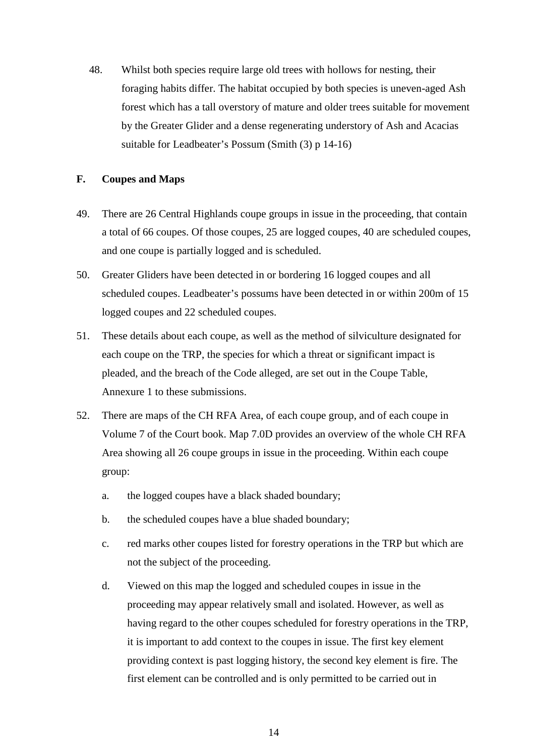48. Whilst both species require large old trees with hollows for nesting, their foraging habits differ. The habitat occupied by both species is uneven-aged Ash forest which has a tall overstory of mature and older trees suitable for movement by the Greater Glider and a dense regenerating understory of Ash and Acacias suitable for Leadbeater's Possum (Smith (3) p 14-16)

## F. Coupes and Maps

49. There are 26 Central Highlands coupe groups in issue in the proceeding, that contain a total of 66 coupes. Of those coupes, 25 are logged coupes, 40 are scheduled coupes, and one coupe is partially logged and is scheduled.

50. Greater Gliders have been detected in or bordering 16 logged coupes and all scheduled coupes. Leadbeater's possums have been detected in or within 200m of 15 logged coupes and 22 scheduled coupes.

51. These details about each coupe, as well as the method of silviculture designated for each coupe on the TRP, the species for which a threat or significant impact is pleaded, and the breach of the Code alleged, are set out in the Coupe Table, Annexure 1 to these submissions.

52. There are maps of the CH RFA Area, of each coupe group, and of each coupe in Volume 7 of the Court book. Map 7.0D provides an overview of the whole CH RFA Area showing all 26 coupe groups in issue in the proceeding. Within each coupe group:

    a. the logged coupes have a black shaded boundary;

    b. the scheduled coupes have a blue shaded boundary;

    c. red marks other coupes listed for forestry operations in the TRP but which are not the subject of the proceeding.

    d. Viewed on this map the logged and scheduled coupes in issue in the proceeding may appear relatively small and isolated. However, as well as having regard to the other coupes scheduled for forestry operations in the TRP, it is important to add context to the coupes in issue. The first key element providing context is past logging history, the second key element is fire. The first element can be controlled and is only permitted to be carried out in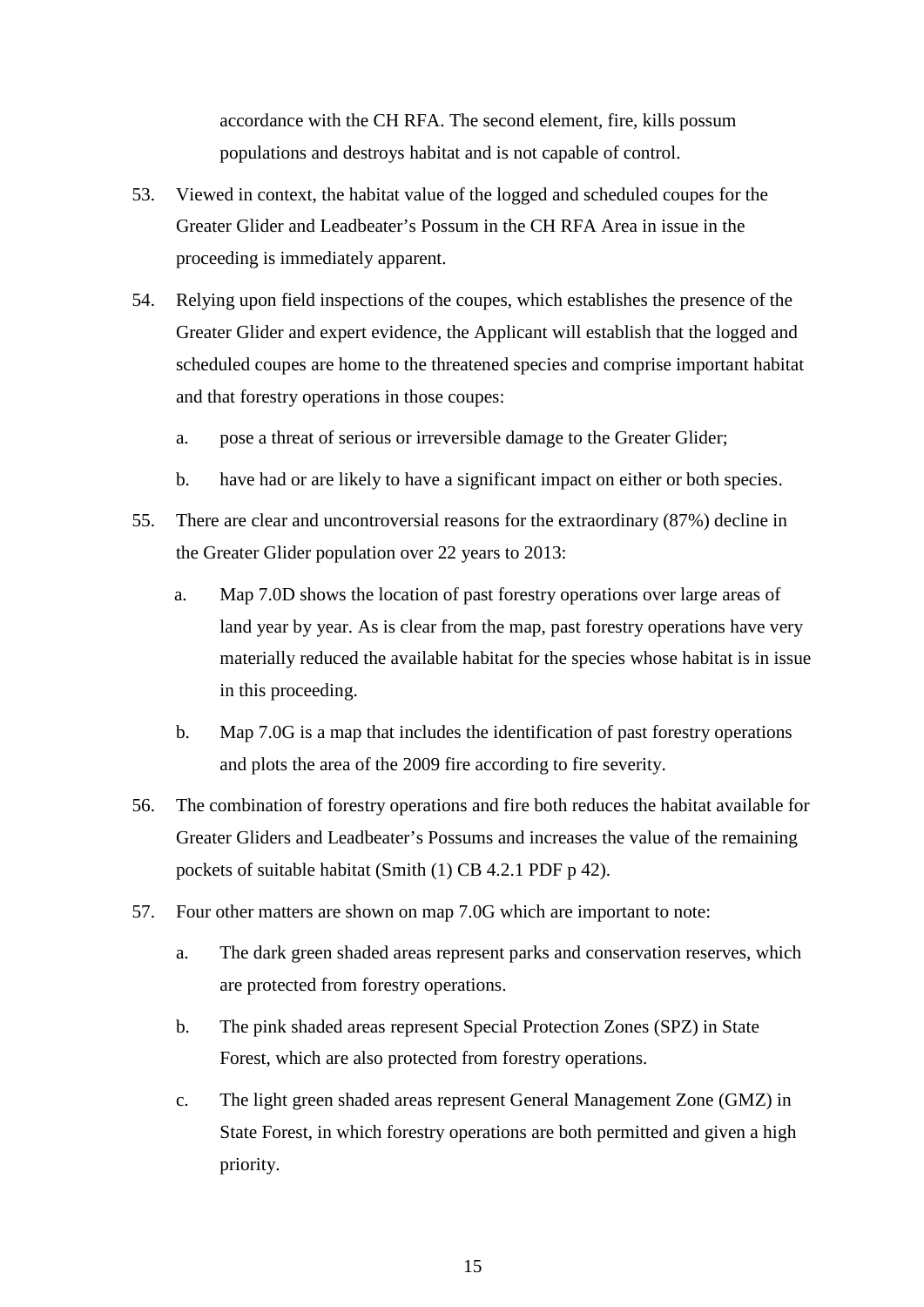accordance with the CH RFA. The second element, fire, kills possum populations and destroys habitat and is not capable of control.

53. Viewed in context, the habitat value of the logged and scheduled coupes for the Greater Glider and Leadbeater's Possum in the CH RFA Area in issue in the proceeding is immediately apparent.

54. Relying upon field inspections of the coupes, which establishes the presence of the Greater Glider and expert evidence, the Applicant will establish that the logged and scheduled coupes are home to the threatened species and comprise important habitat and that forestry operations in those coupes:

   a. pose a threat of serious or irreversible damage to the Greater Glider;

   b. have had or are likely to have a significant impact on either or both species.

55. There are clear and uncontroversial reasons for the extraordinary (87%) decline in the Greater Glider population over 22 years to 2013:

   a. Map 7.0D shows the location of past forestry operations over large areas of land year by year. As is clear from the map, past forestry operations have very materially reduced the available habitat for the species whose habitat is in issue in this proceeding.

   b. Map 7.0G is a map that includes the identification of past forestry operations and plots the area of the 2009 fire according to fire severity.

56. The combination of forestry operations and fire both reduces the habitat available for Greater Gliders and Leadbeater's Possums and increases the value of the remaining pockets of suitable habitat (Smith (1) CB 4.2.1 PDF p 42).

57. Four other matters are shown on map 7.0G which are important to note:

   a. The dark green shaded areas represent parks and conservation reserves, which are protected from forestry operations.

   b. The pink shaded areas represent Special Protection Zones (SPZ) in State Forest, which are also protected from forestry operations.

   c. The light green shaded areas represent General Management Zone (GMZ) in State Forest, in which forestry operations are both permitted and given a high priority.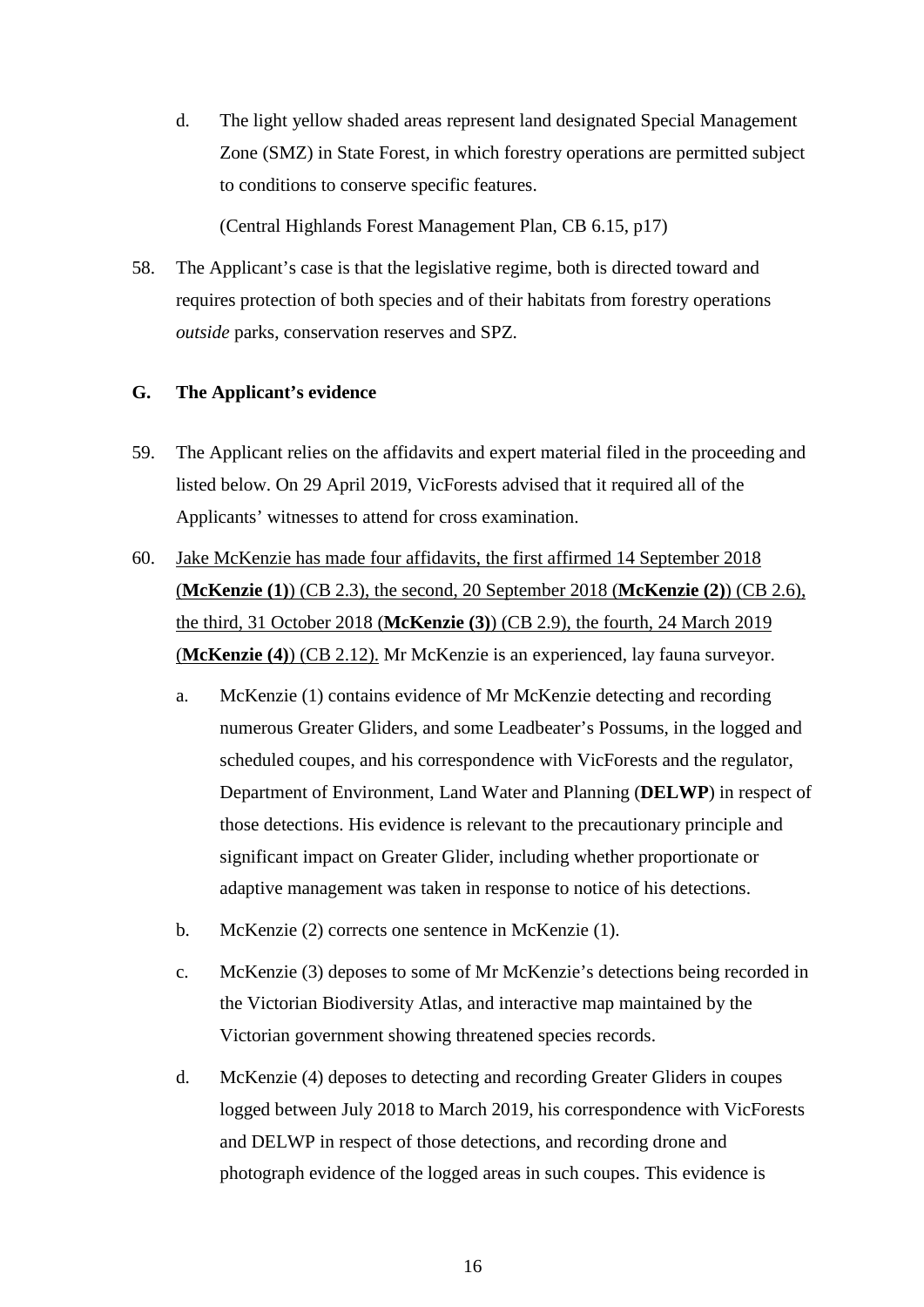d. The light yellow shaded areas represent land designated Special Management Zone (SMZ) in State Forest, in which forestry operations are permitted subject to conditions to conserve specific features.

   (Central Highlands Forest Management Plan, CB 6.15, p17)

58. The Applicant's case is that the legislative regime, both is directed toward and requires protection of both species and of their habitats from forestry operations *outside* parks, conservation reserves and SPZ.

## G. The Applicant's evidence

59. The Applicant relies on the affidavits and expert material filed in the proceeding and listed below. On 29 April 2019, VicForests advised that it required all of the Applicants' witnesses to attend for cross examination.

60. Jake McKenzie has made four affidavits, the first affirmed 14 September 2018 (**McKenzie (1)**) (CB 2.3), the second, 20 September 2018 (**McKenzie (2)**) (CB 2.6), the third, 31 October 2018 (**McKenzie (3)**) (CB 2.9), the fourth, 24 March 2019 (**McKenzie (4)**) (CB 2.12). Mr McKenzie is an experienced, lay fauna surveyor.

    a. McKenzie (1) contains evidence of Mr McKenzie detecting and recording numerous Greater Gliders, and some Leadbeater's Possums, in the logged and scheduled coupes, and his correspondence with VicForests and the regulator, Department of Environment, Land Water and Planning (**DELWP**) in respect of those detections. His evidence is relevant to the precautionary principle and significant impact on Greater Glider, including whether proportionate or adaptive management was taken in response to notice of his detections.

    b. McKenzie (2) corrects one sentence in McKenzie (1).

    c. McKenzie (3) deposes to some of Mr McKenzie's detections being recorded in the Victorian Biodiversity Atlas, and interactive map maintained by the Victorian government showing threatened species records.

    d. McKenzie (4) deposes to detecting and recording Greater Gliders in coupes logged between July 2018 to March 2019, his correspondence with VicForests and DELWP in respect of those detections, and recording drone and photograph evidence of the logged areas in such coupes. This evidence is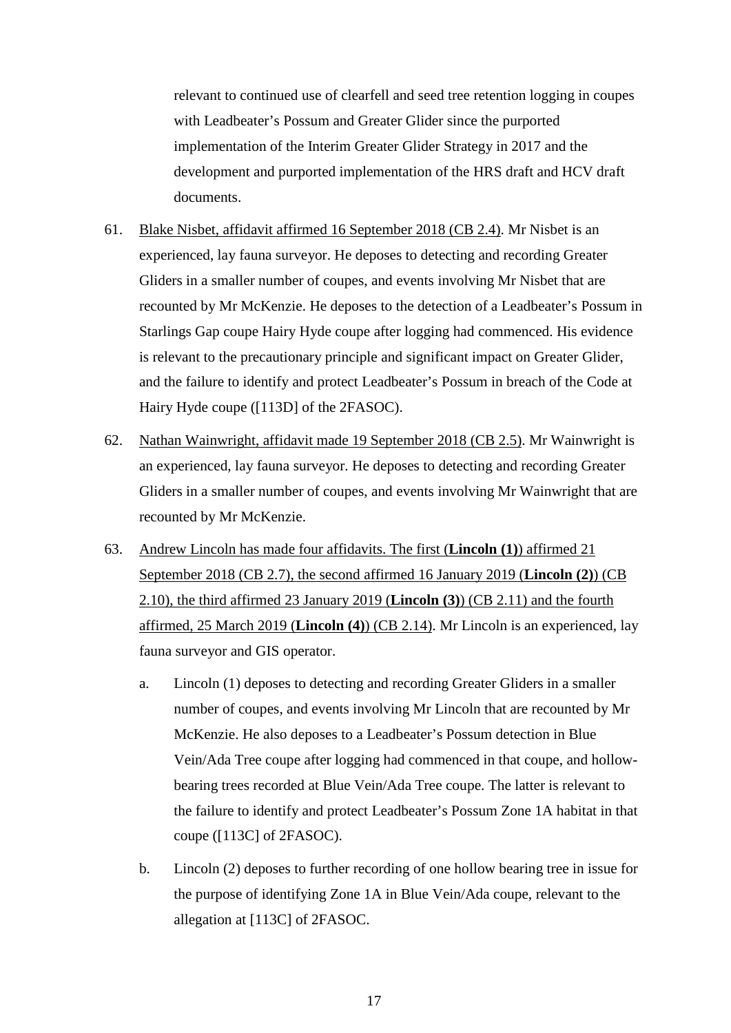relevant to continued use of clearfell and seed tree retention logging in coupes with Leadbeater's Possum and Greater Glider since the purported implementation of the Interim Greater Glider Strategy in 2017 and the development and purported implementation of the HRS draft and HCV draft documents.

61. Blake Nisbet, affidavit affirmed 16 September 2018 (CB 2.4). Mr Nisbet is an experienced, lay fauna surveyor. He deposes to detecting and recording Greater Gliders in a smaller number of coupes, and events involving Mr Nisbet that are recounted by Mr McKenzie. He deposes to the detection of a Leadbeater's Possum in Starlings Gap coupe Hairy Hyde coupe after logging had commenced. His evidence is relevant to the precautionary principle and significant impact on Greater Glider, and the failure to identify and protect Leadbeater's Possum in breach of the Code at Hairy Hyde coupe ([113D] of the 2FASOC).

62. Nathan Wainwright, affidavit made 19 September 2018 (CB 2.5). Mr Wainwright is an experienced, lay fauna surveyor. He deposes to detecting and recording Greater Gliders in a smaller number of coupes, and events involving Mr Wainwright that are recounted by Mr McKenzie.

63. Andrew Lincoln has made four affidavits. The first (**Lincoln (1)**) affirmed 21 September 2018 (CB 2.7), the second affirmed 16 January 2019 (**Lincoln (2)**) (CB 2.10), the third affirmed 23 January 2019 (**Lincoln (3)**) (CB 2.11) and the fourth affirmed, 25 March 2019 (**Lincoln (4)**) (CB 2.14). Mr Lincoln is an experienced, lay fauna surveyor and GIS operator.

    a. Lincoln (1) deposes to detecting and recording Greater Gliders in a smaller number of coupes, and events involving Mr Lincoln that are recounted by Mr McKenzie. He also deposes to a Leadbeater's Possum detection in Blue Vein/Ada Tree coupe after logging had commenced in that coupe, and hollow-bearing trees recorded at Blue Vein/Ada Tree coupe. The latter is relevant to the failure to identify and protect Leadbeater's Possum Zone 1A habitat in that coupe ([113C] of 2FASOC).

    b. Lincoln (2) deposes to further recording of one hollow bearing tree in issue for the purpose of identifying Zone 1A in Blue Vein/Ada coupe, relevant to the allegation at [113C] of 2FASOC.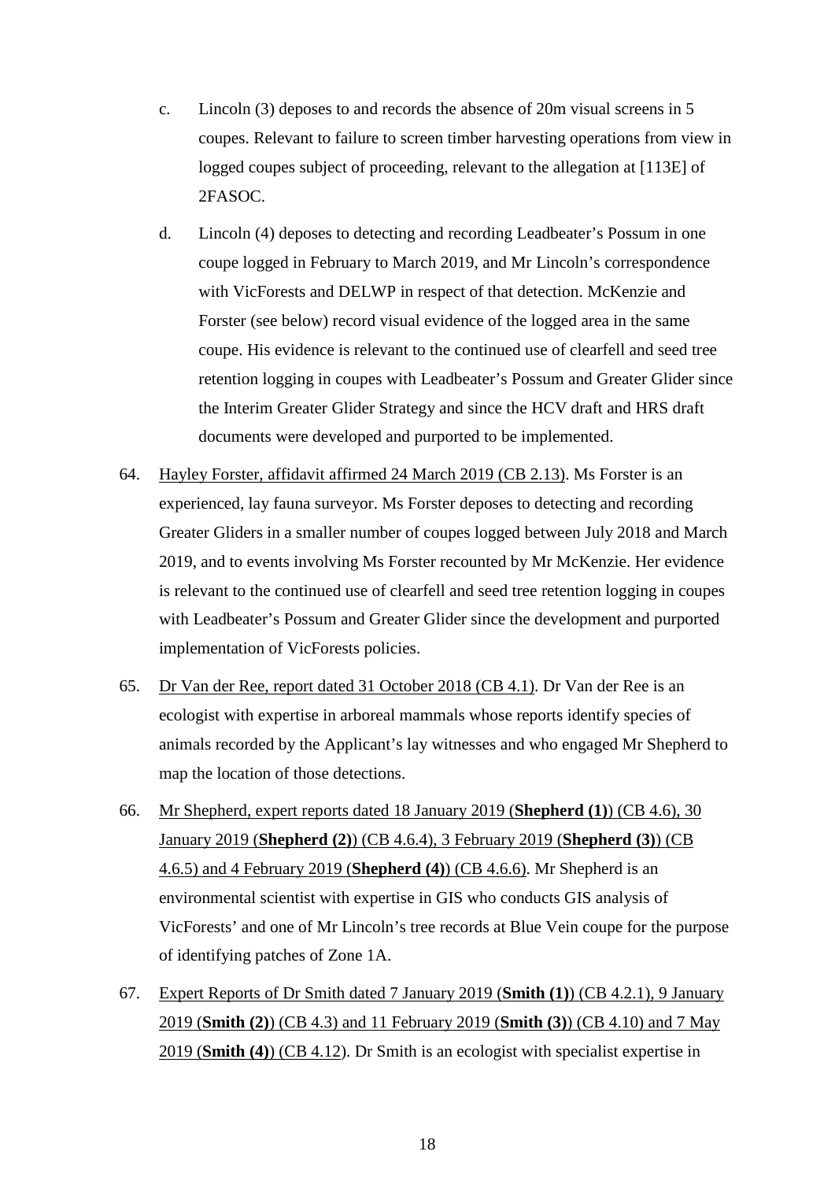c. Lincoln (3) deposes to and records the absence of 20m visual screens in 5 coupes. Relevant to failure to screen timber harvesting operations from view in logged coupes subject of proceeding, relevant to the allegation at [113E] of 2FASOC.

d. Lincoln (4) deposes to detecting and recording Leadbeater's Possum in one coupe logged in February to March 2019, and Mr Lincoln's correspondence with VicForests and DELWP in respect of that detection. McKenzie and Forster (see below) record visual evidence of the logged area in the same coupe. His evidence is relevant to the continued use of clearfell and seed tree retention logging in coupes with Leadbeater's Possum and Greater Glider since the Interim Greater Glider Strategy and since the HCV draft and HRS draft documents were developed and purported to be implemented.

64. Hayley Forster, affidavit affirmed 24 March 2019 (CB 2.13). Ms Forster is an experienced, lay fauna surveyor. Ms Forster deposes to detecting and recording Greater Gliders in a smaller number of coupes logged between July 2018 and March 2019, and to events involving Ms Forster recounted by Mr McKenzie. Her evidence is relevant to the continued use of clearfell and seed tree retention logging in coupes with Leadbeater's Possum and Greater Glider since the development and purported implementation of VicForests policies.

65. Dr Van der Ree, report dated 31 October 2018 (CB 4.1). Dr Van der Ree is an ecologist with expertise in arboreal mammals whose reports identify species of animals recorded by the Applicant's lay witnesses and who engaged Mr Shepherd to map the location of those detections.

66. Mr Shepherd, expert reports dated 18 January 2019 (**Shepherd (1)**) (CB 4.6), 30 January 2019 (**Shepherd (2)**) (CB 4.6.4), 3 February 2019 (**Shepherd (3)**) (CB 4.6.5) and 4 February 2019 (**Shepherd (4)**) (CB 4.6.6). Mr Shepherd is an environmental scientist with expertise in GIS who conducts GIS analysis of VicForests' and one of Mr Lincoln's tree records at Blue Vein coupe for the purpose of identifying patches of Zone 1A.

67. Expert Reports of Dr Smith dated 7 January 2019 (**Smith (1)**) (CB 4.2.1), 9 January 2019 (**Smith (2)**) (CB 4.3) and 11 February 2019 (**Smith (3)**) (CB 4.10) and 7 May 2019 (**Smith (4)**) (CB 4.12). Dr Smith is an ecologist with specialist expertise in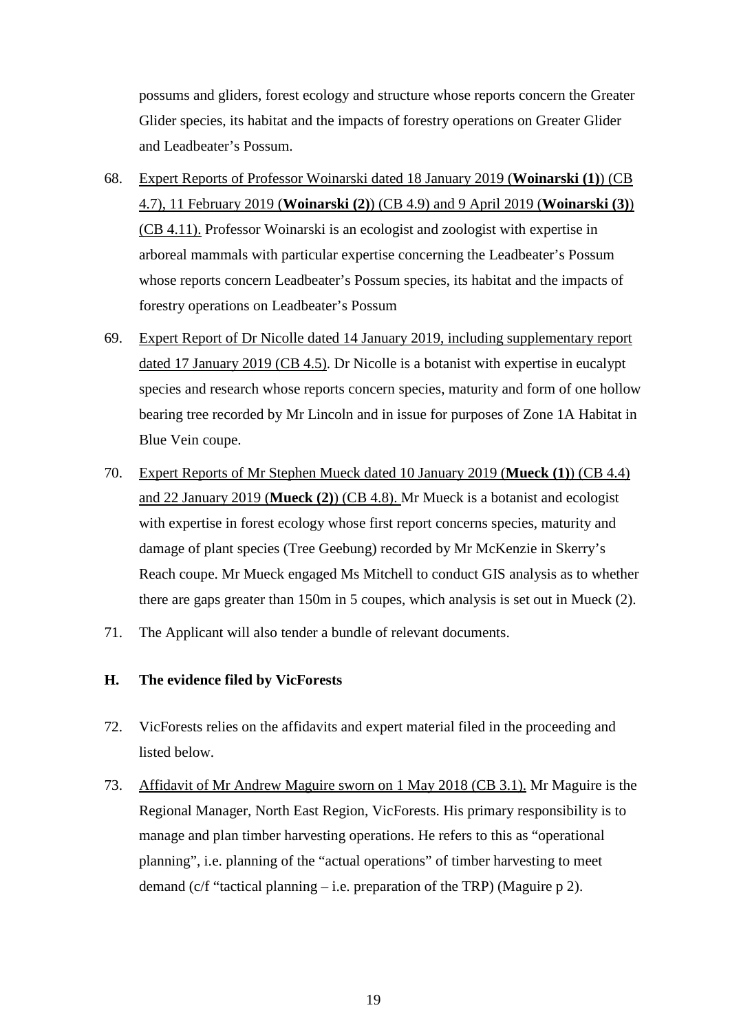possums and gliders, forest ecology and structure whose reports concern the Greater Glider species, its habitat and the impacts of forestry operations on Greater Glider and Leadbeater's Possum.

68. Expert Reports of Professor Woinarski dated 18 January 2019 (**Woinarski (1)**) (CB 4.7), 11 February 2019 (**Woinarski (2)**) (CB 4.9) and 9 April 2019 (**Woinarski (3)**) (CB 4.11). Professor Woinarski is an ecologist and zoologist with expertise in arboreal mammals with particular expertise concerning the Leadbeater's Possum whose reports concern Leadbeater's Possum species, its habitat and the impacts of forestry operations on Leadbeater's Possum

69. Expert Report of Dr Nicolle dated 14 January 2019, including supplementary report dated 17 January 2019 (CB 4.5). Dr Nicolle is a botanist with expertise in eucalypt species and research whose reports concern species, maturity and form of one hollow bearing tree recorded by Mr Lincoln and in issue for purposes of Zone 1A Habitat in Blue Vein coupe.

70. Expert Reports of Mr Stephen Mueck dated 10 January 2019 (**Mueck (1)**) (CB 4.4) and 22 January 2019 (**Mueck (2)**) (CB 4.8). Mr Mueck is a botanist and ecologist with expertise in forest ecology whose first report concerns species, maturity and damage of plant species (Tree Geebung) recorded by Mr McKenzie in Skerry's Reach coupe. Mr Mueck engaged Ms Mitchell to conduct GIS analysis as to whether there are gaps greater than 150m in 5 coupes, which analysis is set out in Mueck (2).

71. The Applicant will also tender a bundle of relevant documents.

## H. The evidence filed by VicForests

72. VicForests relies on the affidavits and expert material filed in the proceeding and listed below.

73. Affidavit of Mr Andrew Maguire sworn on 1 May 2018 (CB 3.1). Mr Maguire is the Regional Manager, North East Region, VicForests. His primary responsibility is to manage and plan timber harvesting operations. He refers to this as "operational planning", i.e. planning of the "actual operations" of timber harvesting to meet demand (c/f "tactical planning – i.e. preparation of the TRP) (Maguire p 2).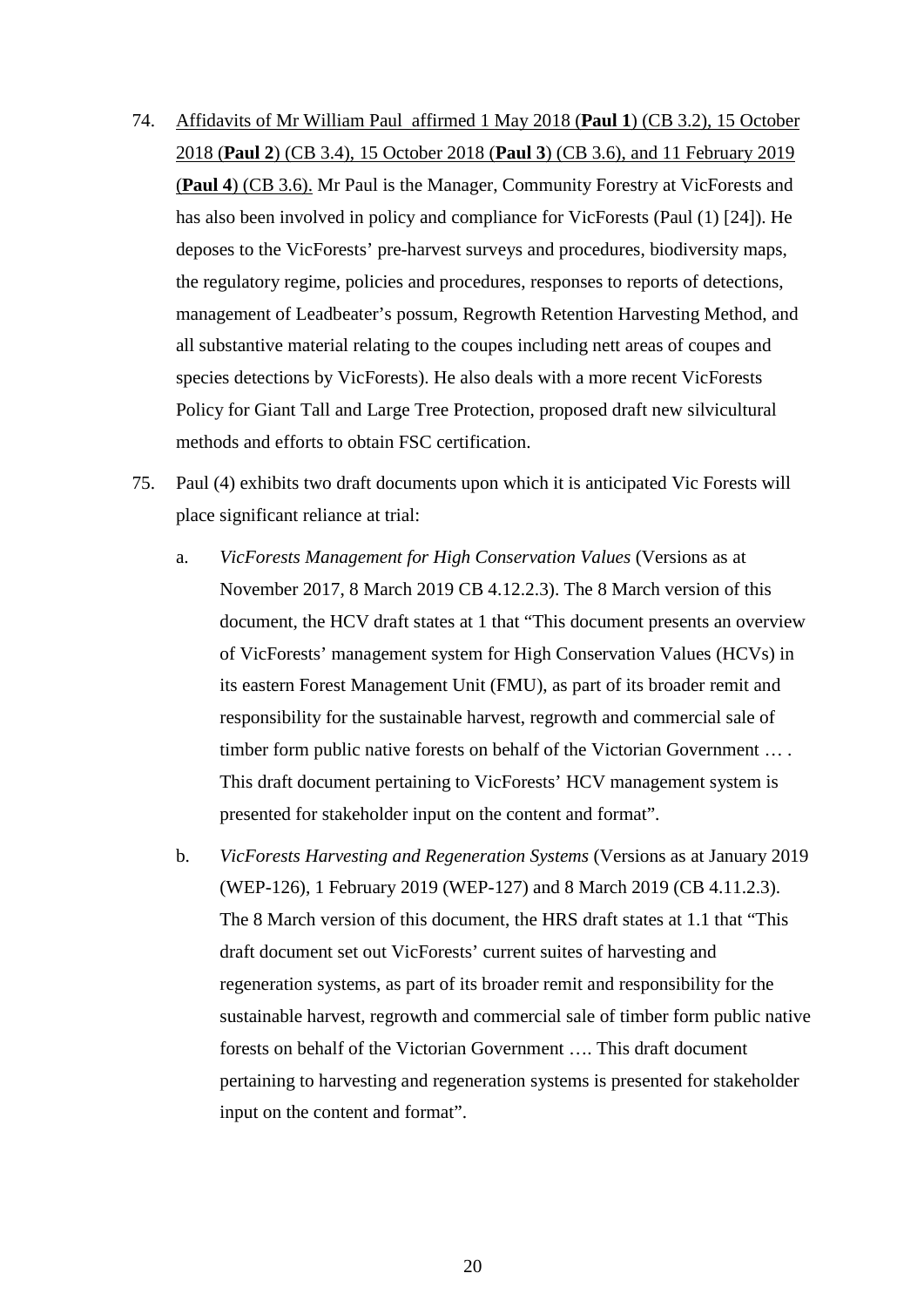74. Affidavits of Mr William Paul affirmed 1 May 2018 (**Paul 1**) (CB 3.2), 15 October 2018 (**Paul 2**) (CB 3.4), 15 October 2018 (**Paul 3**) (CB 3.6), and 11 February 2019 (**Paul 4**) (CB 3.6). Mr Paul is the Manager, Community Forestry at VicForests and has also been involved in policy and compliance for VicForests (Paul (1) [24]). He deposes to the VicForests' pre-harvest surveys and procedures, biodiversity maps, the regulatory regime, policies and procedures, responses to reports of detections, management of Leadbeater's possum, Regrowth Retention Harvesting Method, and all substantive material relating to the coupes including nett areas of coupes and species detections by VicForests). He also deals with a more recent VicForests Policy for Giant Tall and Large Tree Protection, proposed draft new silvicultural methods and efforts to obtain FSC certification.

75. Paul (4) exhibits two draft documents upon which it is anticipated Vic Forests will place significant reliance at trial:

    a. *VicForests Management for High Conservation Values* (Versions as at November 2017, 8 March 2019 CB 4.12.2.3). The 8 March version of this document, the HCV draft states at 1 that "This document presents an overview of VicForests' management system for High Conservation Values (HCVs) in its eastern Forest Management Unit (FMU), as part of its broader remit and responsibility for the sustainable harvest, regrowth and commercial sale of timber form public native forests on behalf of the Victorian Government … . This draft document pertaining to VicForests' HCV management system is presented for stakeholder input on the content and format".

    b. *VicForests Harvesting and Regeneration Systems* (Versions as at January 2019 (WEP-126), 1 February 2019 (WEP-127) and 8 March 2019 (CB 4.11.2.3). The 8 March version of this document, the HRS draft states at 1.1 that "This draft document set out VicForests' current suites of harvesting and regeneration systems, as part of its broader remit and responsibility for the sustainable harvest, regrowth and commercial sale of timber form public native forests on behalf of the Victorian Government …. This draft document pertaining to harvesting and regeneration systems is presented for stakeholder input on the content and format".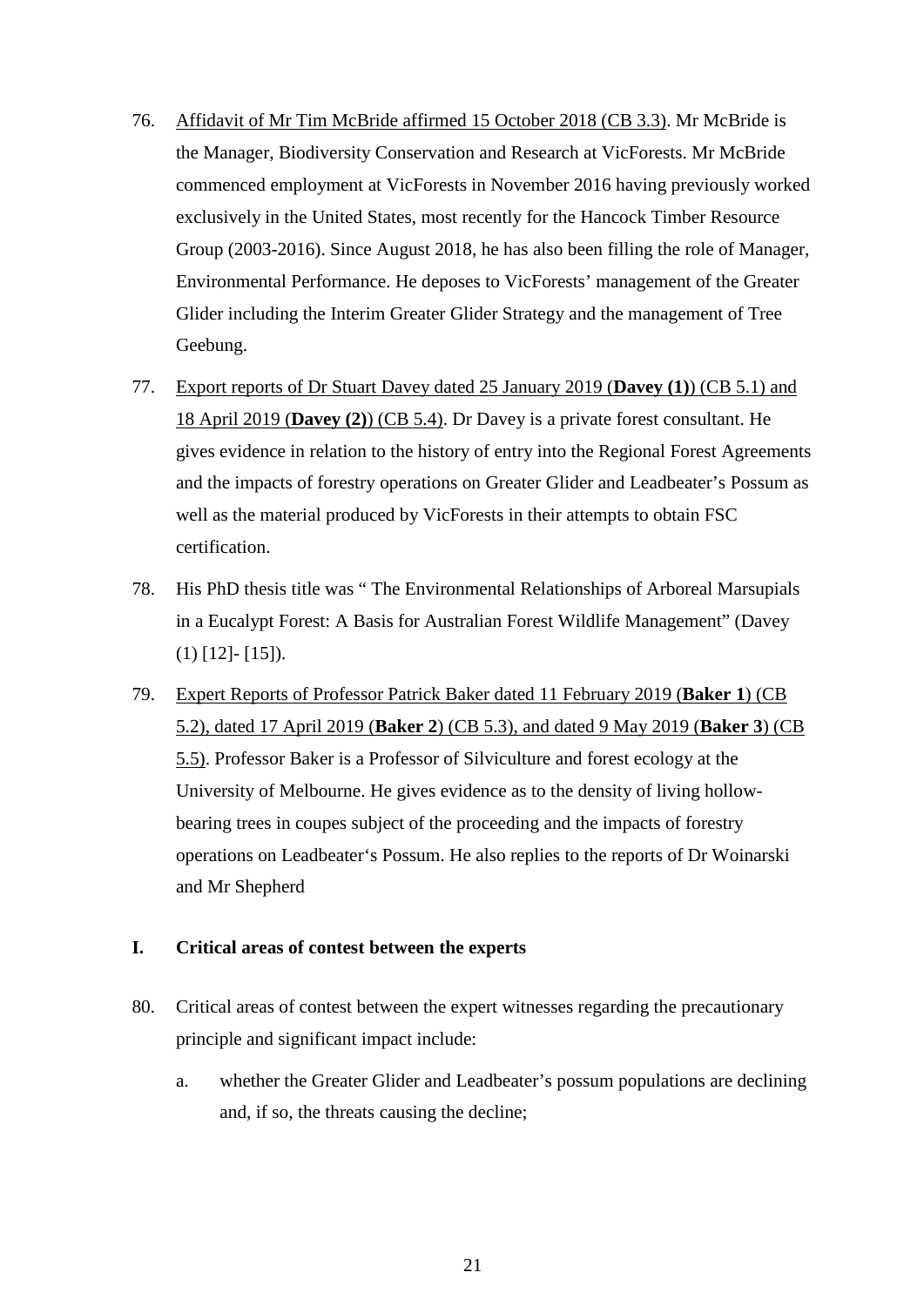76. Affidavit of Mr Tim McBride affirmed 15 October 2018 (CB 3.3). Mr McBride is the Manager, Biodiversity Conservation and Research at VicForests. Mr McBride commenced employment at VicForests in November 2016 having previously worked exclusively in the United States, most recently for the Hancock Timber Resource Group (2003-2016). Since August 2018, he has also been filling the role of Manager, Environmental Performance. He deposes to VicForests' management of the Greater Glider including the Interim Greater Glider Strategy and the management of Tree Geebung.

77. Export reports of Dr Stuart Davey dated 25 January 2019 (**Davey (1)**) (CB 5.1) and 18 April 2019 (**Davey (2)**) (CB 5.4). Dr Davey is a private forest consultant. He gives evidence in relation to the history of entry into the Regional Forest Agreements and the impacts of forestry operations on Greater Glider and Leadbeater's Possum as well as the material produced by VicForests in their attempts to obtain FSC certification.

78. His PhD thesis title was " The Environmental Relationships of Arboreal Marsupials in a Eucalypt Forest: A Basis for Australian Forest Wildlife Management" (Davey (1) [12]- [15]).

79. Expert Reports of Professor Patrick Baker dated 11 February 2019 (**Baker 1**) (CB 5.2), dated 17 April 2019 (**Baker 2**) (CB 5.3), and dated 9 May 2019 (**Baker 3**) (CB 5.5). Professor Baker is a Professor of Silviculture and forest ecology at the University of Melbourne. He gives evidence as to the density of living hollow-bearing trees in coupes subject of the proceeding and the impacts of forestry operations on Leadbeater's Possum. He also replies to the reports of Dr Woinarski and Mr Shepherd

## I. Critical areas of contest between the experts

80. Critical areas of contest between the expert witnesses regarding the precautionary principle and significant impact include:

    a. whether the Greater Glider and Leadbeater's possum populations are declining and, if so, the threats causing the decline;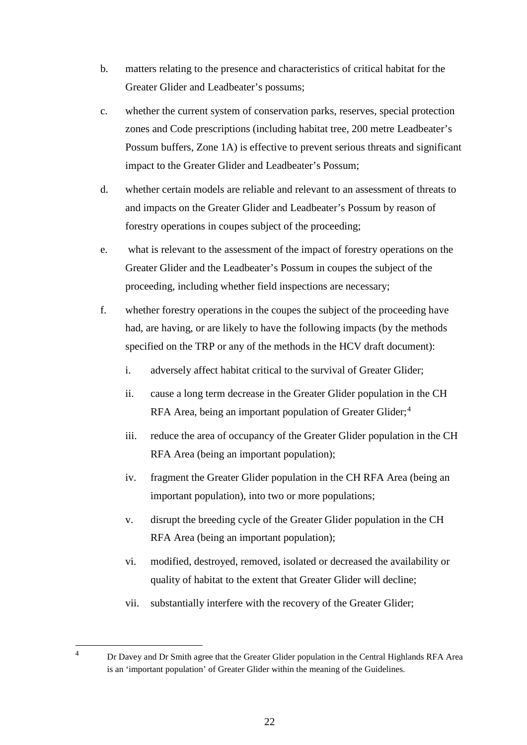b. matters relating to the presence and characteristics of critical habitat for the Greater Glider and Leadbeater's possums;

c. whether the current system of conservation parks, reserves, special protection zones and Code prescriptions (including habitat tree, 200 metre Leadbeater's Possum buffers, Zone 1A) is effective to prevent serious threats and significant impact to the Greater Glider and Leadbeater's Possum;

d. whether certain models are reliable and relevant to an assessment of threats to and impacts on the Greater Glider and Leadbeater's Possum by reason of forestry operations in coupes subject of the proceeding;

e. what is relevant to the assessment of the impact of forestry operations on the Greater Glider and the Leadbeater's Possum in coupes the subject of the proceeding, including whether field inspections are necessary;

f. whether forestry operations in the coupes the subject of the proceeding have had, are having, or are likely to have the following impacts (by the methods specified on the TRP or any of the methods in the HCV draft document):

   i. adversely affect habitat critical to the survival of Greater Glider;

   ii. cause a long term decrease in the Greater Glider population in the CH RFA Area, being an important population of Greater Glider;[4]

   iii. reduce the area of occupancy of the Greater Glider population in the CH RFA Area (being an important population);

   iv. fragment the Greater Glider population in the CH RFA Area (being an important population), into two or more populations;

   v. disrupt the breeding cycle of the Greater Glider population in the CH RFA Area (being an important population);

   vi. modified, destroyed, removed, isolated or decreased the availability or quality of habitat to the extent that Greater Glider will decline;

   vii. substantially interfere with the recovery of the Greater Glider;

---

[4] Dr Davey and Dr Smith agree that the Greater Glider population in the Central Highlands RFA Area is an 'important population' of Greater Glider within the meaning of the Guidelines.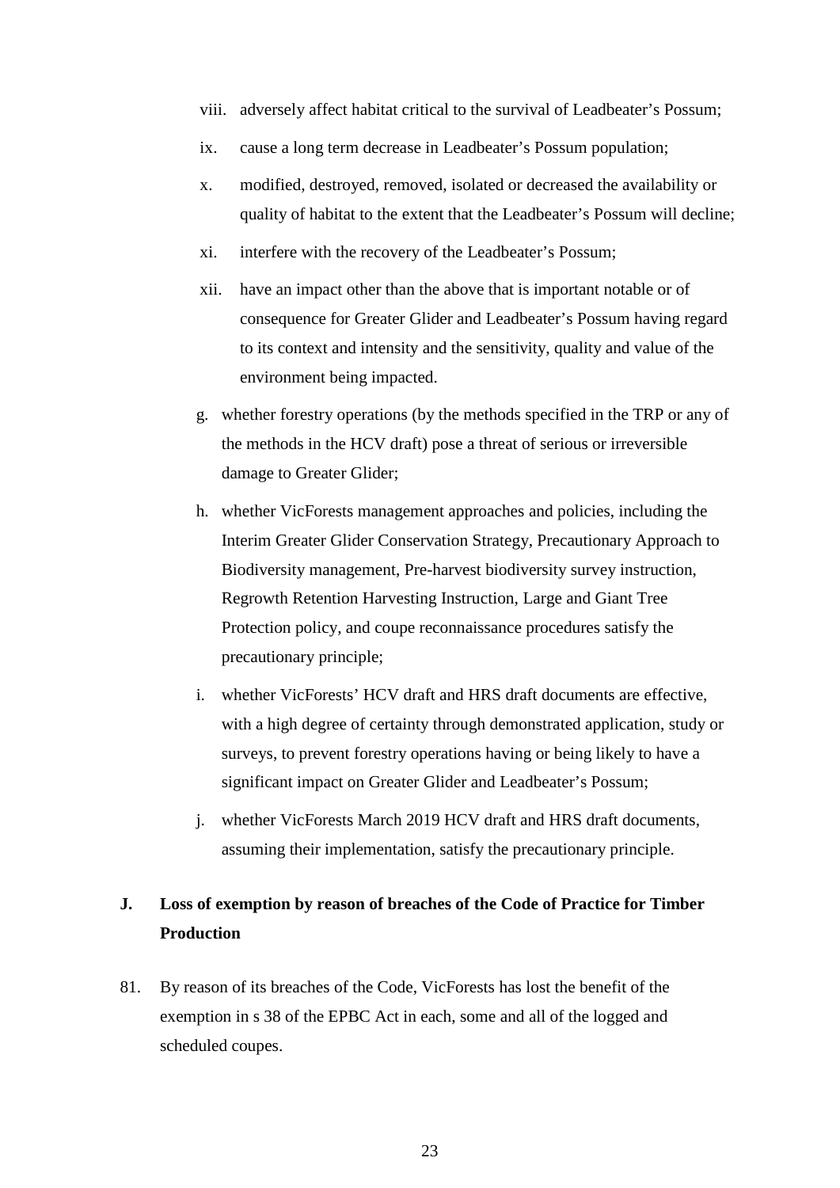viii. adversely affect habitat critical to the survival of Leadbeater's Possum;

ix. cause a long term decrease in Leadbeater's Possum population;

x. modified, destroyed, removed, isolated or decreased the availability or quality of habitat to the extent that the Leadbeater's Possum will decline;

xi. interfere with the recovery of the Leadbeater's Possum;

xii. have an impact other than the above that is important notable or of consequence for Greater Glider and Leadbeater's Possum having regard to its context and intensity and the sensitivity, quality and value of the environment being impacted.

g. whether forestry operations (by the methods specified in the TRP or any of the methods in the HCV draft) pose a threat of serious or irreversible damage to Greater Glider;

h. whether VicForests management approaches and policies, including the Interim Greater Glider Conservation Strategy, Precautionary Approach to Biodiversity management, Pre-harvest biodiversity survey instruction, Regrowth Retention Harvesting Instruction, Large and Giant Tree Protection policy, and coupe reconnaissance procedures satisfy the precautionary principle;

i. whether VicForests' HCV draft and HRS draft documents are effective, with a high degree of certainty through demonstrated application, study or surveys, to prevent forestry operations having or being likely to have a significant impact on Greater Glider and Leadbeater's Possum;

j. whether VicForests March 2019 HCV draft and HRS draft documents, assuming their implementation, satisfy the precautionary principle.

## J. Loss of exemption by reason of breaches of the Code of Practice for Timber Production

81. By reason of its breaches of the Code, VicForests has lost the benefit of the exemption in s 38 of the EPBC Act in each, some and all of the logged and scheduled coupes.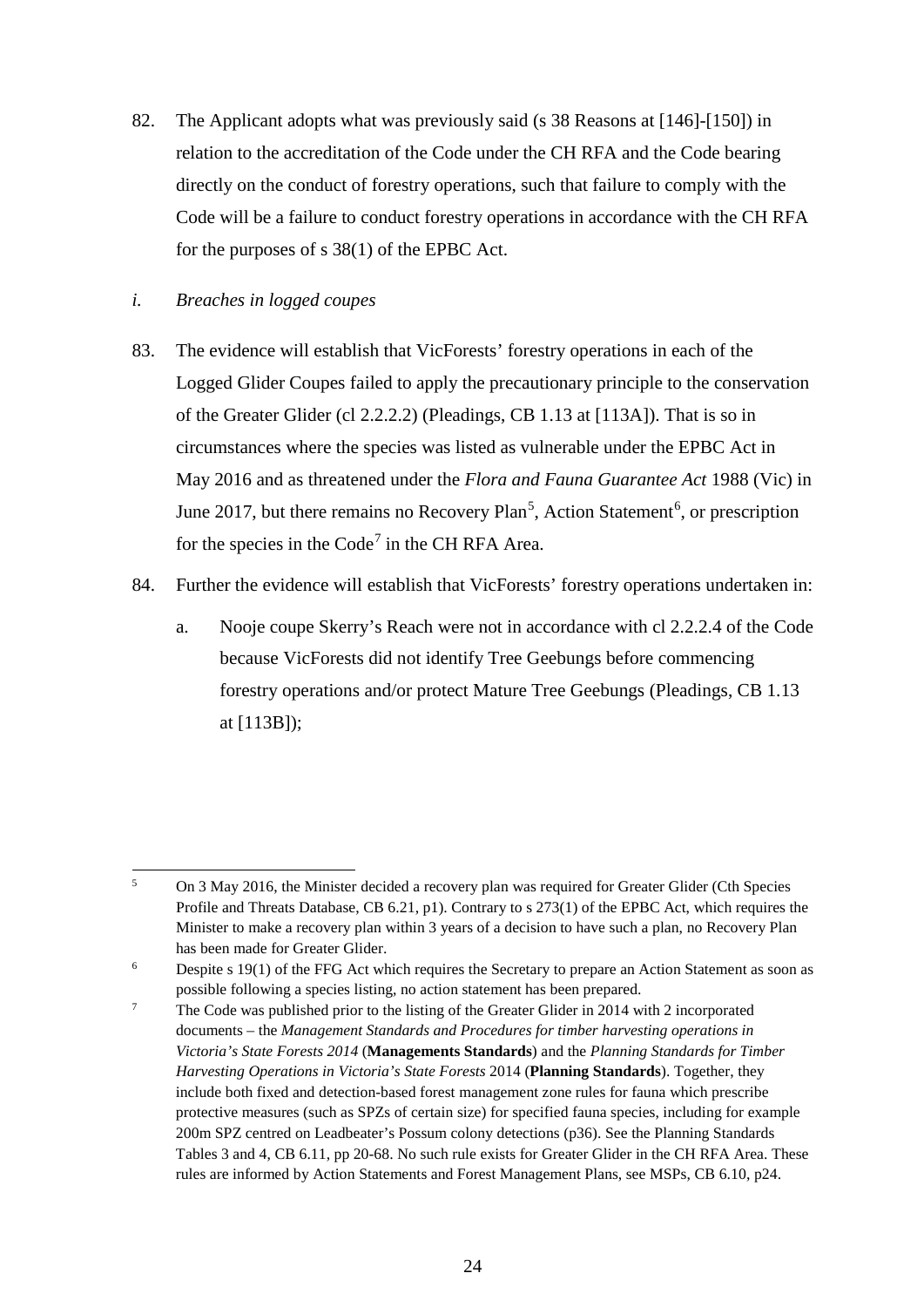82. The Applicant adopts what was previously said (s 38 Reasons at [146]-[150]) in relation to the accreditation of the Code under the CH RFA and the Code bearing directly on the conduct of forestry operations, such that failure to comply with the Code will be a failure to conduct forestry operations in accordance with the CH RFA for the purposes of s 38(1) of the EPBC Act.

*i. Breaches in logged coupes*

83. The evidence will establish that VicForests' forestry operations in each of the Logged Glider Coupes failed to apply the precautionary principle to the conservation of the Greater Glider (cl 2.2.2.2) (Pleadings, CB 1.13 at [113A]). That is so in circumstances where the species was listed as vulnerable under the EPBC Act in May 2016 and as threatened under the *Flora and Fauna Guarantee Act* 1988 (Vic) in June 2017, but there remains no Recovery Plan[5], Action Statement[6], or prescription for the species in the Code[7] in the CH RFA Area.

84. Further the evidence will establish that VicForests' forestry operations undertaken in:

    a. Nooje coupe Skerry's Reach were not in accordance with cl 2.2.2.4 of the Code because VicForests did not identify Tree Geebungs before commencing forestry operations and/or protect Mature Tree Geebungs (Pleadings, CB 1.13 at [113B]);

---

[5] On 3 May 2016, the Minister decided a recovery plan was required for Greater Glider (Cth Species Profile and Threats Database, CB 6.21, p1). Contrary to s 273(1) of the EPBC Act, which requires the Minister to make a recovery plan within 3 years of a decision to have such a plan, no Recovery Plan has been made for Greater Glider.

[6] Despite s 19(1) of the FFG Act which requires the Secretary to prepare an Action Statement as soon as possible following a species listing, no action statement has been prepared.

[7] The Code was published prior to the listing of the Greater Glider in 2014 with 2 incorporated documents – the *Management Standards and Procedures for timber harvesting operations in Victoria's State Forests 2014* (**Managements Standards**) and the *Planning Standards for Timber Harvesting Operations in Victoria's State Forests* 2014 (**Planning Standards**). Together, they include both fixed and detection-based forest management zone rules for fauna which prescribe protective measures (such as SPZs of certain size) for specified fauna species, including for example 200m SPZ centred on Leadbeater's Possum colony detections (p36). See the Planning Standards Tables 3 and 4, CB 6.11, pp 20-68. No such rule exists for Greater Glider in the CH RFA Area. These rules are informed by Action Statements and Forest Management Plans, see MSPs, CB 6.10, p24.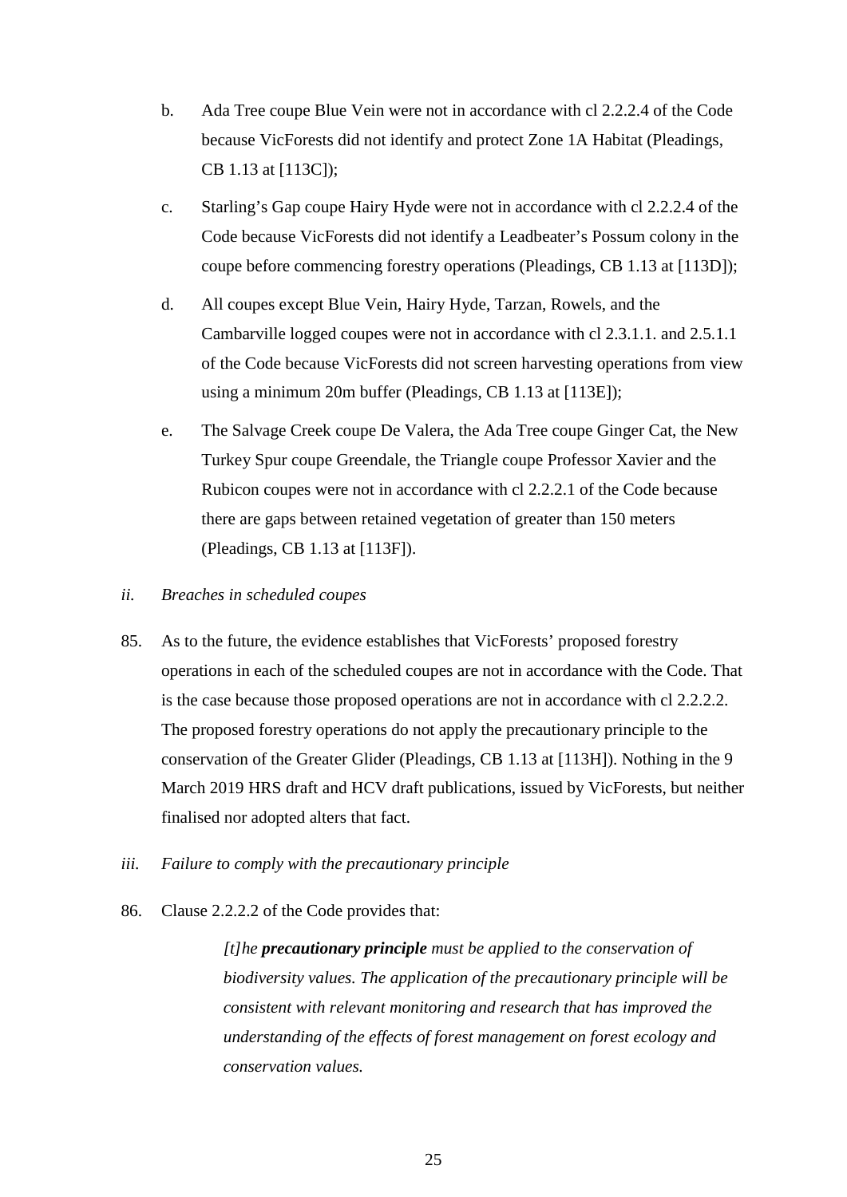b. Ada Tree coupe Blue Vein were not in accordance with cl 2.2.2.4 of the Code because VicForests did not identify and protect Zone 1A Habitat (Pleadings, CB 1.13 at [113C]);

c. Starling's Gap coupe Hairy Hyde were not in accordance with cl 2.2.2.4 of the Code because VicForests did not identify a Leadbeater's Possum colony in the coupe before commencing forestry operations (Pleadings, CB 1.13 at [113D]);

d. All coupes except Blue Vein, Hairy Hyde, Tarzan, Rowels, and the Cambarville logged coupes were not in accordance with cl 2.3.1.1. and 2.5.1.1 of the Code because VicForests did not screen harvesting operations from view using a minimum 20m buffer (Pleadings, CB 1.13 at [113E]);

e. The Salvage Creek coupe De Valera, the Ada Tree coupe Ginger Cat, the New Turkey Spur coupe Greendale, the Triangle coupe Professor Xavier and the Rubicon coupes were not in accordance with cl 2.2.2.1 of the Code because there are gaps between retained vegetation of greater than 150 meters (Pleadings, CB 1.13 at [113F]).

*ii. Breaches in scheduled coupes*

85. As to the future, the evidence establishes that VicForests' proposed forestry operations in each of the scheduled coupes are not in accordance with the Code. That is the case because those proposed operations are not in accordance with cl 2.2.2.2. The proposed forestry operations do not apply the precautionary principle to the conservation of the Greater Glider (Pleadings, CB 1.13 at [113H]). Nothing in the 9 March 2019 HRS draft and HCV draft publications, issued by VicForests, but neither finalised nor adopted alters that fact.

*iii. Failure to comply with the precautionary principle*

86. Clause 2.2.2.2 of the Code provides that:

> *[t]he **precautionary principle** must be applied to the conservation of biodiversity values. The application of the precautionary principle will be consistent with relevant monitoring and research that has improved the understanding of the effects of forest management on forest ecology and conservation values.*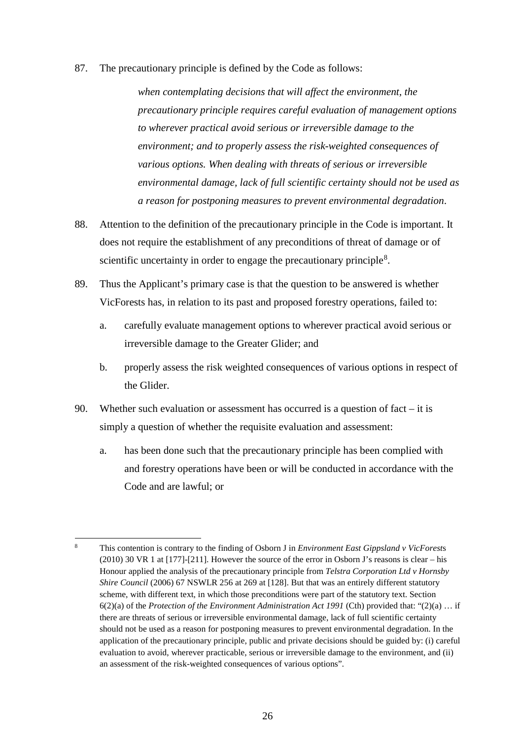87. The precautionary principle is defined by the Code as follows:

> *when contemplating decisions that will affect the environment, the precautionary principle requires careful evaluation of management options to wherever practical avoid serious or irreversible damage to the environment; and to properly assess the risk-weighted consequences of various options. When dealing with threats of serious or irreversible environmental damage, lack of full scientific certainty should not be used as a reason for postponing measures to prevent environmental degradation*.

88. Attention to the definition of the precautionary principle in the Code is important. It does not require the establishment of any preconditions of threat of damage or of scientific uncertainty in order to engage the precautionary principle[8].

89. Thus the Applicant's primary case is that the question to be answered is whether VicForests has, in relation to its past and proposed forestry operations, failed to:

   a. carefully evaluate management options to wherever practical avoid serious or irreversible damage to the Greater Glider; and

   b. properly assess the risk weighted consequences of various options in respect of the Glider.

90. Whether such evaluation or assessment has occurred is a question of fact – it is simply a question of whether the requisite evaluation and assessment:

   a. has been done such that the precautionary principle has been complied with and forestry operations have been or will be conducted in accordance with the Code and are lawful; or

---

[8] This contention is contrary to the finding of Osborn J in *Environment East Gippsland v VicForest*s (2010) 30 VR 1 at [177]-[211]. However the source of the error in Osborn J's reasons is clear – his Honour applied the analysis of the precautionary principle from *Telstra Corporation Ltd v Hornsby Shire Council* (2006) 67 NSWLR 256 at 269 at [128]. But that was an entirely different statutory scheme, with different text, in which those preconditions were part of the statutory text. Section 6(2)(a) of the *Protection of the Environment Administration Act 1991* (Cth) provided that: "(2)(a) … if there are threats of serious or irreversible environmental damage, lack of full scientific certainty should not be used as a reason for postponing measures to prevent environmental degradation. In the application of the precautionary principle, public and private decisions should be guided by: (i) careful evaluation to avoid, wherever practicable, serious or irreversible damage to the environment, and (ii) an assessment of the risk-weighted consequences of various options".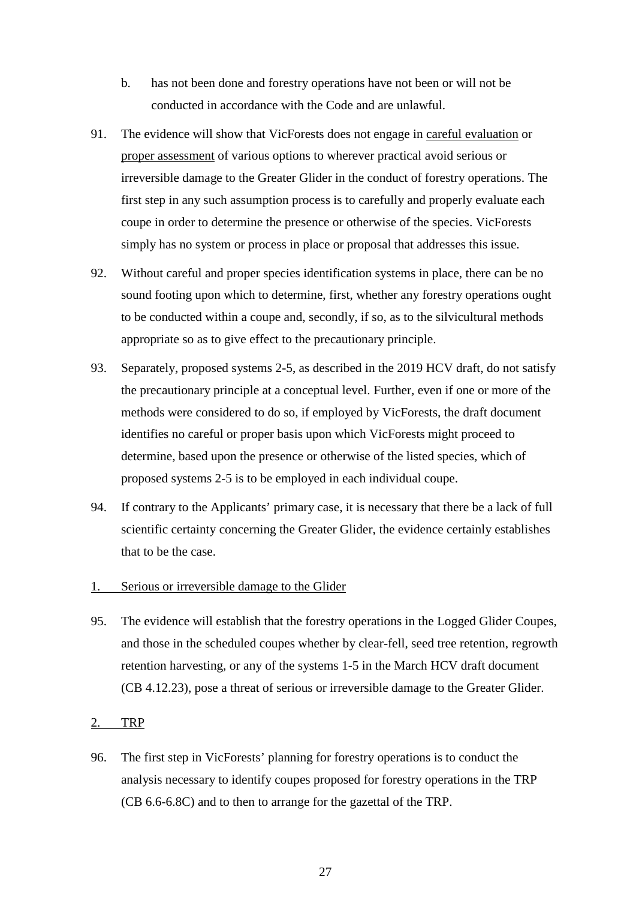b. has not been done and forestry operations have not been or will not be conducted in accordance with the Code and are unlawful.

91. The evidence will show that VicForests does not engage in <u>careful evaluation</u> or <u>proper assessment</u> of various options to wherever practical avoid serious or irreversible damage to the Greater Glider in the conduct of forestry operations. The first step in any such assumption process is to carefully and properly evaluate each coupe in order to determine the presence or otherwise of the species. VicForests simply has no system or process in place or proposal that addresses this issue.

92. Without careful and proper species identification systems in place, there can be no sound footing upon which to determine, first, whether any forestry operations ought to be conducted within a coupe and, secondly, if so, as to the silvicultural methods appropriate so as to give effect to the precautionary principle.

93. Separately, proposed systems 2-5, as described in the 2019 HCV draft, do not satisfy the precautionary principle at a conceptual level. Further, even if one or more of the methods were considered to do so, if employed by VicForests, the draft document identifies no careful or proper basis upon which VicForests might proceed to determine, based upon the presence or otherwise of the listed species, which of proposed systems 2-5 is to be employed in each individual coupe.

94. If contrary to the Applicants' primary case, it is necessary that there be a lack of full scientific certainty concerning the Greater Glider, the evidence certainly establishes that to be the case.

<u>1. Serious or irreversible damage to the Glider</u>

95. The evidence will establish that the forestry operations in the Logged Glider Coupes, and those in the scheduled coupes whether by clear-fell, seed tree retention, regrowth retention harvesting, or any of the systems 1-5 in the March HCV draft document (CB 4.12.23), pose a threat of serious or irreversible damage to the Greater Glider.

<u>2. TRP</u>

96. The first step in VicForests' planning for forestry operations is to conduct the analysis necessary to identify coupes proposed for forestry operations in the TRP (CB 6.6-6.8C) and to then to arrange for the gazettal of the TRP.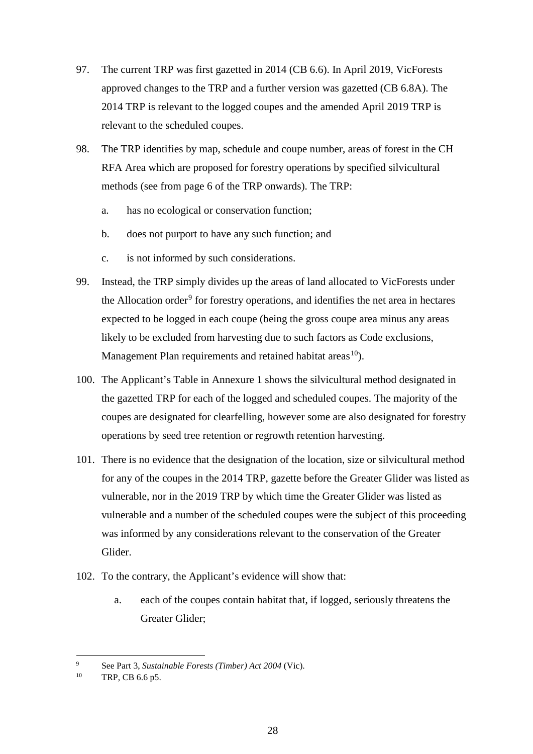97. The current TRP was first gazetted in 2014 (CB 6.6). In April 2019, VicForests approved changes to the TRP and a further version was gazetted (CB 6.8A). The 2014 TRP is relevant to the logged coupes and the amended April 2019 TRP is relevant to the scheduled coupes.

98. The TRP identifies by map, schedule and coupe number, areas of forest in the CH RFA Area which are proposed for forestry operations by specified silvicultural methods (see from page 6 of the TRP onwards). The TRP:

    a. has no ecological or conservation function;

    b. does not purport to have any such function; and

    c. is not informed by such considerations.

99. Instead, the TRP simply divides up the areas of land allocated to VicForests under the Allocation order[9] for forestry operations, and identifies the net area in hectares expected to be logged in each coupe (being the gross coupe area minus any areas likely to be excluded from harvesting due to such factors as Code exclusions, Management Plan requirements and retained habitat areas[10]).

100. The Applicant's Table in Annexure 1 shows the silvicultural method designated in the gazetted TRP for each of the logged and scheduled coupes. The majority of the coupes are designated for clearfelling, however some are also designated for forestry operations by seed tree retention or regrowth retention harvesting.

101. There is no evidence that the designation of the location, size or silvicultural method for any of the coupes in the 2014 TRP, gazette before the Greater Glider was listed as vulnerable, nor in the 2019 TRP by which time the Greater Glider was listed as vulnerable and a number of the scheduled coupes were the subject of this proceeding was informed by any considerations relevant to the conservation of the Greater Glider.

102. To the contrary, the Applicant's evidence will show that:

    a. each of the coupes contain habitat that, if logged, seriously threatens the Greater Glider;

---

[9] See Part 3, *Sustainable Forests (Timber) Act 2004* (Vic).

[10] TRP, CB 6.6 p5.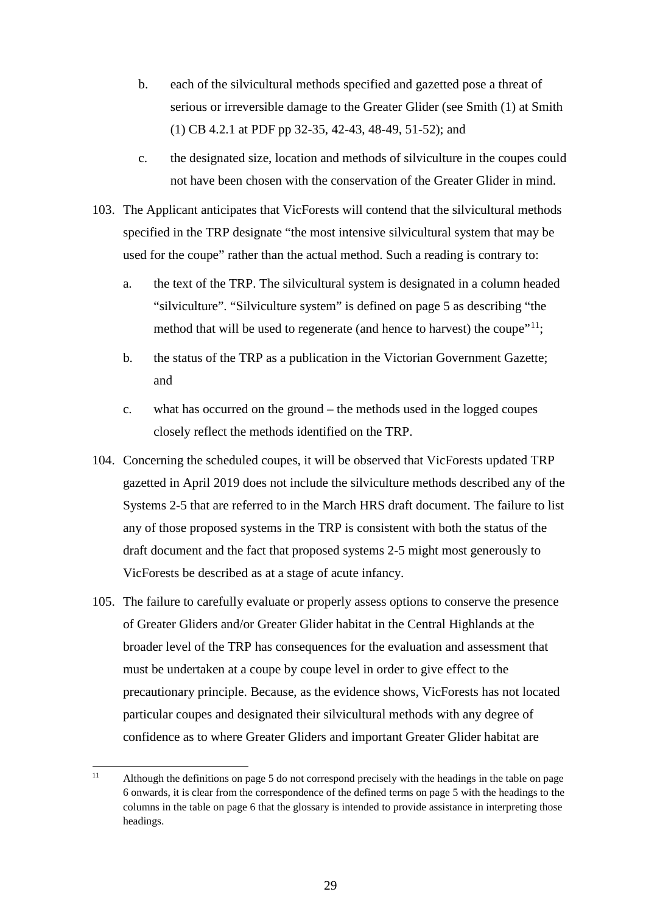b. each of the silvicultural methods specified and gazetted pose a threat of serious or irreversible damage to the Greater Glider (see Smith (1) at Smith (1) CB 4.2.1 at PDF pp 32-35, 42-43, 48-49, 51-52); and

c. the designated size, location and methods of silviculture in the coupes could not have been chosen with the conservation of the Greater Glider in mind.

103. The Applicant anticipates that VicForests will contend that the silvicultural methods specified in the TRP designate "the most intensive silvicultural system that may be used for the coupe" rather than the actual method. Such a reading is contrary to:

a. the text of the TRP. The silvicultural system is designated in a column headed "silviculture". "Silviculture system" is defined on page 5 as describing "the method that will be used to regenerate (and hence to harvest) the coupe"[11];

b. the status of the TRP as a publication in the Victorian Government Gazette; and

c. what has occurred on the ground – the methods used in the logged coupes closely reflect the methods identified on the TRP.

104. Concerning the scheduled coupes, it will be observed that VicForests updated TRP gazetted in April 2019 does not include the silviculture methods described any of the Systems 2-5 that are referred to in the March HRS draft document. The failure to list any of those proposed systems in the TRP is consistent with both the status of the draft document and the fact that proposed systems 2-5 might most generously to VicForests be described as at a stage of acute infancy.

105. The failure to carefully evaluate or properly assess options to conserve the presence of Greater Gliders and/or Greater Glider habitat in the Central Highlands at the broader level of the TRP has consequences for the evaluation and assessment that must be undertaken at a coupe by coupe level in order to give effect to the precautionary principle. Because, as the evidence shows, VicForests has not located particular coupes and designated their silvicultural methods with any degree of confidence as to where Greater Gliders and important Greater Glider habitat are

[11] Although the definitions on page 5 do not correspond precisely with the headings in the table on page 6 onwards, it is clear from the correspondence of the defined terms on page 5 with the headings to the columns in the table on page 6 that the glossary is intended to provide assistance in interpreting those headings.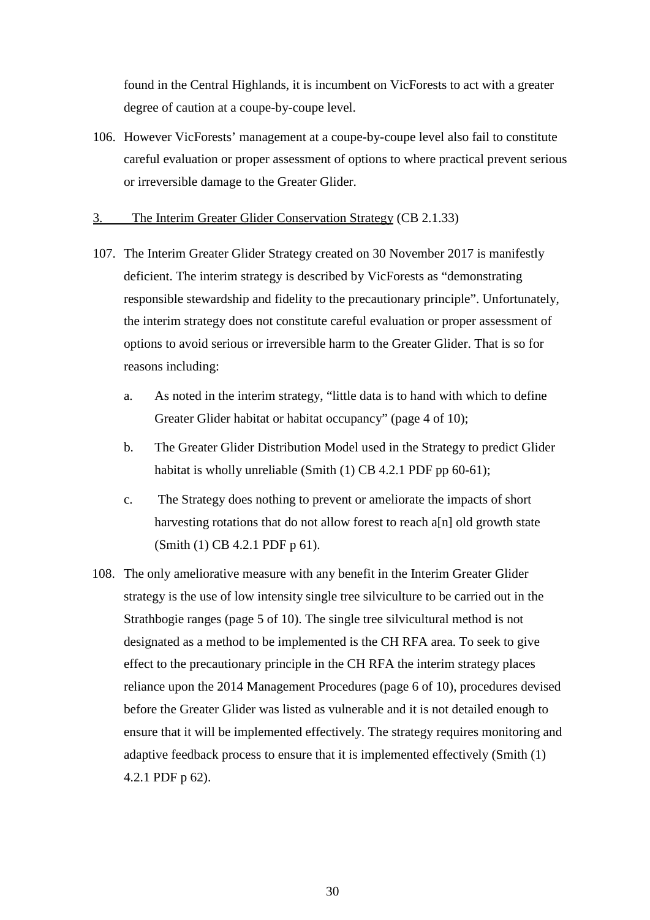found in the Central Highlands, it is incumbent on VicForests to act with a greater degree of caution at a coupe-by-coupe level.

106. However VicForests' management at a coupe-by-coupe level also fail to constitute careful evaluation or proper assessment of options to where practical prevent serious or irreversible damage to the Greater Glider.

3. <u>The Interim Greater Glider Conservation Strategy</u> (CB 2.1.33)

107. The Interim Greater Glider Strategy created on 30 November 2017 is manifestly deficient. The interim strategy is described by VicForests as "demonstrating responsible stewardship and fidelity to the precautionary principle". Unfortunately, the interim strategy does not constitute careful evaluation or proper assessment of options to avoid serious or irreversible harm to the Greater Glider. That is so for reasons including:

    a. As noted in the interim strategy, "little data is to hand with which to define Greater Glider habitat or habitat occupancy" (page 4 of 10);

    b. The Greater Glider Distribution Model used in the Strategy to predict Glider habitat is wholly unreliable (Smith (1) CB 4.2.1 PDF pp 60-61);

    c. The Strategy does nothing to prevent or ameliorate the impacts of short harvesting rotations that do not allow forest to reach a[n] old growth state (Smith (1) CB 4.2.1 PDF p 61).

108. The only ameliorative measure with any benefit in the Interim Greater Glider strategy is the use of low intensity single tree silviculture to be carried out in the Strathbogie ranges (page 5 of 10). The single tree silvicultural method is not designated as a method to be implemented is the CH RFA area. To seek to give effect to the precautionary principle in the CH RFA the interim strategy places reliance upon the 2014 Management Procedures (page 6 of 10), procedures devised before the Greater Glider was listed as vulnerable and it is not detailed enough to ensure that it will be implemented effectively. The strategy requires monitoring and adaptive feedback process to ensure that it is implemented effectively (Smith (1) 4.2.1 PDF p 62).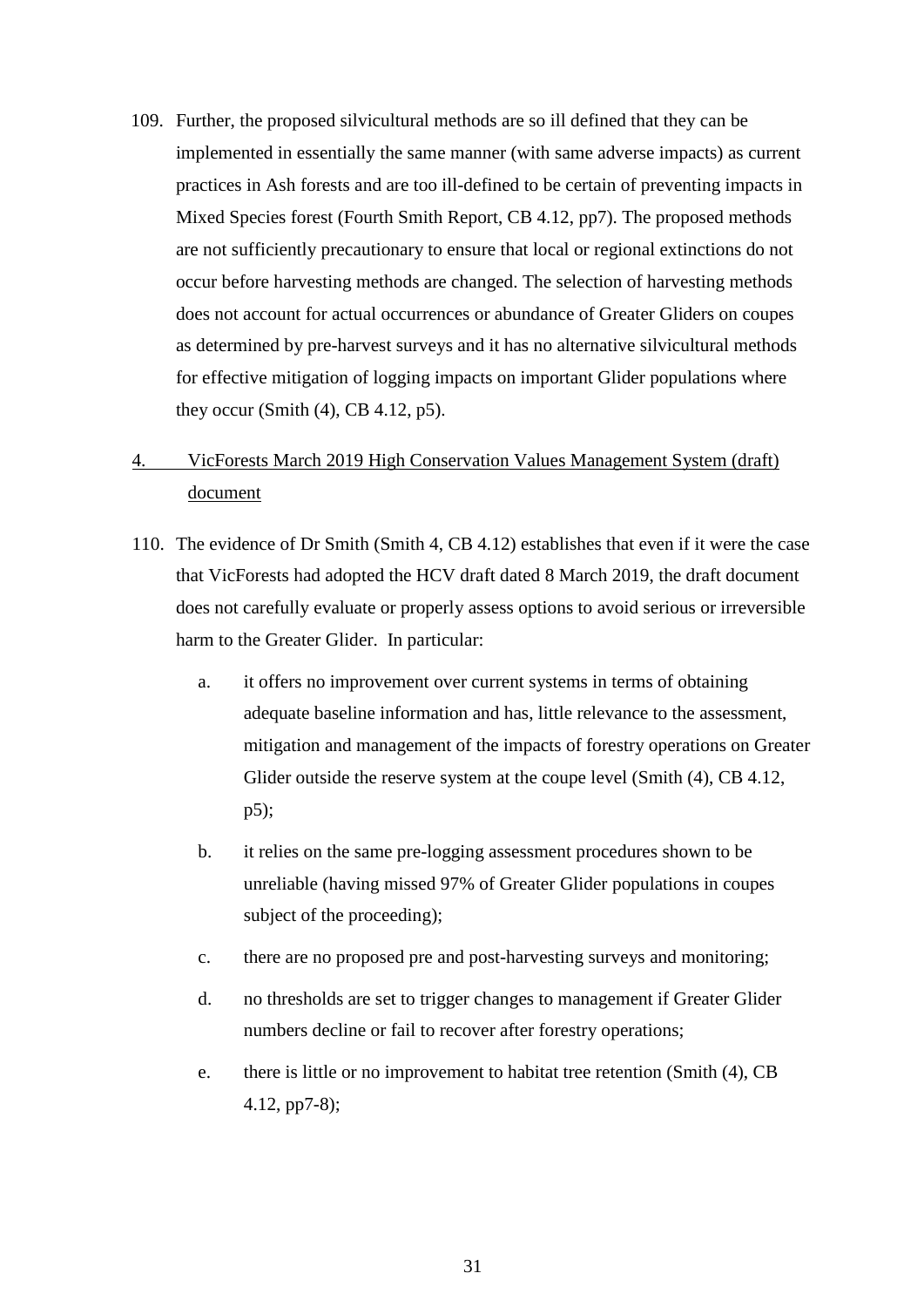109. Further, the proposed silvicultural methods are so ill defined that they can be implemented in essentially the same manner (with same adverse impacts) as current practices in Ash forests and are too ill-defined to be certain of preventing impacts in Mixed Species forest (Fourth Smith Report, CB 4.12, pp7). The proposed methods are not sufficiently precautionary to ensure that local or regional extinctions do not occur before harvesting methods are changed. The selection of harvesting methods does not account for actual occurrences or abundance of Greater Gliders on coupes as determined by pre-harvest surveys and it has no alternative silvicultural methods for effective mitigation of logging impacts on important Glider populations where they occur (Smith (4), CB 4.12, p5).

4. <u>VicForests March 2019 High Conservation Values Management System (draft) document</u>

110. The evidence of Dr Smith (Smith 4, CB 4.12) establishes that even if it were the case that VicForests had adopted the HCV draft dated 8 March 2019, the draft document does not carefully evaluate or properly assess options to avoid serious or irreversible harm to the Greater Glider. In particular:

    a. it offers no improvement over current systems in terms of obtaining adequate baseline information and has, little relevance to the assessment, mitigation and management of the impacts of forestry operations on Greater Glider outside the reserve system at the coupe level (Smith (4), CB 4.12, p5);

    b. it relies on the same pre-logging assessment procedures shown to be unreliable (having missed 97% of Greater Glider populations in coupes subject of the proceeding);

    c. there are no proposed pre and post-harvesting surveys and monitoring;

    d. no thresholds are set to trigger changes to management if Greater Glider numbers decline or fail to recover after forestry operations;

    e. there is little or no improvement to habitat tree retention (Smith (4), CB 4.12, pp7-8);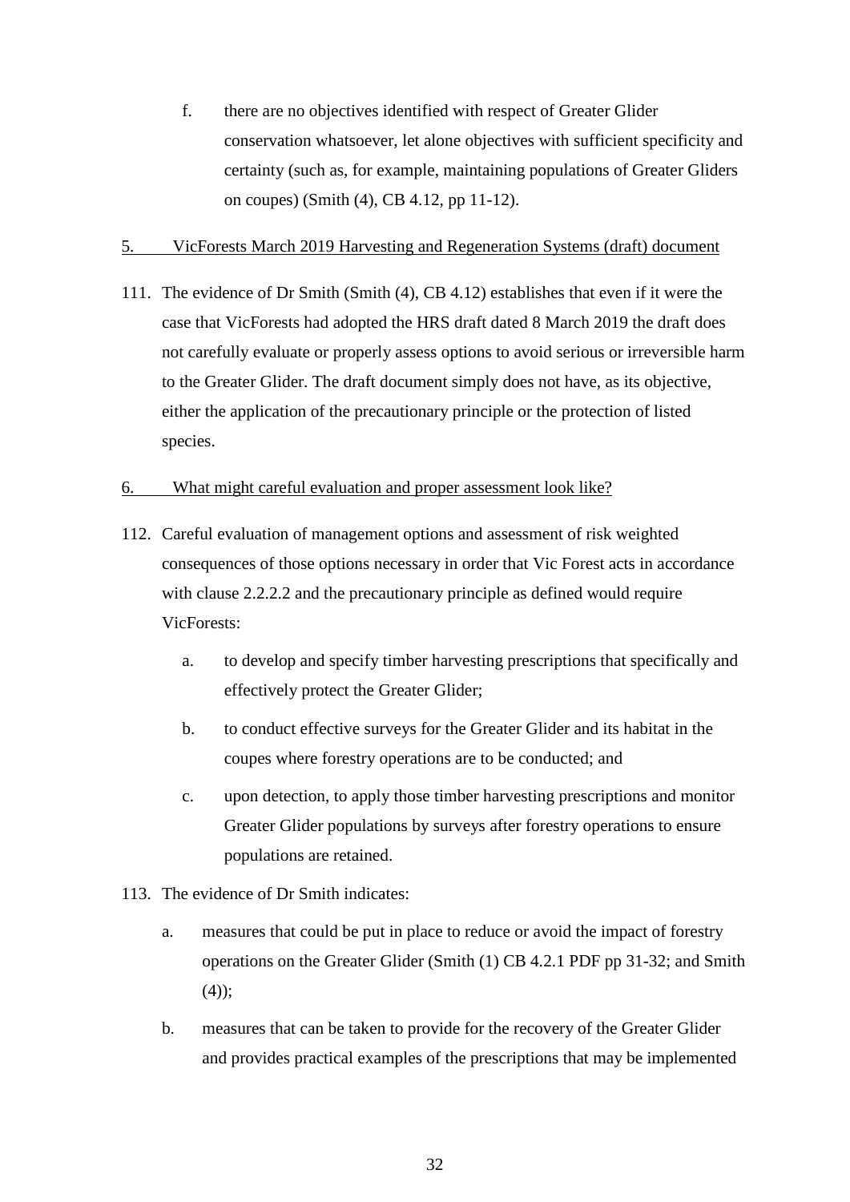f. there are no objectives identified with respect of Greater Glider conservation whatsoever, let alone objectives with sufficient specificity and certainty (such as, for example, maintaining populations of Greater Gliders on coupes) (Smith (4), CB 4.12, pp 11-12).

<u>5. VicForests March 2019 Harvesting and Regeneration Systems (draft) document</u>

111. The evidence of Dr Smith (Smith (4), CB 4.12) establishes that even if it were the case that VicForests had adopted the HRS draft dated 8 March 2019 the draft does not carefully evaluate or properly assess options to avoid serious or irreversible harm to the Greater Glider. The draft document simply does not have, as its objective, either the application of the precautionary principle or the protection of listed species.

<u>6. What might careful evaluation and proper assessment look like?</u>

112. Careful evaluation of management options and assessment of risk weighted consequences of those options necessary in order that Vic Forest acts in accordance with clause 2.2.2.2 and the precautionary principle as defined would require VicForests:

    a. to develop and specify timber harvesting prescriptions that specifically and effectively protect the Greater Glider;

    b. to conduct effective surveys for the Greater Glider and its habitat in the coupes where forestry operations are to be conducted; and

    c. upon detection, to apply those timber harvesting prescriptions and monitor Greater Glider populations by surveys after forestry operations to ensure populations are retained.

113. The evidence of Dr Smith indicates:

    a. measures that could be put in place to reduce or avoid the impact of forestry operations on the Greater Glider (Smith (1) CB 4.2.1 PDF pp 31-32; and Smith (4));

    b. measures that can be taken to provide for the recovery of the Greater Glider and provides practical examples of the prescriptions that may be implemented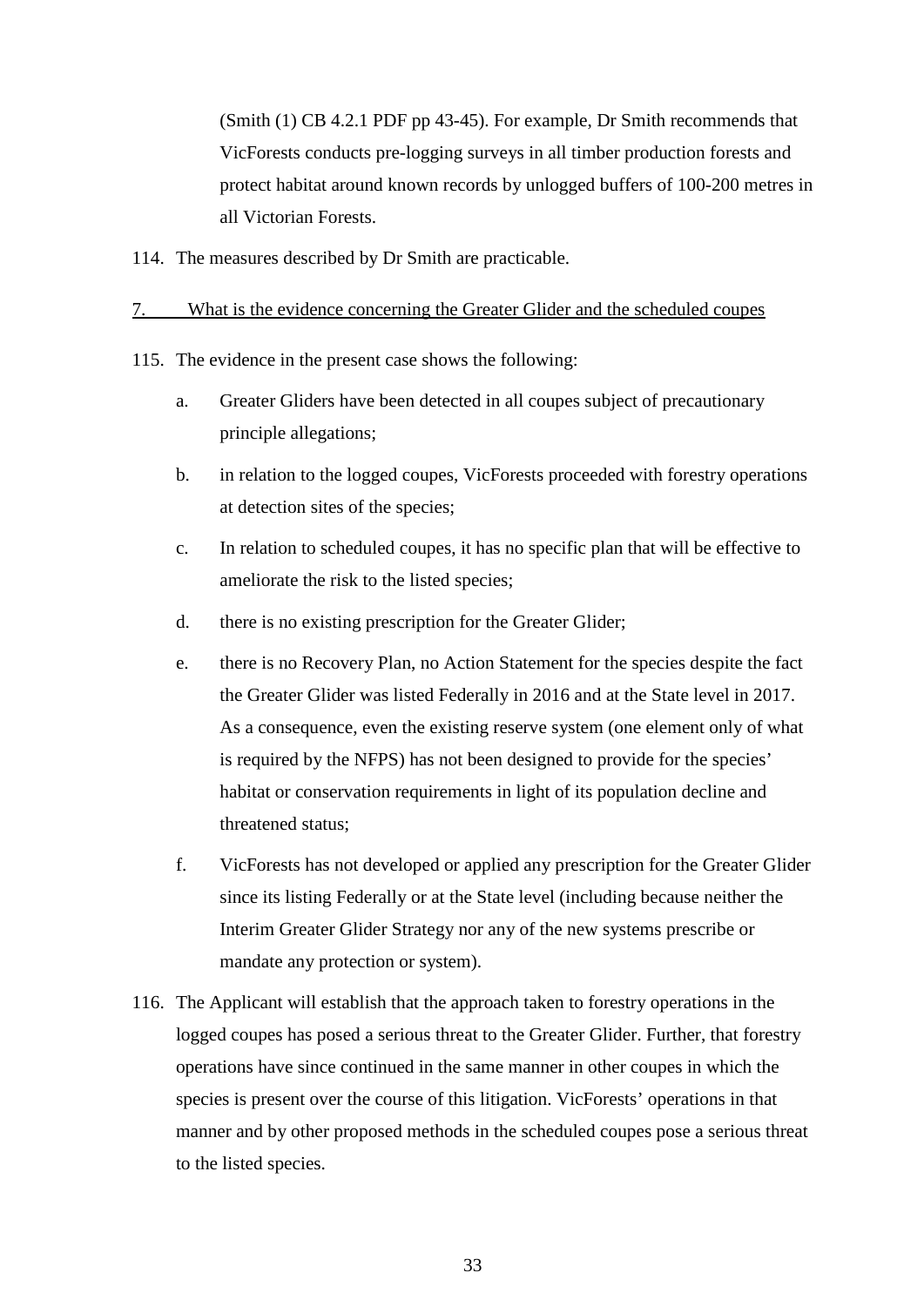(Smith (1) CB 4.2.1 PDF pp 43-45). For example, Dr Smith recommends that VicForests conducts pre-logging surveys in all timber production forests and protect habitat around known records by unlogged buffers of 100-200 metres in all Victorian Forests.

114. The measures described by Dr Smith are practicable.

## 7. What is the evidence concerning the Greater Glider and the scheduled coupes

115. The evidence in the present case shows the following:

    a. Greater Gliders have been detected in all coupes subject of precautionary principle allegations;

    b. in relation to the logged coupes, VicForests proceeded with forestry operations at detection sites of the species;

    c. In relation to scheduled coupes, it has no specific plan that will be effective to ameliorate the risk to the listed species;

    d. there is no existing prescription for the Greater Glider;

    e. there is no Recovery Plan, no Action Statement for the species despite the fact the Greater Glider was listed Federally in 2016 and at the State level in 2017. As a consequence, even the existing reserve system (one element only of what is required by the NFPS) has not been designed to provide for the species' habitat or conservation requirements in light of its population decline and threatened status;

    f. VicForests has not developed or applied any prescription for the Greater Glider since its listing Federally or at the State level (including because neither the Interim Greater Glider Strategy nor any of the new systems prescribe or mandate any protection or system).

116. The Applicant will establish that the approach taken to forestry operations in the logged coupes has posed a serious threat to the Greater Glider. Further, that forestry operations have since continued in the same manner in other coupes in which the species is present over the course of this litigation. VicForests' operations in that manner and by other proposed methods in the scheduled coupes pose a serious threat to the listed species.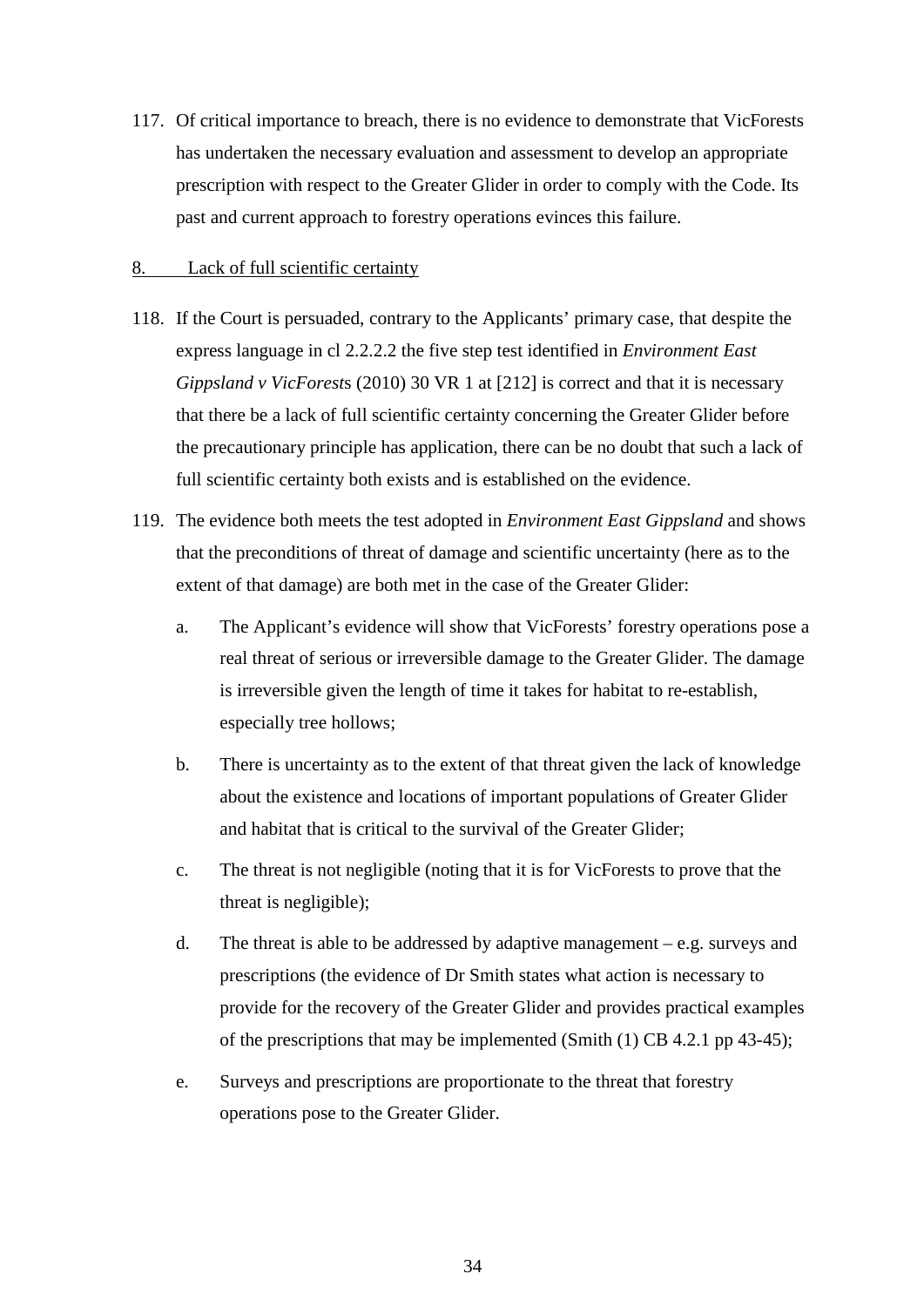117. Of critical importance to breach, there is no evidence to demonstrate that VicForests has undertaken the necessary evaluation and assessment to develop an appropriate prescription with respect to the Greater Glider in order to comply with the Code. Its past and current approach to forestry operations evinces this failure.

## 8. Lack of full scientific certainty

118. If the Court is persuaded, contrary to the Applicants' primary case, that despite the express language in cl 2.2.2.2 the five step test identified in *Environment East Gippsland v VicForest*s (2010) 30 VR 1 at [212] is correct and that it is necessary that there be a lack of full scientific certainty concerning the Greater Glider before the precautionary principle has application, there can be no doubt that such a lack of full scientific certainty both exists and is established on the evidence.

119. The evidence both meets the test adopted in *Environment East Gippsland* and shows that the preconditions of threat of damage and scientific uncertainty (here as to the extent of that damage) are both met in the case of the Greater Glider:

    a. The Applicant's evidence will show that VicForests' forestry operations pose a real threat of serious or irreversible damage to the Greater Glider. The damage is irreversible given the length of time it takes for habitat to re-establish, especially tree hollows;

    b. There is uncertainty as to the extent of that threat given the lack of knowledge about the existence and locations of important populations of Greater Glider and habitat that is critical to the survival of the Greater Glider;

    c. The threat is not negligible (noting that it is for VicForests to prove that the threat is negligible);

    d. The threat is able to be addressed by adaptive management – e.g. surveys and prescriptions (the evidence of Dr Smith states what action is necessary to provide for the recovery of the Greater Glider and provides practical examples of the prescriptions that may be implemented (Smith (1) CB 4.2.1 pp 43-45);

    e. Surveys and prescriptions are proportionate to the threat that forestry operations pose to the Greater Glider.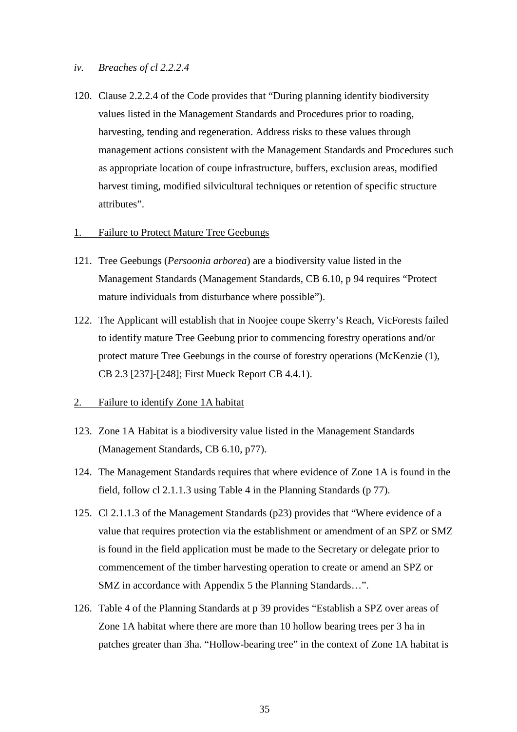*iv. Breaches of cl 2.2.2.4*

120. Clause 2.2.2.4 of the Code provides that "During planning identify biodiversity values listed in the Management Standards and Procedures prior to roading, harvesting, tending and regeneration. Address risks to these values through management actions consistent with the Management Standards and Procedures such as appropriate location of coupe infrastructure, buffers, exclusion areas, modified harvest timing, modified silvicultural techniques or retention of specific structure attributes".

1. Failure to Protect Mature Tree Geebungs

121. Tree Geebungs (*Persoonia arborea*) are a biodiversity value listed in the Management Standards (Management Standards, CB 6.10, p 94 requires "Protect mature individuals from disturbance where possible").

122. The Applicant will establish that in Noojee coupe Skerry's Reach, VicForests failed to identify mature Tree Geebung prior to commencing forestry operations and/or protect mature Tree Geebungs in the course of forestry operations (McKenzie (1), CB 2.3 [237]-[248]; First Mueck Report CB 4.4.1).

2. Failure to identify Zone 1A habitat

123. Zone 1A Habitat is a biodiversity value listed in the Management Standards (Management Standards, CB 6.10, p77).

124. The Management Standards requires that where evidence of Zone 1A is found in the field, follow cl 2.1.1.3 using Table 4 in the Planning Standards (p 77).

125. Cl 2.1.1.3 of the Management Standards (p23) provides that "Where evidence of a value that requires protection via the establishment or amendment of an SPZ or SMZ is found in the field application must be made to the Secretary or delegate prior to commencement of the timber harvesting operation to create or amend an SPZ or SMZ in accordance with Appendix 5 the Planning Standards…".

126. Table 4 of the Planning Standards at p 39 provides "Establish a SPZ over areas of Zone 1A habitat where there are more than 10 hollow bearing trees per 3 ha in patches greater than 3ha. "Hollow-bearing tree" in the context of Zone 1A habitat is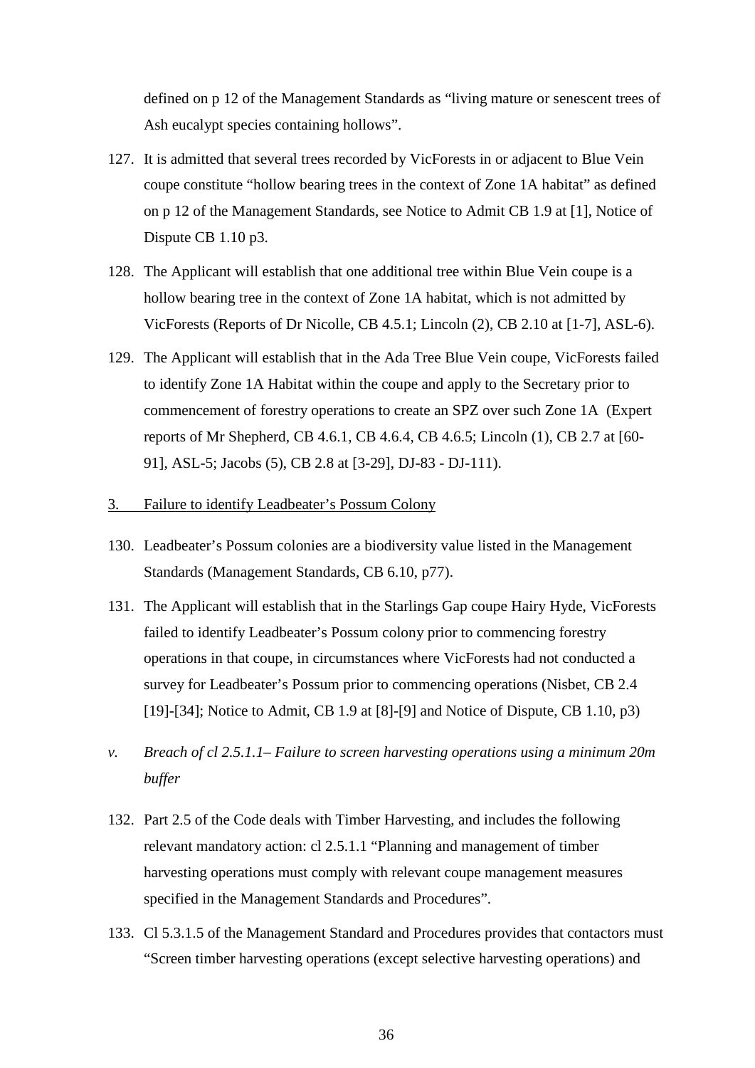defined on p 12 of the Management Standards as "living mature or senescent trees of Ash eucalypt species containing hollows".

127. It is admitted that several trees recorded by VicForests in or adjacent to Blue Vein coupe constitute "hollow bearing trees in the context of Zone 1A habitat" as defined on p 12 of the Management Standards, see Notice to Admit CB 1.9 at [1], Notice of Dispute CB 1.10 p3.

128. The Applicant will establish that one additional tree within Blue Vein coupe is a hollow bearing tree in the context of Zone 1A habitat, which is not admitted by VicForests (Reports of Dr Nicolle, CB 4.5.1; Lincoln (2), CB 2.10 at [1-7], ASL-6).

129. The Applicant will establish that in the Ada Tree Blue Vein coupe, VicForests failed to identify Zone 1A Habitat within the coupe and apply to the Secretary prior to commencement of forestry operations to create an SPZ over such Zone 1A (Expert reports of Mr Shepherd, CB 4.6.1, CB 4.6.4, CB 4.6.5; Lincoln (1), CB 2.7 at [60-91], ASL-5; Jacobs (5), CB 2.8 at [3-29], DJ-83 - DJ-111).

3. Failure to identify Leadbeater's Possum Colony

130. Leadbeater's Possum colonies are a biodiversity value listed in the Management Standards (Management Standards, CB 6.10, p77).

131. The Applicant will establish that in the Starlings Gap coupe Hairy Hyde, VicForests failed to identify Leadbeater's Possum colony prior to commencing forestry operations in that coupe, in circumstances where VicForests had not conducted a survey for Leadbeater's Possum prior to commencing operations (Nisbet, CB 2.4 [19]-[34]; Notice to Admit, CB 1.9 at [8]-[9] and Notice of Dispute, CB 1.10, p3)

*v. Breach of cl 2.5.1.1– Failure to screen harvesting operations using a minimum 20m buffer*

132. Part 2.5 of the Code deals with Timber Harvesting, and includes the following relevant mandatory action: cl 2.5.1.1 "Planning and management of timber harvesting operations must comply with relevant coupe management measures specified in the Management Standards and Procedures".

133. Cl 5.3.1.5 of the Management Standard and Procedures provides that contactors must "Screen timber harvesting operations (except selective harvesting operations) and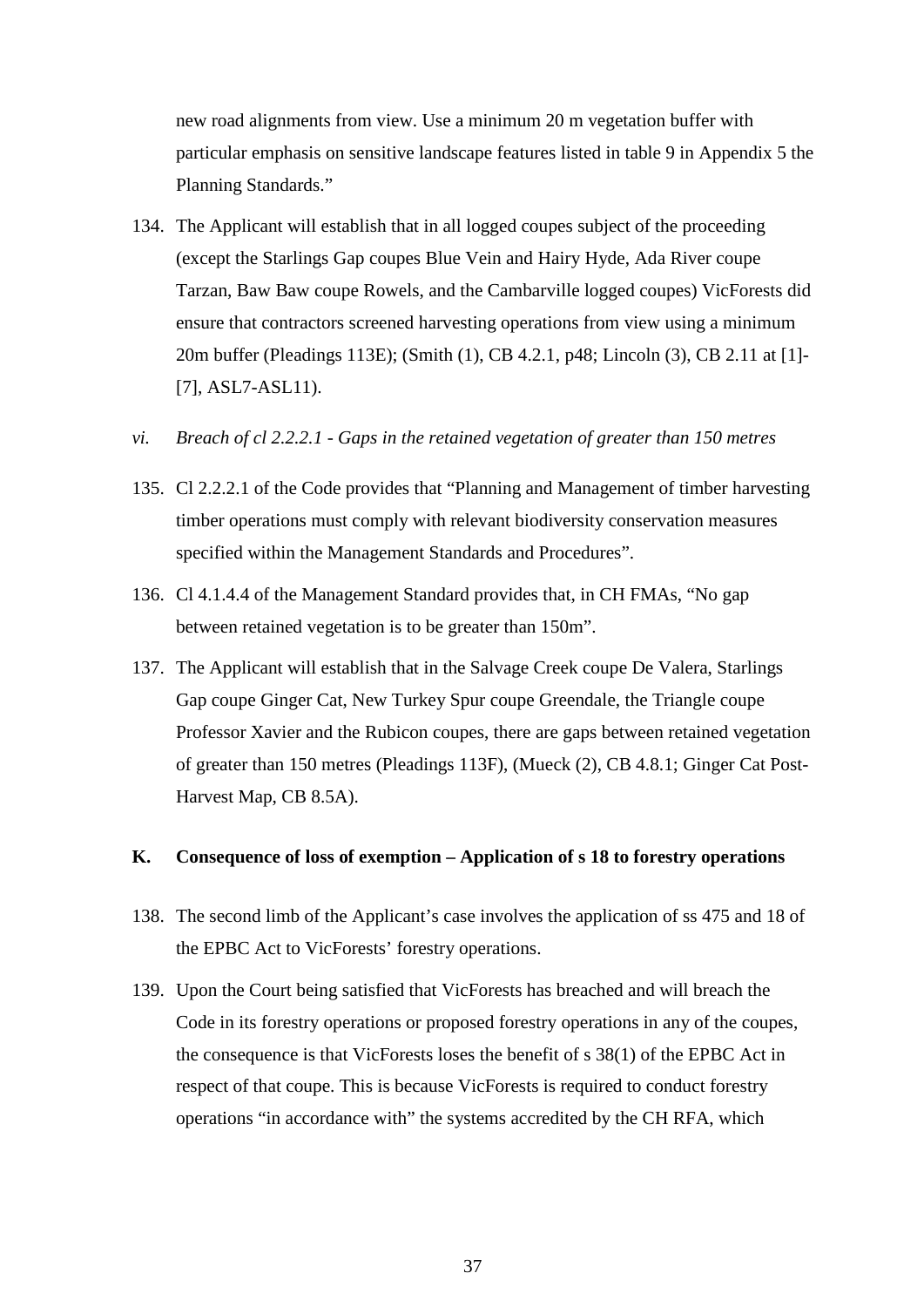new road alignments from view. Use a minimum 20 m vegetation buffer with particular emphasis on sensitive landscape features listed in table 9 in Appendix 5 the Planning Standards."

134. The Applicant will establish that in all logged coupes subject of the proceeding (except the Starlings Gap coupes Blue Vein and Hairy Hyde, Ada River coupe Tarzan, Baw Baw coupe Rowels, and the Cambarville logged coupes) VicForests did ensure that contractors screened harvesting operations from view using a minimum 20m buffer (Pleadings 113E); (Smith (1), CB 4.2.1, p48; Lincoln (3), CB 2.11 at [1]-[7], ASL7-ASL11).

*vi. Breach of cl 2.2.2.1 - Gaps in the retained vegetation of greater than 150 metres*

135. Cl 2.2.2.1 of the Code provides that "Planning and Management of timber harvesting timber operations must comply with relevant biodiversity conservation measures specified within the Management Standards and Procedures".

136. Cl 4.1.4.4 of the Management Standard provides that, in CH FMAs, "No gap between retained vegetation is to be greater than 150m".

137. The Applicant will establish that in the Salvage Creek coupe De Valera, Starlings Gap coupe Ginger Cat, New Turkey Spur coupe Greendale, the Triangle coupe Professor Xavier and the Rubicon coupes, there are gaps between retained vegetation of greater than 150 metres (Pleadings 113F), (Mueck (2), CB 4.8.1; Ginger Cat Post-Harvest Map, CB 8.5A).

## K. Consequence of loss of exemption – Application of s 18 to forestry operations

138. The second limb of the Applicant's case involves the application of ss 475 and 18 of the EPBC Act to VicForests' forestry operations.

139. Upon the Court being satisfied that VicForests has breached and will breach the Code in its forestry operations or proposed forestry operations in any of the coupes, the consequence is that VicForests loses the benefit of s 38(1) of the EPBC Act in respect of that coupe. This is because VicForests is required to conduct forestry operations "in accordance with" the systems accredited by the CH RFA, which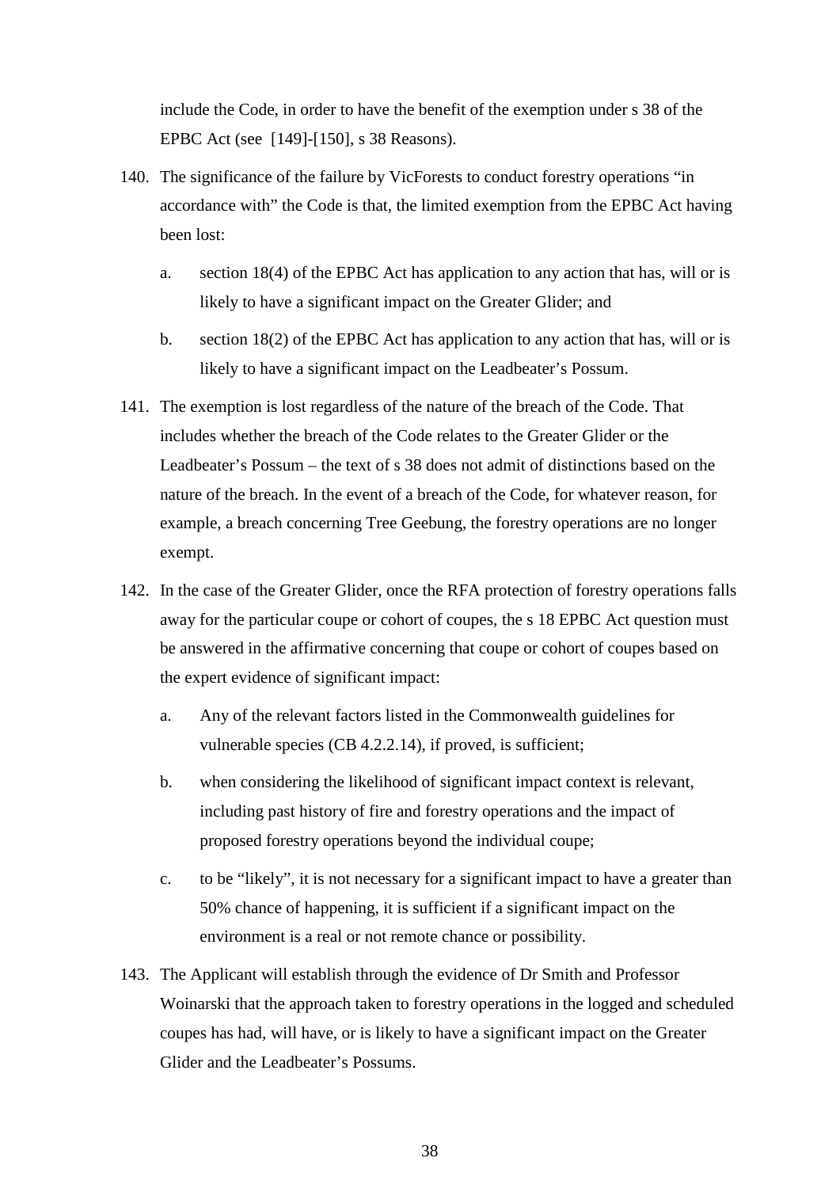include the Code, in order to have the benefit of the exemption under s 38 of the EPBC Act (see [149]-[150], s 38 Reasons).

140. The significance of the failure by VicForests to conduct forestry operations "in accordance with" the Code is that, the limited exemption from the EPBC Act having been lost:

    a. section 18(4) of the EPBC Act has application to any action that has, will or is likely to have a significant impact on the Greater Glider; and

    b. section 18(2) of the EPBC Act has application to any action that has, will or is likely to have a significant impact on the Leadbeater's Possum.

141. The exemption is lost regardless of the nature of the breach of the Code. That includes whether the breach of the Code relates to the Greater Glider or the Leadbeater's Possum – the text of s 38 does not admit of distinctions based on the nature of the breach. In the event of a breach of the Code, for whatever reason, for example, a breach concerning Tree Geebung, the forestry operations are no longer exempt.

142. In the case of the Greater Glider, once the RFA protection of forestry operations falls away for the particular coupe or cohort of coupes, the s 18 EPBC Act question must be answered in the affirmative concerning that coupe or cohort of coupes based on the expert evidence of significant impact:

    a. Any of the relevant factors listed in the Commonwealth guidelines for vulnerable species (CB 4.2.2.14), if proved, is sufficient;

    b. when considering the likelihood of significant impact context is relevant, including past history of fire and forestry operations and the impact of proposed forestry operations beyond the individual coupe;

    c. to be "likely", it is not necessary for a significant impact to have a greater than 50% chance of happening, it is sufficient if a significant impact on the environment is a real or not remote chance or possibility.

143. The Applicant will establish through the evidence of Dr Smith and Professor Woinarski that the approach taken to forestry operations in the logged and scheduled coupes has had, will have, or is likely to have a significant impact on the Greater Glider and the Leadbeater's Possums.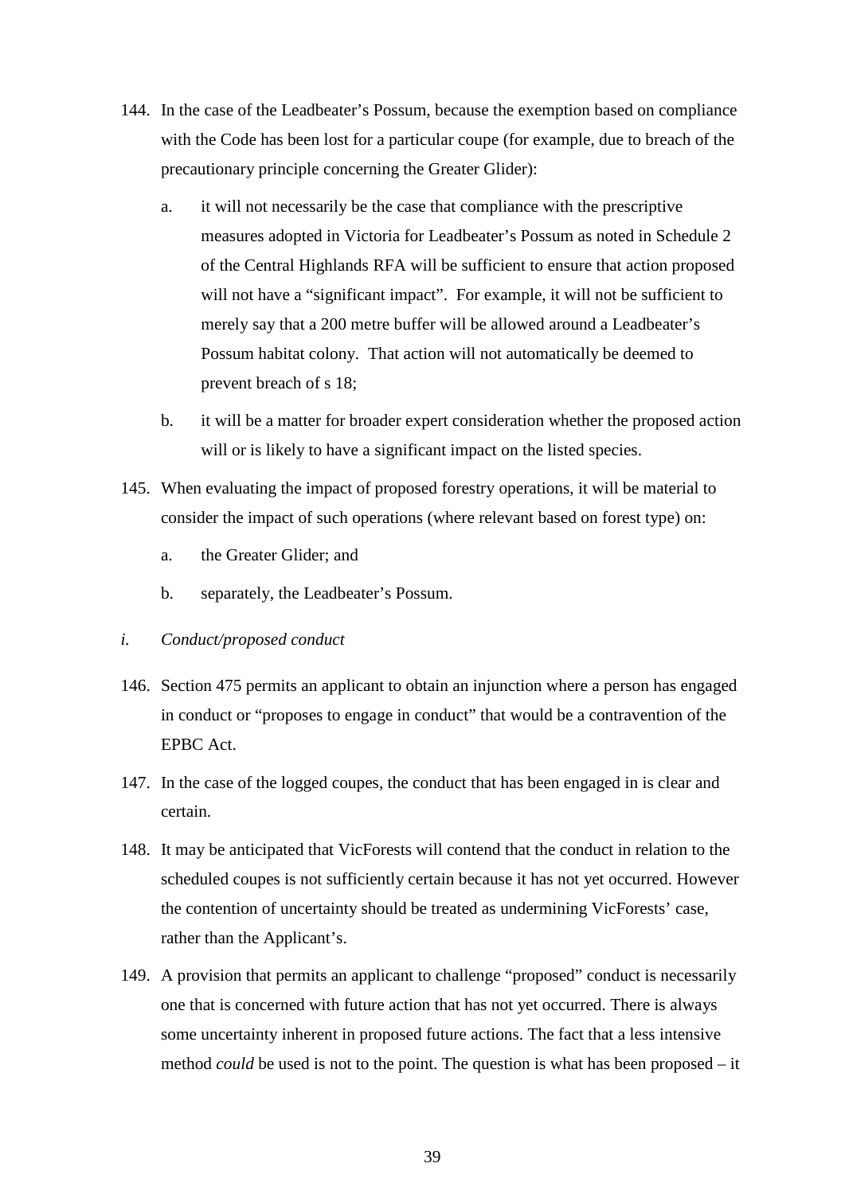144. In the case of the Leadbeater's Possum, because the exemption based on compliance with the Code has been lost for a particular coupe (for example, due to breach of the precautionary principle concerning the Greater Glider):

    a. it will not necessarily be the case that compliance with the prescriptive measures adopted in Victoria for Leadbeater's Possum as noted in Schedule 2 of the Central Highlands RFA will be sufficient to ensure that action proposed will not have a "significant impact". For example, it will not be sufficient to merely say that a 200 metre buffer will be allowed around a Leadbeater's Possum habitat colony. That action will not automatically be deemed to prevent breach of s 18;

    b. it will be a matter for broader expert consideration whether the proposed action will or is likely to have a significant impact on the listed species.

145. When evaluating the impact of proposed forestry operations, it will be material to consider the impact of such operations (where relevant based on forest type) on:

    a. the Greater Glider; and

    b. separately, the Leadbeater's Possum.

*i. Conduct/proposed conduct*

146. Section 475 permits an applicant to obtain an injunction where a person has engaged in conduct or "proposes to engage in conduct" that would be a contravention of the EPBC Act.

147. In the case of the logged coupes, the conduct that has been engaged in is clear and certain.

148. It may be anticipated that VicForests will contend that the conduct in relation to the scheduled coupes is not sufficiently certain because it has not yet occurred. However the contention of uncertainty should be treated as undermining VicForests' case, rather than the Applicant's.

149. A provision that permits an applicant to challenge "proposed" conduct is necessarily one that is concerned with future action that has not yet occurred. There is always some uncertainty inherent in proposed future actions. The fact that a less intensive method *could* be used is not to the point. The question is what has been proposed – it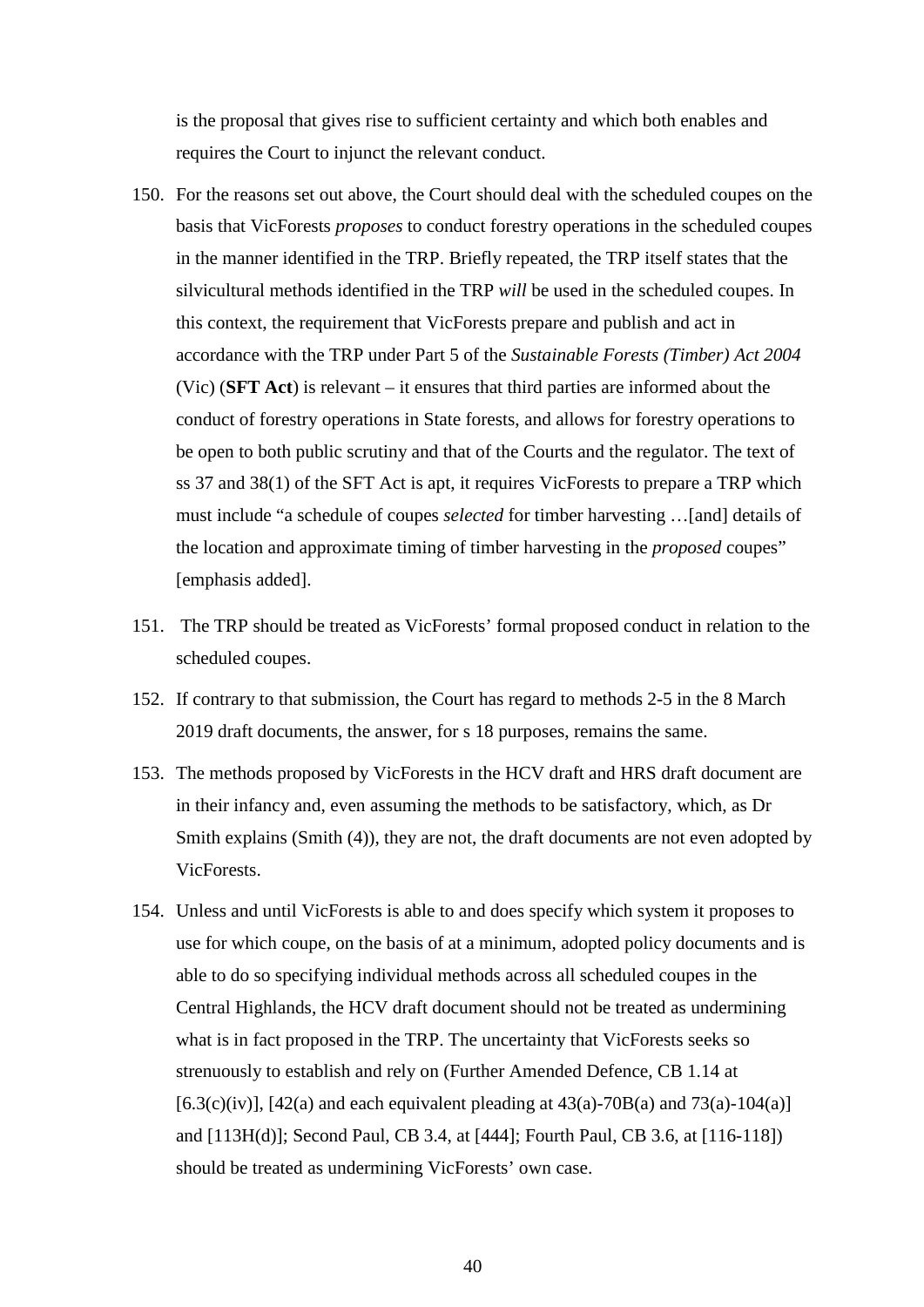is the proposal that gives rise to sufficient certainty and which both enables and requires the Court to injunct the relevant conduct.

150. For the reasons set out above, the Court should deal with the scheduled coupes on the basis that VicForests *proposes* to conduct forestry operations in the scheduled coupes in the manner identified in the TRP. Briefly repeated, the TRP itself states that the silvicultural methods identified in the TRP *will* be used in the scheduled coupes. In this context, the requirement that VicForests prepare and publish and act in accordance with the TRP under Part 5 of the *Sustainable Forests (Timber) Act 2004* (Vic) (**SFT Act**) is relevant – it ensures that third parties are informed about the conduct of forestry operations in State forests, and allows for forestry operations to be open to both public scrutiny and that of the Courts and the regulator. The text of ss 37 and 38(1) of the SFT Act is apt, it requires VicForests to prepare a TRP which must include "a schedule of coupes *selected* for timber harvesting …[and] details of the location and approximate timing of timber harvesting in the *proposed* coupes" [emphasis added].

151. The TRP should be treated as VicForests' formal proposed conduct in relation to the scheduled coupes.

152. If contrary to that submission, the Court has regard to methods 2-5 in the 8 March 2019 draft documents, the answer, for s 18 purposes, remains the same.

153. The methods proposed by VicForests in the HCV draft and HRS draft document are in their infancy and, even assuming the methods to be satisfactory, which, as Dr Smith explains (Smith (4)), they are not, the draft documents are not even adopted by VicForests.

154. Unless and until VicForests is able to and does specify which system it proposes to use for which coupe, on the basis of at a minimum, adopted policy documents and is able to do so specifying individual methods across all scheduled coupes in the Central Highlands, the HCV draft document should not be treated as undermining what is in fact proposed in the TRP. The uncertainty that VicForests seeks so strenuously to establish and rely on (Further Amended Defence, CB 1.14 at [6.3(c)(iv)], [42(a) and each equivalent pleading at 43(a)-70B(a) and 73(a)-104(a)] and [113H(d)]; Second Paul, CB 3.4, at [444]; Fourth Paul, CB 3.6, at [116-118]) should be treated as undermining VicForests' own case.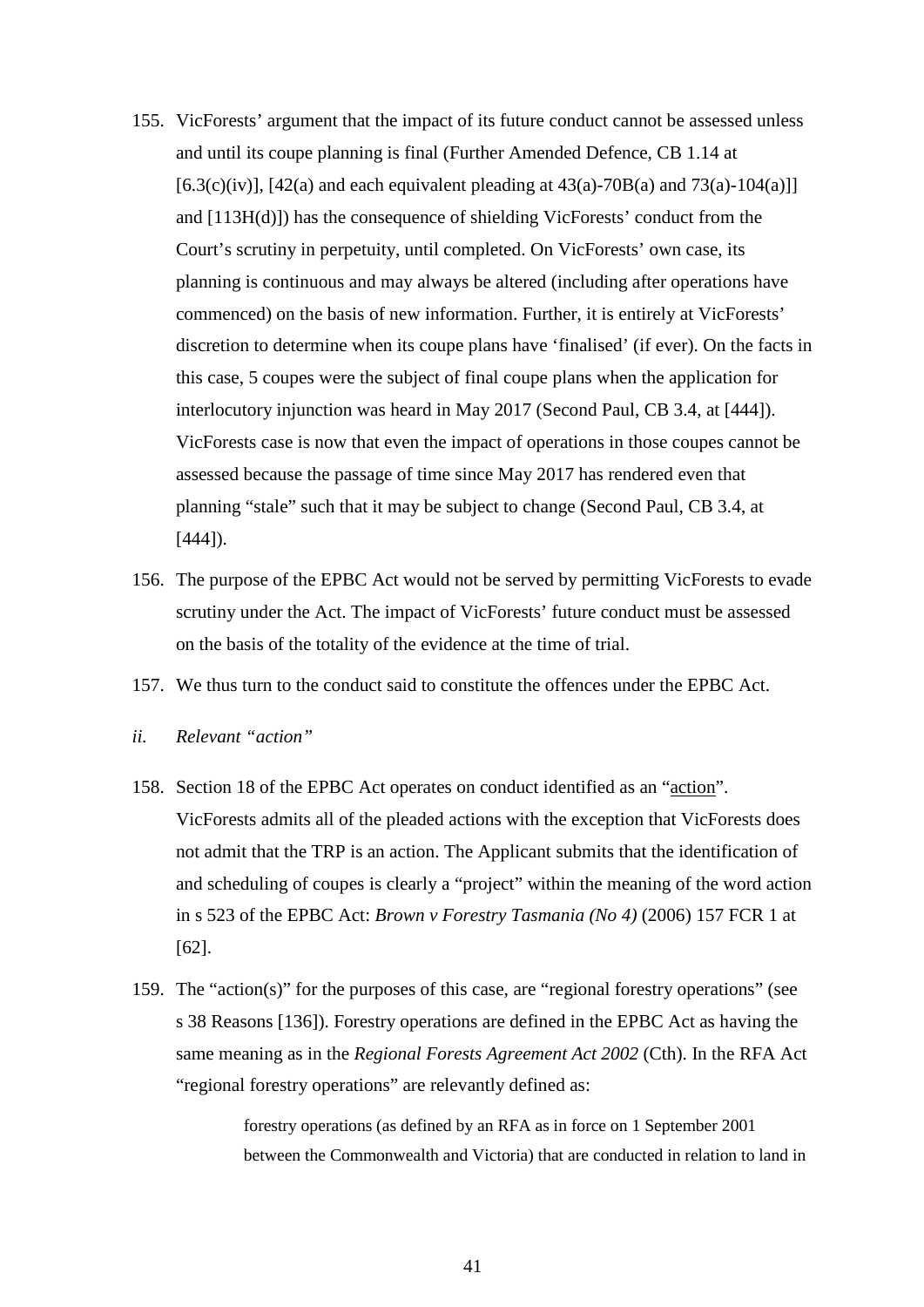155. VicForests' argument that the impact of its future conduct cannot be assessed unless and until its coupe planning is final (Further Amended Defence, CB 1.14 at [6.3(c)(iv)], [42(a) and each equivalent pleading at 43(a)-70B(a) and 73(a)-104(a)]] and [113H(d)]) has the consequence of shielding VicForests' conduct from the Court's scrutiny in perpetuity, until completed. On VicForests' own case, its planning is continuous and may always be altered (including after operations have commenced) on the basis of new information. Further, it is entirely at VicForests' discretion to determine when its coupe plans have 'finalised' (if ever). On the facts in this case, 5 coupes were the subject of final coupe plans when the application for interlocutory injunction was heard in May 2017 (Second Paul, CB 3.4, at [444]). VicForests case is now that even the impact of operations in those coupes cannot be assessed because the passage of time since May 2017 has rendered even that planning "stale" such that it may be subject to change (Second Paul, CB 3.4, at [444]).

156. The purpose of the EPBC Act would not be served by permitting VicForests to evade scrutiny under the Act. The impact of VicForests' future conduct must be assessed on the basis of the totality of the evidence at the time of trial.

157. We thus turn to the conduct said to constitute the offences under the EPBC Act.

*ii. Relevant "action"*

158. Section 18 of the EPBC Act operates on conduct identified as an "<u>action</u>". VicForests admits all of the pleaded actions with the exception that VicForests does not admit that the TRP is an action. The Applicant submits that the identification of and scheduling of coupes is clearly a "project" within the meaning of the word action in s 523 of the EPBC Act: *Brown v Forestry Tasmania (No 4)* (2006) 157 FCR 1 at [62].

159. The "action(s)" for the purposes of this case, are "regional forestry operations" (see s 38 Reasons [136]). Forestry operations are defined in the EPBC Act as having the same meaning as in the *Regional Forests Agreement Act 2002* (Cth). In the RFA Act "regional forestry operations" are relevantly defined as:

> forestry operations (as defined by an RFA as in force on 1 September 2001 between the Commonwealth and Victoria) that are conducted in relation to land in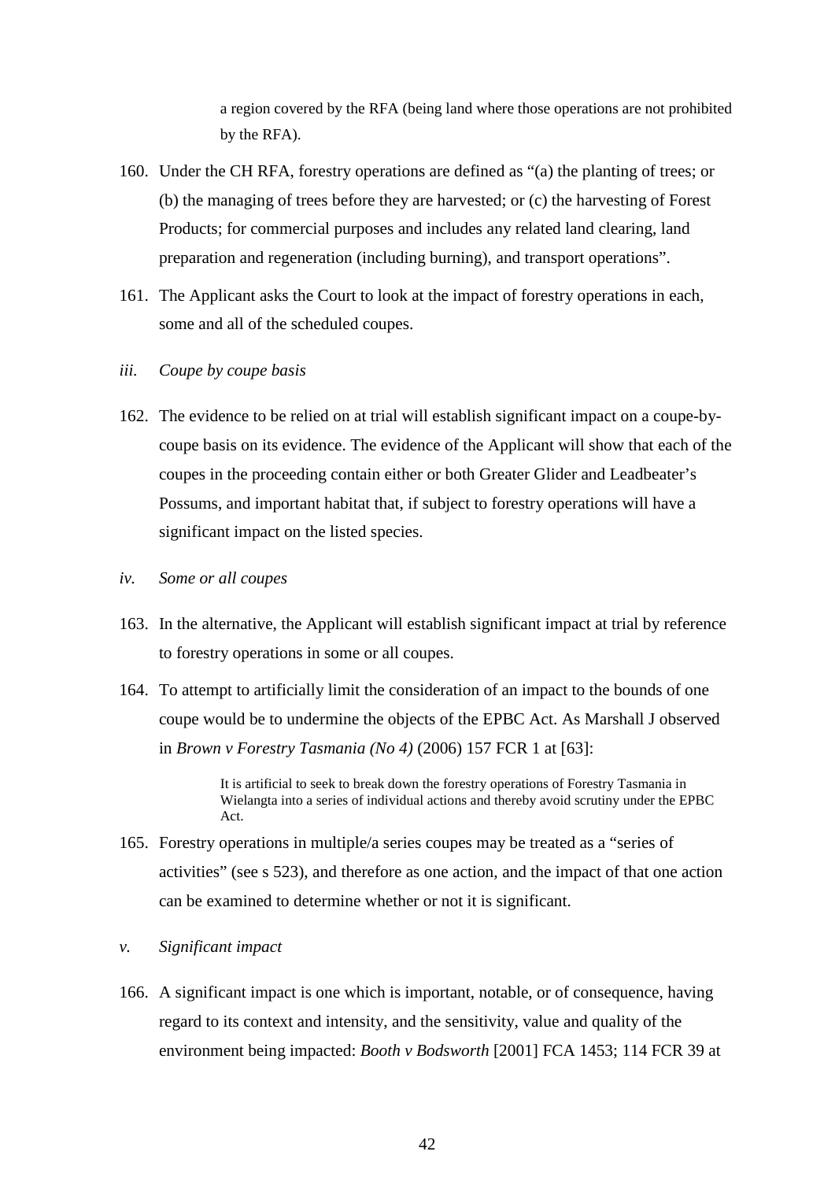a region covered by the RFA (being land where those operations are not prohibited by the RFA).

160. Under the CH RFA, forestry operations are defined as "(a) the planting of trees; or (b) the managing of trees before they are harvested; or (c) the harvesting of Forest Products; for commercial purposes and includes any related land clearing, land preparation and regeneration (including burning), and transport operations".

161. The Applicant asks the Court to look at the impact of forestry operations in each, some and all of the scheduled coupes.

*iii. Coupe by coupe basis*

162. The evidence to be relied on at trial will establish significant impact on a coupe-by-coupe basis on its evidence. The evidence of the Applicant will show that each of the coupes in the proceeding contain either or both Greater Glider and Leadbeater's Possums, and important habitat that, if subject to forestry operations will have a significant impact on the listed species.

*iv. Some or all coupes*

163. In the alternative, the Applicant will establish significant impact at trial by reference to forestry operations in some or all coupes.

164. To attempt to artificially limit the consideration of an impact to the bounds of one coupe would be to undermine the objects of the EPBC Act. As Marshall J observed in *Brown v Forestry Tasmania (No 4)* (2006) 157 FCR 1 at [63]:

> It is artificial to seek to break down the forestry operations of Forestry Tasmania in Wielangta into a series of individual actions and thereby avoid scrutiny under the EPBC Act.

165. Forestry operations in multiple/a series coupes may be treated as a "series of activities" (see s 523), and therefore as one action, and the impact of that one action can be examined to determine whether or not it is significant.

*v. Significant impact*

166. A significant impact is one which is important, notable, or of consequence, having regard to its context and intensity, and the sensitivity, value and quality of the environment being impacted: *Booth v Bodsworth* [2001] FCA 1453; 114 FCR 39 at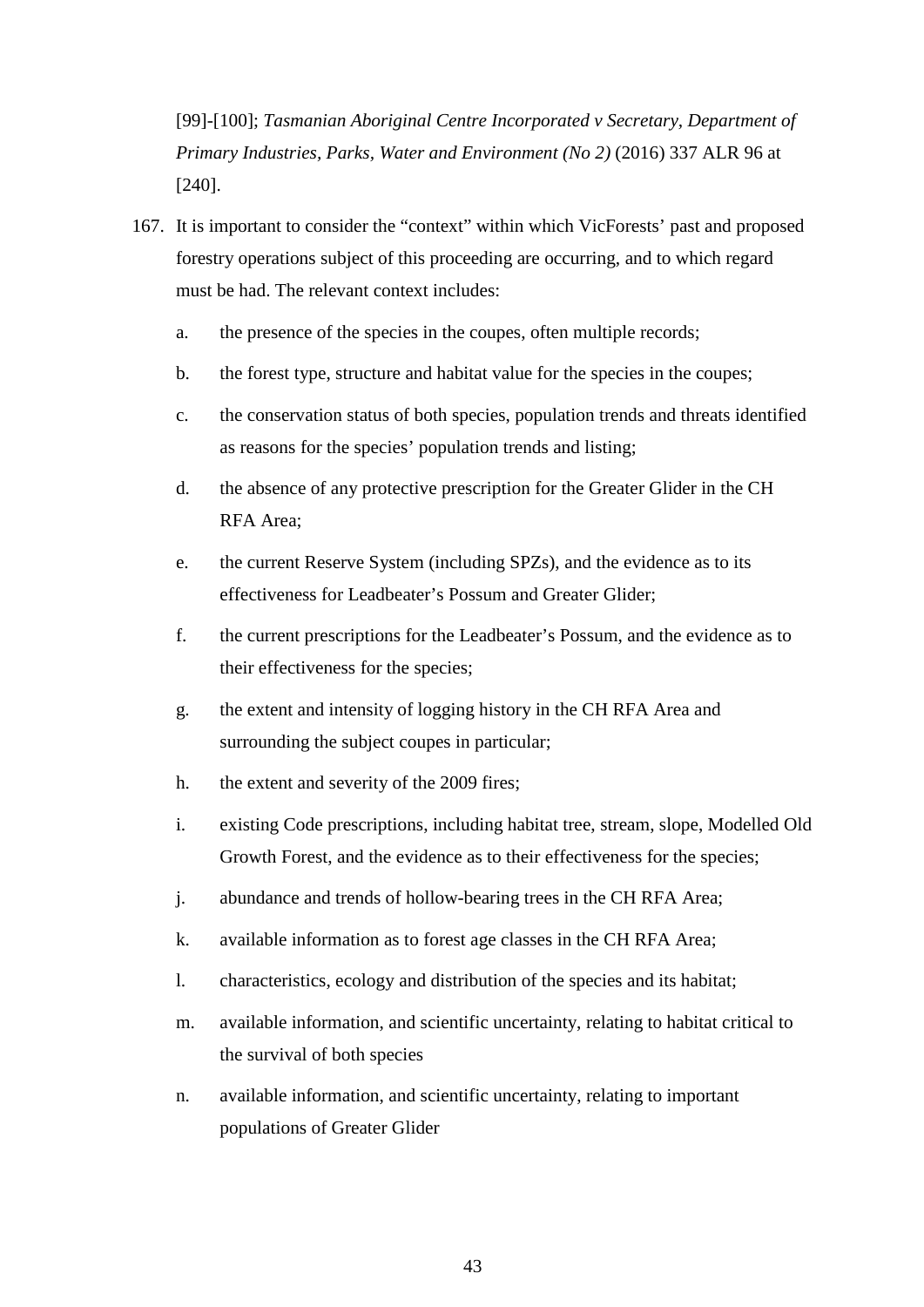[99]-[100]; *Tasmanian Aboriginal Centre Incorporated v Secretary, Department of Primary Industries, Parks, Water and Environment (No 2)* (2016) 337 ALR 96 at [240].

167. It is important to consider the "context" within which VicForests' past and proposed forestry operations subject of this proceeding are occurring, and to which regard must be had. The relevant context includes:

    a. the presence of the species in the coupes, often multiple records;

    b. the forest type, structure and habitat value for the species in the coupes;

    c. the conservation status of both species, population trends and threats identified as reasons for the species' population trends and listing;

    d. the absence of any protective prescription for the Greater Glider in the CH RFA Area;

    e. the current Reserve System (including SPZs), and the evidence as to its effectiveness for Leadbeater's Possum and Greater Glider;

    f. the current prescriptions for the Leadbeater's Possum, and the evidence as to their effectiveness for the species;

    g. the extent and intensity of logging history in the CH RFA Area and surrounding the subject coupes in particular;

    h. the extent and severity of the 2009 fires;

    i. existing Code prescriptions, including habitat tree, stream, slope, Modelled Old Growth Forest, and the evidence as to their effectiveness for the species;

    j. abundance and trends of hollow-bearing trees in the CH RFA Area;

    k. available information as to forest age classes in the CH RFA Area;

    l. characteristics, ecology and distribution of the species and its habitat;

    m. available information, and scientific uncertainty, relating to habitat critical to the survival of both species

    n. available information, and scientific uncertainty, relating to important populations of Greater Glider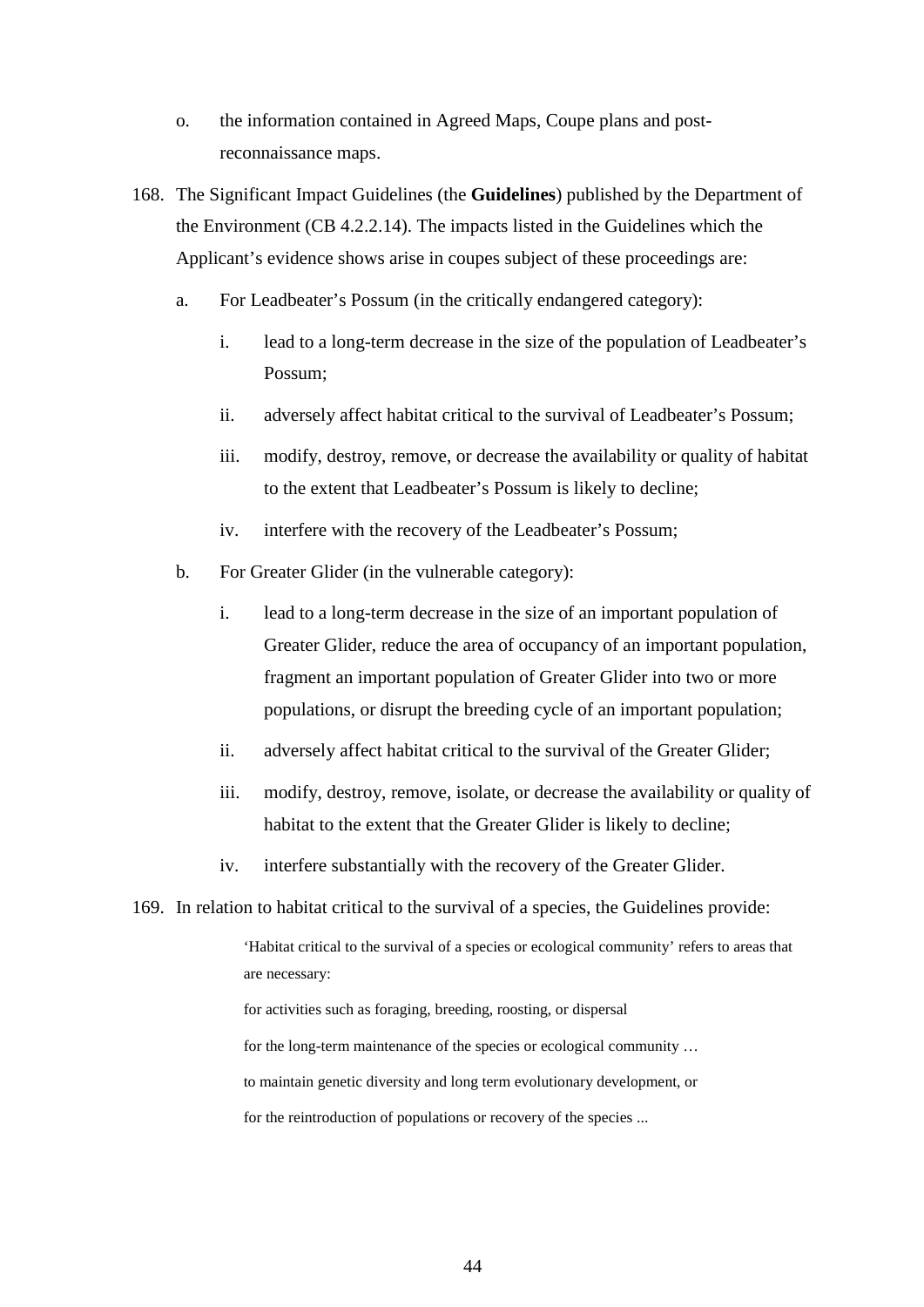o. the information contained in Agreed Maps, Coupe plans and post-reconnaissance maps.

168. The Significant Impact Guidelines (the **Guidelines**) published by the Department of the Environment (CB 4.2.2.14). The impacts listed in the Guidelines which the Applicant's evidence shows arise in coupes subject of these proceedings are:

   a. For Leadbeater's Possum (in the critically endangered category):

      i. lead to a long-term decrease in the size of the population of Leadbeater's Possum;

      ii. adversely affect habitat critical to the survival of Leadbeater's Possum;

      iii. modify, destroy, remove, or decrease the availability or quality of habitat to the extent that Leadbeater's Possum is likely to decline;

      iv. interfere with the recovery of the Leadbeater's Possum;

   b. For Greater Glider (in the vulnerable category):

      i. lead to a long-term decrease in the size of an important population of Greater Glider, reduce the area of occupancy of an important population, fragment an important population of Greater Glider into two or more populations, or disrupt the breeding cycle of an important population;

      ii. adversely affect habitat critical to the survival of the Greater Glider;

      iii. modify, destroy, remove, isolate, or decrease the availability or quality of habitat to the extent that the Greater Glider is likely to decline;

      iv. interfere substantially with the recovery of the Greater Glider.

169. In relation to habitat critical to the survival of a species, the Guidelines provide:

> 'Habitat critical to the survival of a species or ecological community' refers to areas that are necessary:
>
> for activities such as foraging, breeding, roosting, or dispersal
>
> for the long-term maintenance of the species or ecological community …
>
> to maintain genetic diversity and long term evolutionary development, or
>
> for the reintroduction of populations or recovery of the species ...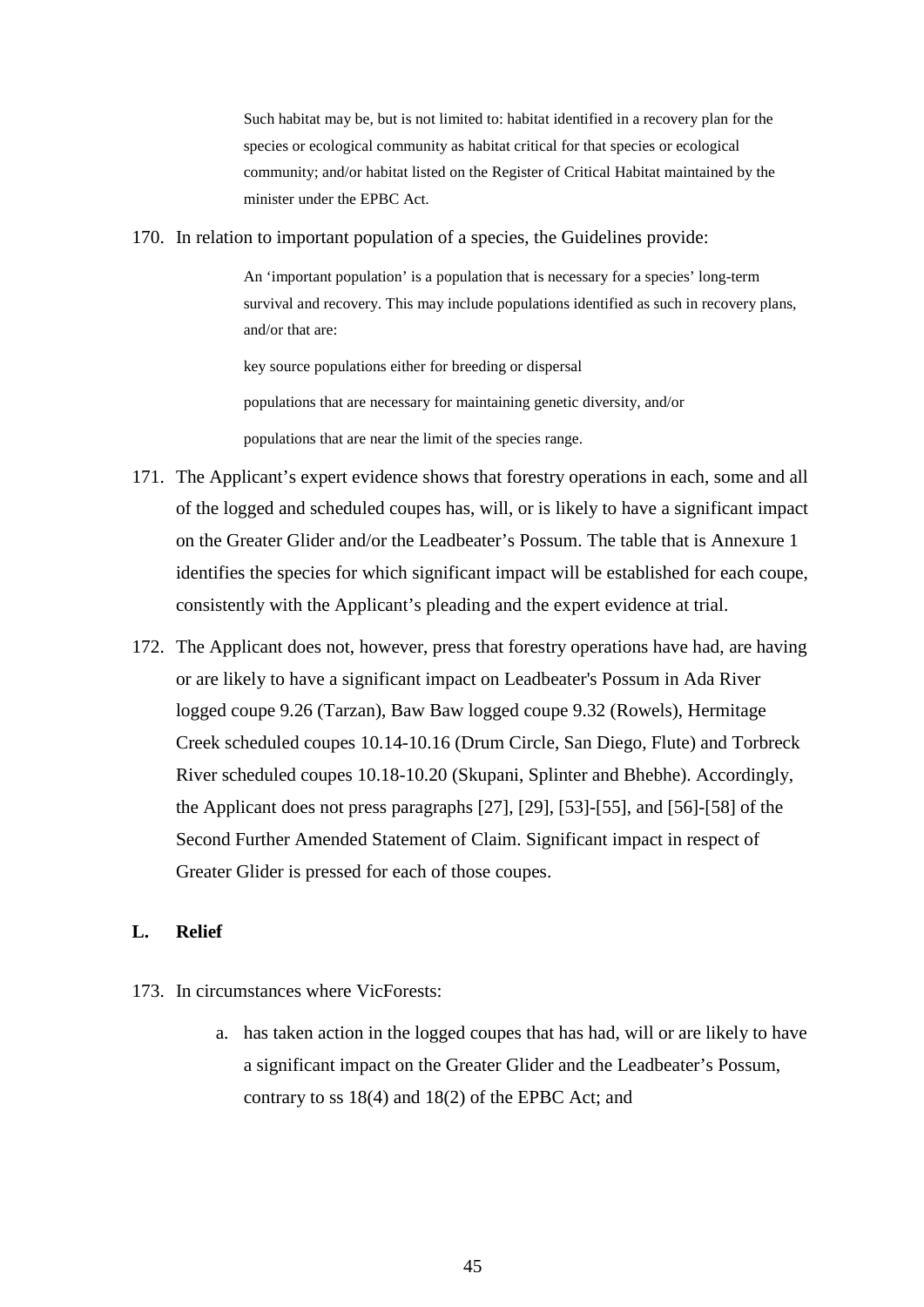> Such habitat may be, but is not limited to: habitat identified in a recovery plan for the species or ecological community as habitat critical for that species or ecological community; and/or habitat listed on the Register of Critical Habitat maintained by the minister under the EPBC Act.

170. In relation to important population of a species, the Guidelines provide:

> An 'important population' is a population that is necessary for a species' long-term survival and recovery. This may include populations identified as such in recovery plans, and/or that are:
>
> key source populations either for breeding or dispersal
>
> populations that are necessary for maintaining genetic diversity, and/or
>
> populations that are near the limit of the species range.

171. The Applicant's expert evidence shows that forestry operations in each, some and all of the logged and scheduled coupes has, will, or is likely to have a significant impact on the Greater Glider and/or the Leadbeater's Possum. The table that is Annexure 1 identifies the species for which significant impact will be established for each coupe, consistently with the Applicant's pleading and the expert evidence at trial.

172. The Applicant does not, however, press that forestry operations have had, are having or are likely to have a significant impact on Leadbeater's Possum in Ada River logged coupe 9.26 (Tarzan), Baw Baw logged coupe 9.32 (Rowels), Hermitage Creek scheduled coupes 10.14-10.16 (Drum Circle, San Diego, Flute) and Torbreck River scheduled coupes 10.18-10.20 (Skupani, Splinter and Bhebhe). Accordingly, the Applicant does not press paragraphs [27], [29], [53]-[55], and [56]-[58] of the Second Further Amended Statement of Claim. Significant impact in respect of Greater Glider is pressed for each of those coupes.

## L. Relief

173. In circumstances where VicForests:

    a. has taken action in the logged coupes that has had, will or are likely to have a significant impact on the Greater Glider and the Leadbeater's Possum, contrary to ss 18(4) and 18(2) of the EPBC Act; and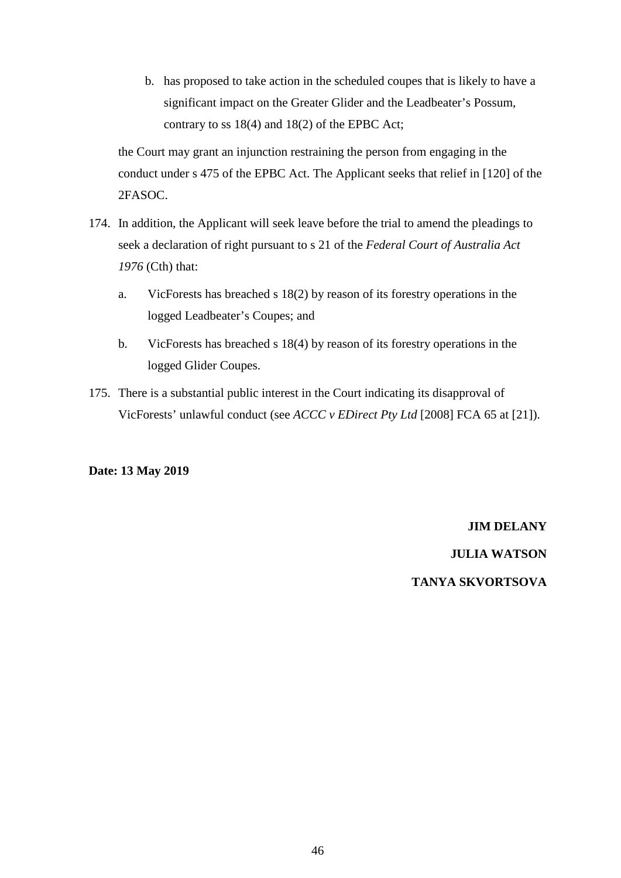b. has proposed to take action in the scheduled coupes that is likely to have a significant impact on the Greater Glider and the Leadbeater's Possum, contrary to ss 18(4) and 18(2) of the EPBC Act;

   the Court may grant an injunction restraining the person from engaging in the conduct under s 475 of the EPBC Act. The Applicant seeks that relief in [120] of the 2FASOC.

174. In addition, the Applicant will seek leave before the trial to amend the pleadings to seek a declaration of right pursuant to s 21 of the *Federal Court of Australia Act 1976* (Cth) that:

   a. VicForests has breached s 18(2) by reason of its forestry operations in the logged Leadbeater's Coupes; and

   b. VicForests has breached s 18(4) by reason of its forestry operations in the logged Glider Coupes.

175. There is a substantial public interest in the Court indicating its disapproval of VicForests' unlawful conduct (see *ACCC v EDirect Pty Ltd* [2008] FCA 65 at [21]).

**Date: 13 May 2019**

**JIM DELANY**

**JULIA WATSON**

**TANYA SKVORTSOVA**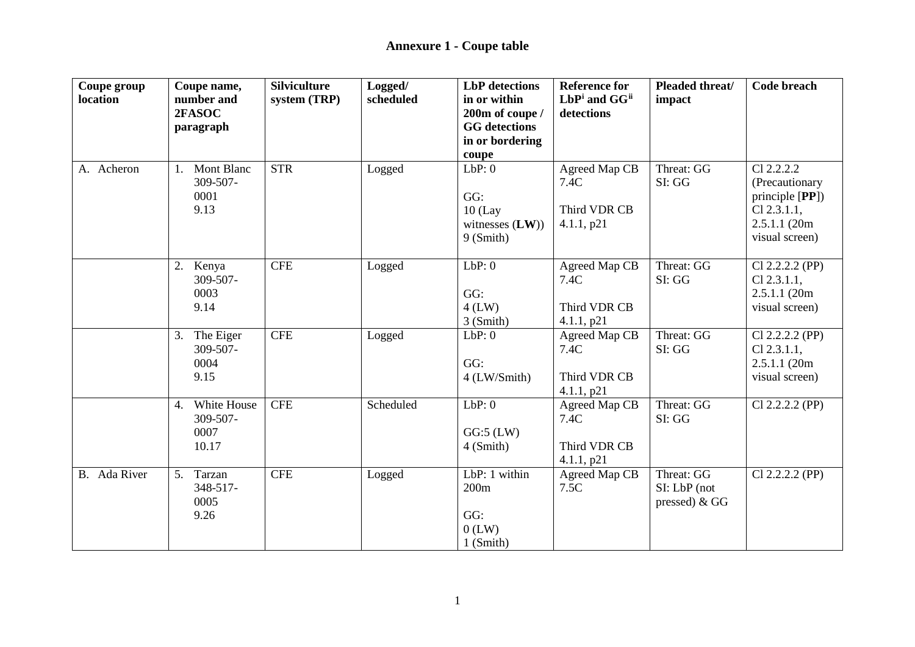# Annexure 1 - Coupe table

| Coupe group location | Coupe name, number and 2FASOC paragraph | Silviculture system (TRP) | Logged/ scheduled | LbP detections in or within 200m of coupe / GG detections in or bordering coupe | Reference for LbP[i] and GG[ii] detections | Pleaded threat/ impact | Code breach |
|---|---|---|---|---|---|---|---|
| A. Acheron | 1. Mont Blanc 309-507-0001 9.13 | STR | Logged | LbP: 0<br><br>GG:<br>10 (Lay witnesses (**LW**))<br>9 (Smith) | Agreed Map CB 7.4C<br><br>Third VDR CB 4.1.1, p21 | Threat: GG<br>SI: GG | Cl 2.2.2.2 (Precautionary principle [**PP**])<br>Cl 2.3.1.1, 2.5.1.1 (20m visual screen) |
| | 2. Kenya 309-507-0003 9.14 | CFE | Logged | LbP: 0<br><br>GG:<br>4 (LW)<br>3 (Smith) | Agreed Map CB 7.4C<br><br>Third VDR CB 4.1.1, p21 | Threat: GG<br>SI: GG | Cl 2.2.2.2 (PP)<br>Cl 2.3.1.1, 2.5.1.1 (20m visual screen) |
| | 3. The Eiger 309-507-0004 9.15 | CFE | Logged | LbP: 0<br><br>GG:<br>4 (LW/Smith) | Agreed Map CB 7.4C<br><br>Third VDR CB 4.1.1, p21 | Threat: GG<br>SI: GG | Cl 2.2.2.2 (PP)<br>Cl 2.3.1.1, 2.5.1.1 (20m visual screen) |
| | 4. White House 309-507-0007 10.17 | CFE | Scheduled | LbP: 0<br><br>GG:5 (LW)<br>4 (Smith) | Agreed Map CB 7.4C<br><br>Third VDR CB 4.1.1, p21 | Threat: GG<br>SI: GG | Cl 2.2.2.2 (PP) |
| B. Ada River | 5. Tarzan 348-517-0005 9.26 | CFE | Logged | LbP: 1 within 200m<br><br>GG:<br>0 (LW)<br>1 (Smith) | Agreed Map CB 7.5C | Threat: GG<br>SI: LbP (not pressed) & GG | Cl 2.2.2.2 (PP) |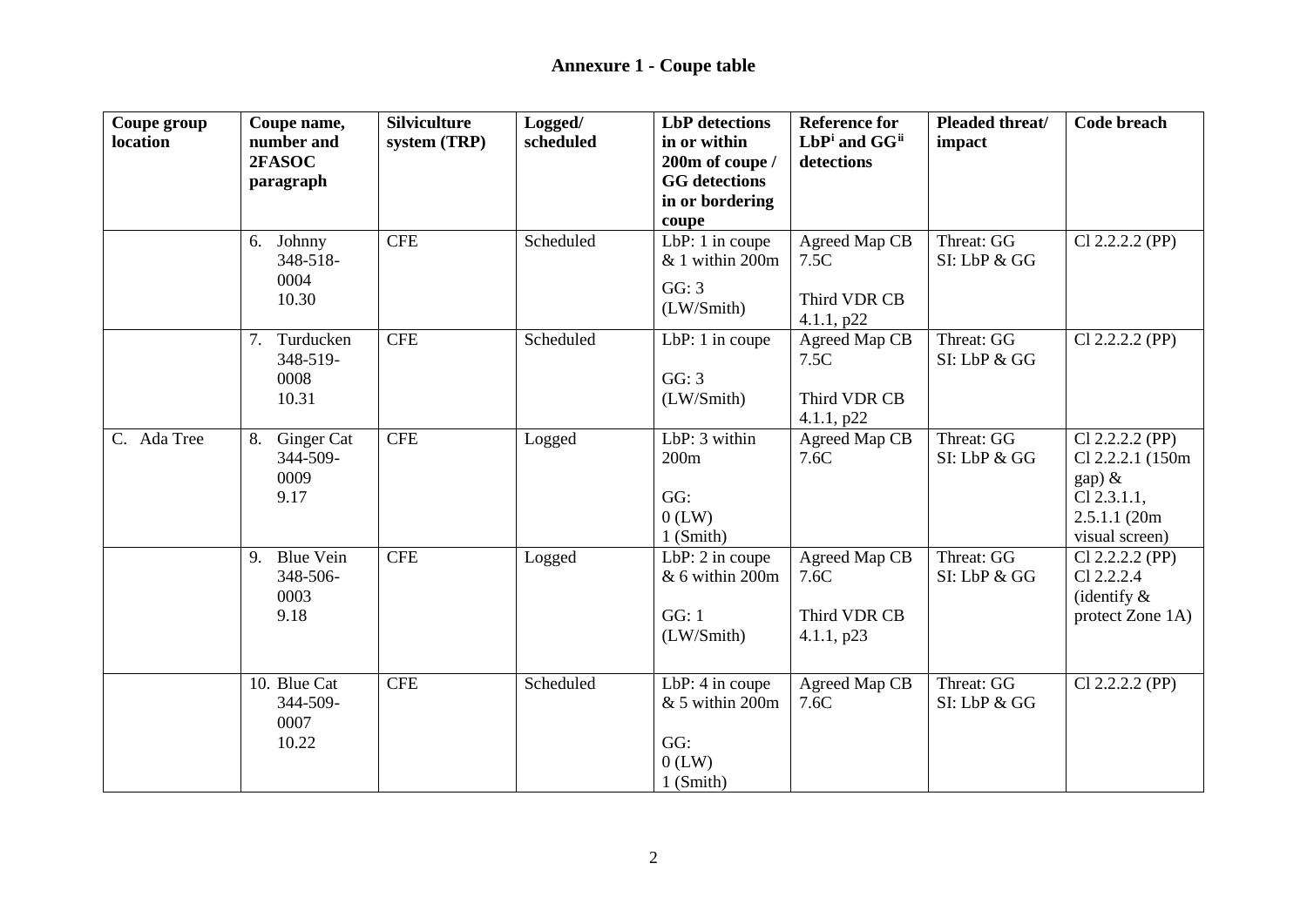## Annexure 1 - Coupe table

| Coupe group location | Coupe name, number and 2FASOC paragraph | Silviculture system (TRP) | Logged/ scheduled | LbP detections in or within 200m of coupe / GG detections in or bordering coupe | Reference for LbP[i] and GG[ii] detections | Pleaded threat/ impact | Code breach |
|---|---|---|---|---|---|---|---|
| | 6. Johnny 348-518-0004 10.30 | CFE | Scheduled | LbP: 1 in coupe & 1 within 200m<br>GG: 3 (LW/Smith) | Agreed Map CB 7.5C<br>Third VDR CB 4.1.1, p22 | Threat: GG<br>SI: LbP & GG | Cl 2.2.2.2 (PP) |
| | 7. Turducken 348-519-0008 10.31 | CFE | Scheduled | LbP: 1 in coupe<br>GG: 3 (LW/Smith) | Agreed Map CB 7.5C<br>Third VDR CB 4.1.1, p22 | Threat: GG<br>SI: LbP & GG | Cl 2.2.2.2 (PP) |
| C. Ada Tree | 8. Ginger Cat 344-509-0009 9.17 | CFE | Logged | LbP: 3 within 200m<br>GG:<br>0 (LW)<br>1 (Smith) | Agreed Map CB 7.6C | Threat: GG<br>SI: LbP & GG | Cl 2.2.2.2 (PP)<br>Cl 2.2.2.1 (150m gap) &<br>Cl 2.3.1.1, 2.5.1.1 (20m visual screen) |
| | 9. Blue Vein 348-506-0003 9.18 | CFE | Logged | LbP: 2 in coupe & 6 within 200m<br>GG: 1 (LW/Smith) | Agreed Map CB 7.6C<br>Third VDR CB 4.1.1, p23 | Threat: GG<br>SI: LbP & GG | Cl 2.2.2.2 (PP)<br>Cl 2.2.2.4 (identify & protect Zone 1A) |
| | 10. Blue Cat 344-509-0007 10.22 | CFE | Scheduled | LbP: 4 in coupe & 5 within 200m<br>GG:<br>0 (LW)<br>1 (Smith) | Agreed Map CB 7.6C | Threat: GG<br>SI: LbP & GG | Cl 2.2.2.2 (PP) |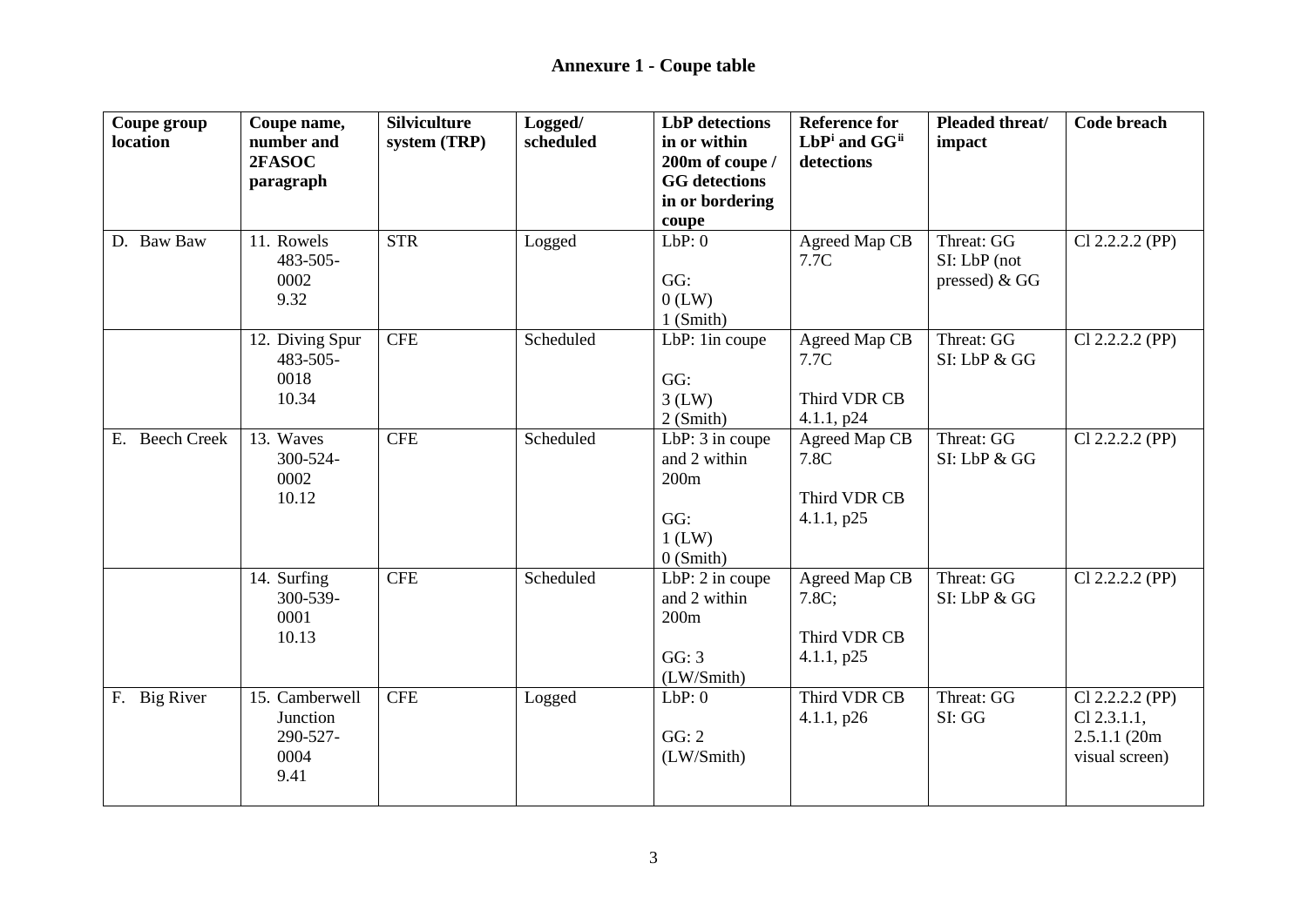## Annexure 1 - Coupe table

| Coupe group location | Coupe name, number and 2FASOC paragraph | Silviculture system (TRP) | Logged/ scheduled | LbP detections in or within 200m of coupe / GG detections in or bordering coupe | Reference for LbP[i] and GG[ii] detections | Pleaded threat/ impact | Code breach |
|---|---|---|---|---|---|---|---|
| D. Baw Baw | 11. Rowels 483-505-0002 9.32 | STR | Logged | LbP: 0<br><br>GG:<br>0 (LW)<br>1 (Smith) | Agreed Map CB 7.7C | Threat: GG<br>SI: LbP (not pressed) & GG | Cl 2.2.2.2 (PP) |
| | 12. Diving Spur 483-505-0018 10.34 | CFE | Scheduled | LbP: 1in coupe<br><br>GG:<br>3 (LW)<br>2 (Smith) | Agreed Map CB 7.7C<br><br>Third VDR CB 4.1.1, p24 | Threat: GG<br>SI: LbP & GG | Cl 2.2.2.2 (PP) |
| E. Beech Creek | 13. Waves 300-524-0002 10.12 | CFE | Scheduled | LbP: 3 in coupe and 2 within 200m<br><br>GG:<br>1 (LW)<br>0 (Smith) | Agreed Map CB 7.8C<br><br>Third VDR CB 4.1.1, p25 | Threat: GG<br>SI: LbP & GG | Cl 2.2.2.2 (PP) |
| | 14. Surfing 300-539-0001 10.13 | CFE | Scheduled | LbP: 2 in coupe and 2 within 200m<br><br>GG: 3 (LW/Smith) | Agreed Map CB 7.8C;<br><br>Third VDR CB 4.1.1, p25 | Threat: GG<br>SI: LbP & GG | Cl 2.2.2.2 (PP) |
| F. Big River | 15. Camberwell Junction 290-527-0004 9.41 | CFE | Logged | LbP: 0<br><br>GG: 2 (LW/Smith) | Third VDR CB 4.1.1, p26 | Threat: GG<br>SI: GG | Cl 2.2.2.2 (PP)<br>Cl 2.3.1.1, 2.5.1.1 (20m visual screen) |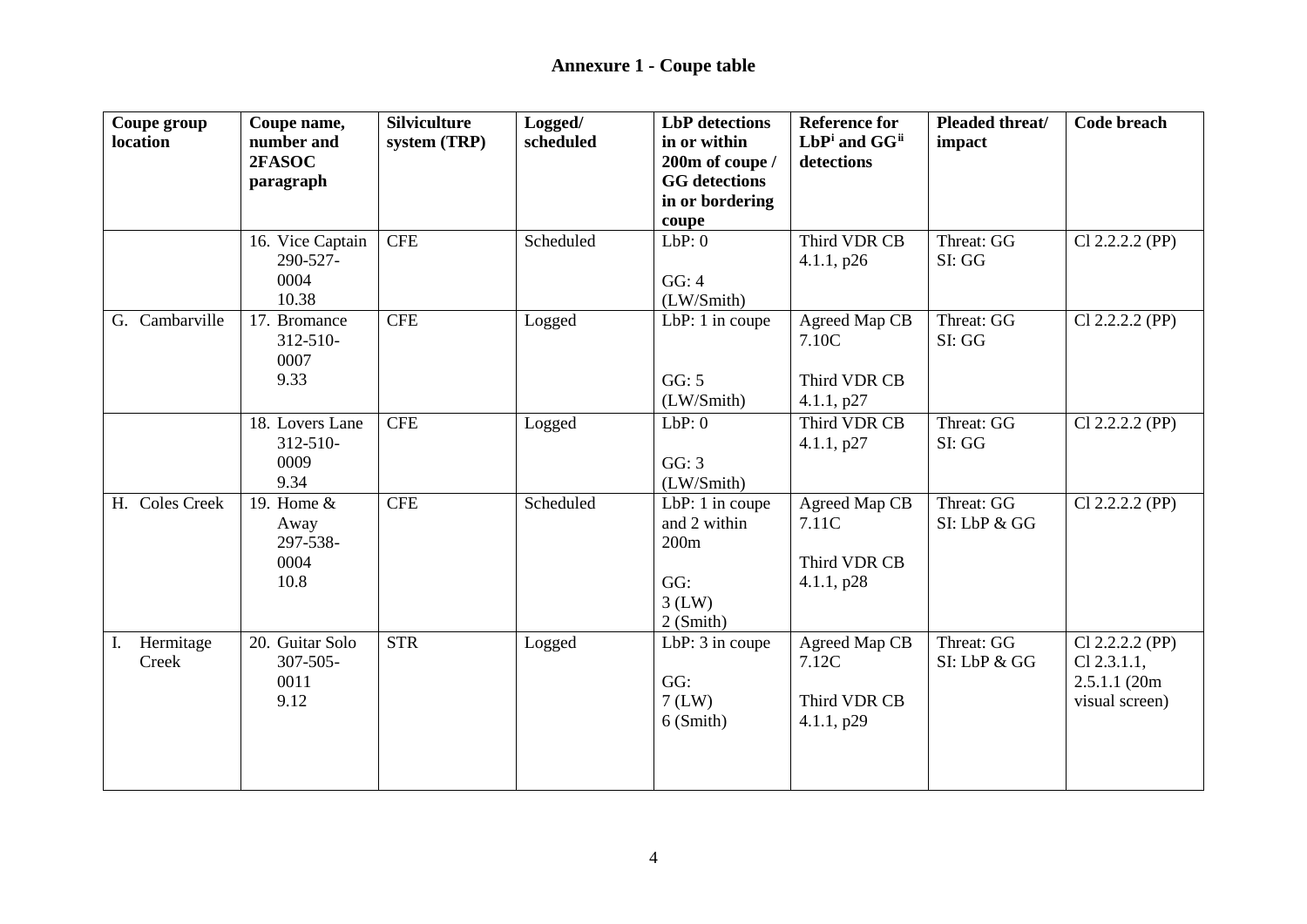## Annexure 1 - Coupe table

| Coupe group location | Coupe name, number and 2FASOC paragraph | Silviculture system (TRP) | Logged/ scheduled | LbP detections in or within 200m of coupe / GG detections in or bordering coupe | Reference for LbP[i] and GG[ii] detections | Pleaded threat/ impact | Code breach |
|---|---|---|---|---|---|---|---|
| | 16. Vice Captain 290-527-0004 10.38 | CFE | Scheduled | LbP: 0<br><br>GG: 4 (LW/Smith) | Third VDR CB 4.1.1, p26 | Threat: GG<br>SI: GG | Cl 2.2.2.2 (PP) |
| G. Cambarville | 17. Bromance 312-510-0007 9.33 | CFE | Logged | LbP: 1 in coupe<br><br>GG: 5 (LW/Smith) | Agreed Map CB 7.10C<br><br>Third VDR CB 4.1.1, p27 | Threat: GG<br>SI: GG | Cl 2.2.2.2 (PP) |
| | 18. Lovers Lane 312-510-0009 9.34 | CFE | Logged | LbP: 0<br><br>GG: 3 (LW/Smith) | Third VDR CB 4.1.1, p27 | Threat: GG<br>SI: GG | Cl 2.2.2.2 (PP) |
| H. Coles Creek | 19. Home & Away 297-538-0004 10.8 | CFE | Scheduled | LbP: 1 in coupe and 2 within 200m<br><br>GG:<br>3 (LW)<br>2 (Smith) | Agreed Map CB 7.11C<br><br>Third VDR CB 4.1.1, p28 | Threat: GG<br>SI: LbP & GG | Cl 2.2.2.2 (PP) |
| I. Hermitage Creek | 20. Guitar Solo 307-505-0011 9.12 | STR | Logged | LbP: 3 in coupe<br><br>GG:<br>7 (LW)<br>6 (Smith) | Agreed Map CB 7.12C<br><br>Third VDR CB 4.1.1, p29 | Threat: GG<br>SI: LbP & GG | Cl 2.2.2.2 (PP)<br>Cl 2.3.1.1,<br>2.5.1.1 (20m visual screen) |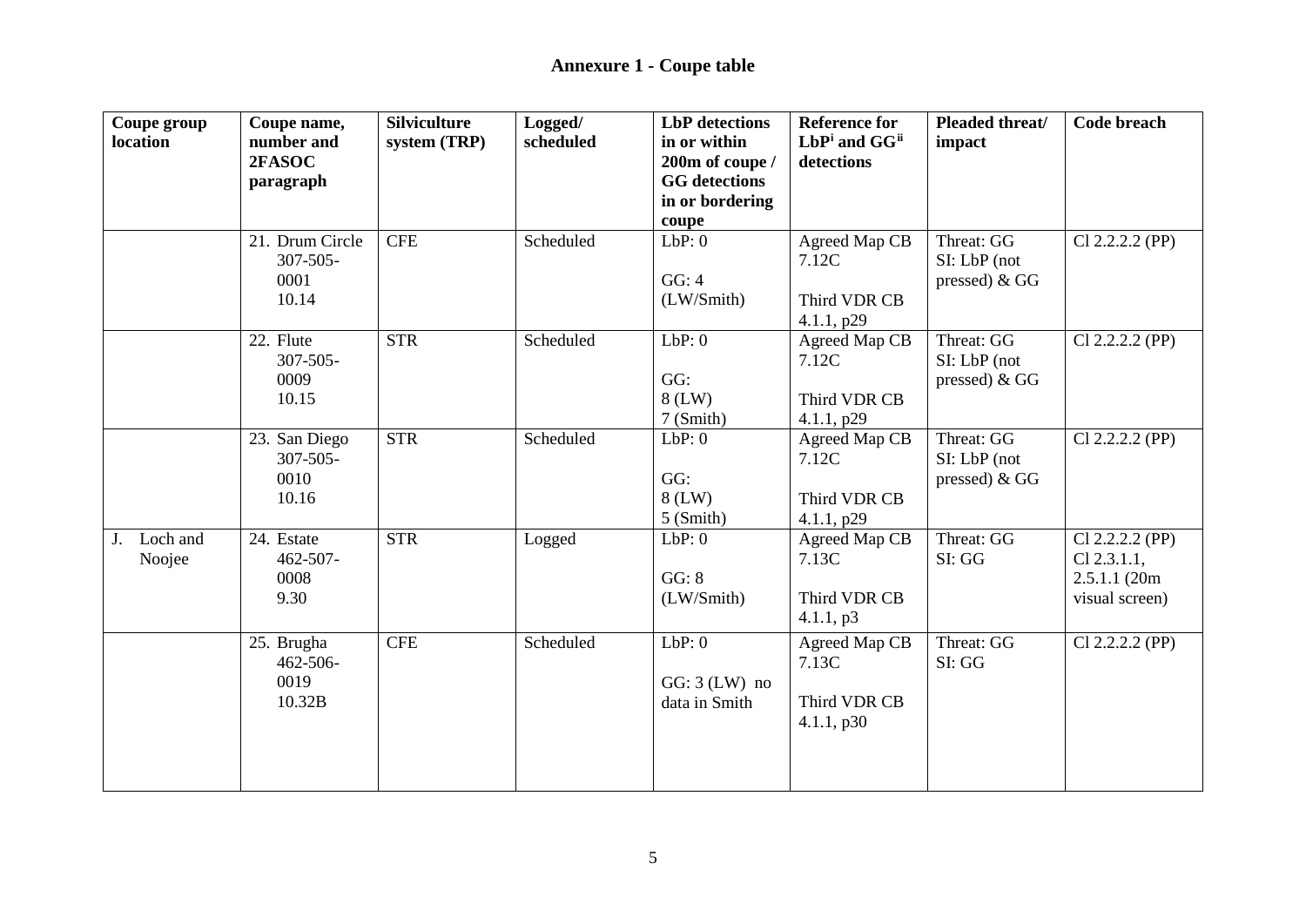## Annexure 1 - Coupe table

| Coupe group location | Coupe name, number and 2FASOC paragraph | Silviculture system (TRP) | Logged/ scheduled | LbP detections in or within 200m of coupe / GG detections in or bordering coupe | Reference for LbP[i] and GG[ii] detections | Pleaded threat/ impact | Code breach |
|---|---|---|---|---|---|---|---|
| | 21. Drum Circle 307-505-0001 10.14 | CFE | Scheduled | LbP: 0<br><br>GG: 4 (LW/Smith) | Agreed Map CB 7.12C<br><br>Third VDR CB 4.1.1, p29 | Threat: GG<br>SI: LbP (not pressed) & GG | Cl 2.2.2.2 (PP) |
| | 22. Flute 307-505-0009 10.15 | STR | Scheduled | LbP: 0<br><br>GG:<br>8 (LW)<br>7 (Smith) | Agreed Map CB 7.12C<br><br>Third VDR CB 4.1.1, p29 | Threat: GG<br>SI: LbP (not pressed) & GG | Cl 2.2.2.2 (PP) |
| | 23. San Diego 307-505-0010 10.16 | STR | Scheduled | LbP: 0<br><br>GG:<br>8 (LW)<br>5 (Smith) | Agreed Map CB 7.12C<br><br>Third VDR CB 4.1.1, p29 | Threat: GG<br>SI: LbP (not pressed) & GG | Cl 2.2.2.2 (PP) |
| J. Loch and Noojee | 24. Estate 462-507-0008 9.30 | STR | Logged | LbP: 0<br><br>GG: 8 (LW/Smith) | Agreed Map CB 7.13C<br><br>Third VDR CB 4.1.1, p3 | Threat: GG<br>SI: GG | Cl 2.2.2.2 (PP)<br>Cl 2.3.1.1,<br>2.5.1.1 (20m visual screen) |
| | 25. Brugha 462-506-0019 10.32B | CFE | Scheduled | LbP: 0<br><br>GG: 3 (LW) no data in Smith | Agreed Map CB 7.13C<br><br>Third VDR CB 4.1.1, p30 | Threat: GG<br>SI: GG | Cl 2.2.2.2 (PP) |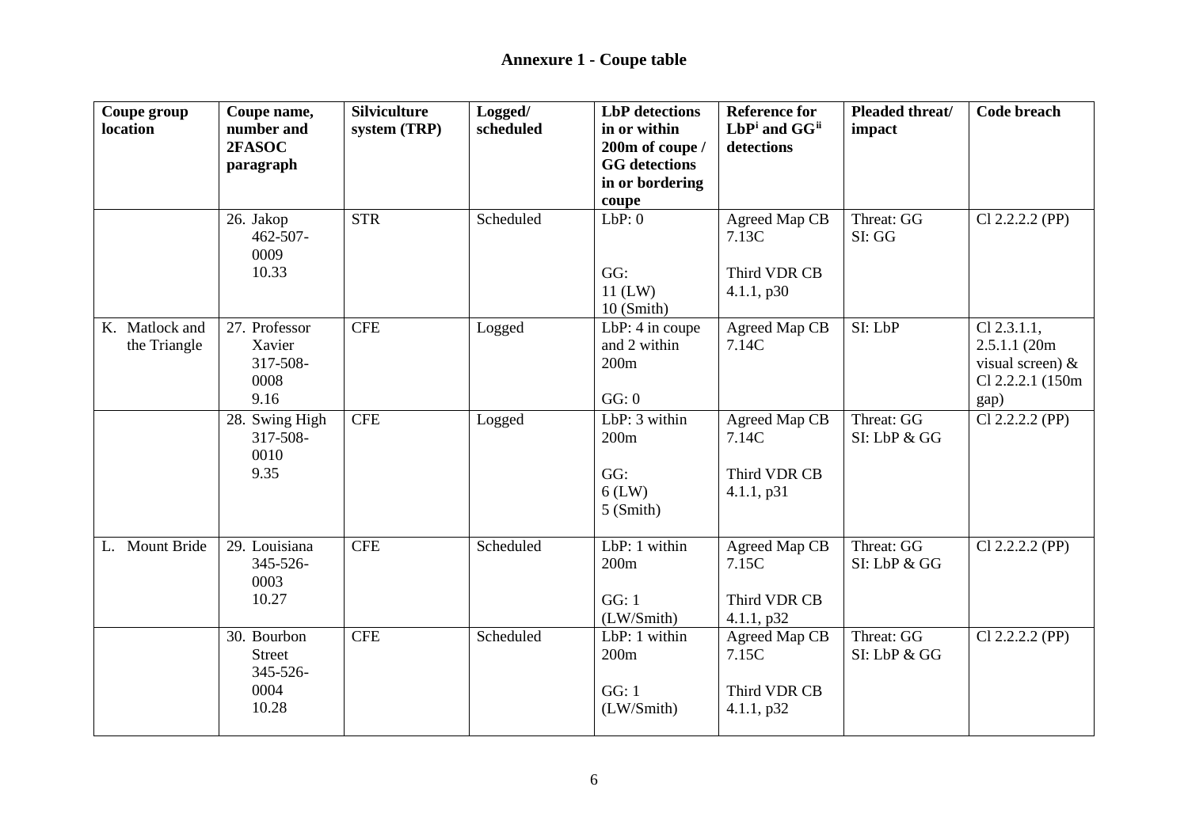## Annexure 1 - Coupe table

| Coupe group location | Coupe name, number and 2FASOC paragraph | Silviculture system (TRP) | Logged/ scheduled | LbP detections in or within 200m of coupe / GG detections in or bordering coupe | Reference for LbP[i] and GG[ii] detections | Pleaded threat/ impact | Code breach |
|---|---|---|---|---|---|---|---|
| | 26. Jakop 462-507-0009 10.33 | STR | Scheduled | LbP: 0<br><br>GG:<br>11 (LW)<br>10 (Smith) | Agreed Map CB 7.13C<br><br>Third VDR CB 4.1.1, p30 | Threat: GG<br>SI: GG | Cl 2.2.2.2 (PP) |
| K. Matlock and the Triangle | 27. Professor Xavier 317-508-0008 9.16 | CFE | Logged | LbP: 4 in coupe and 2 within 200m<br><br>GG: 0 | Agreed Map CB 7.14C | SI: LbP | Cl 2.3.1.1, 2.5.1.1 (20m visual screen) & Cl 2.2.2.1 (150m gap) |
| | 28. Swing High 317-508-0010 9.35 | CFE | Logged | LbP: 3 within 200m<br><br>GG:<br>6 (LW)<br>5 (Smith) | Agreed Map CB 7.14C<br><br>Third VDR CB 4.1.1, p31 | Threat: GG<br>SI: LbP & GG | Cl 2.2.2.2 (PP) |
| L. Mount Bride | 29. Louisiana 345-526-0003 10.27 | CFE | Scheduled | LbP: 1 within 200m<br><br>GG: 1 (LW/Smith) | Agreed Map CB 7.15C<br><br>Third VDR CB 4.1.1, p32 | Threat: GG<br>SI: LbP & GG | Cl 2.2.2.2 (PP) |
| | 30. Bourbon Street 345-526-0004 10.28 | CFE | Scheduled | LbP: 1 within 200m<br><br>GG: 1 (LW/Smith) | Agreed Map CB 7.15C<br><br>Third VDR CB 4.1.1, p32 | Threat: GG<br>SI: LbP & GG | Cl 2.2.2.2 (PP) |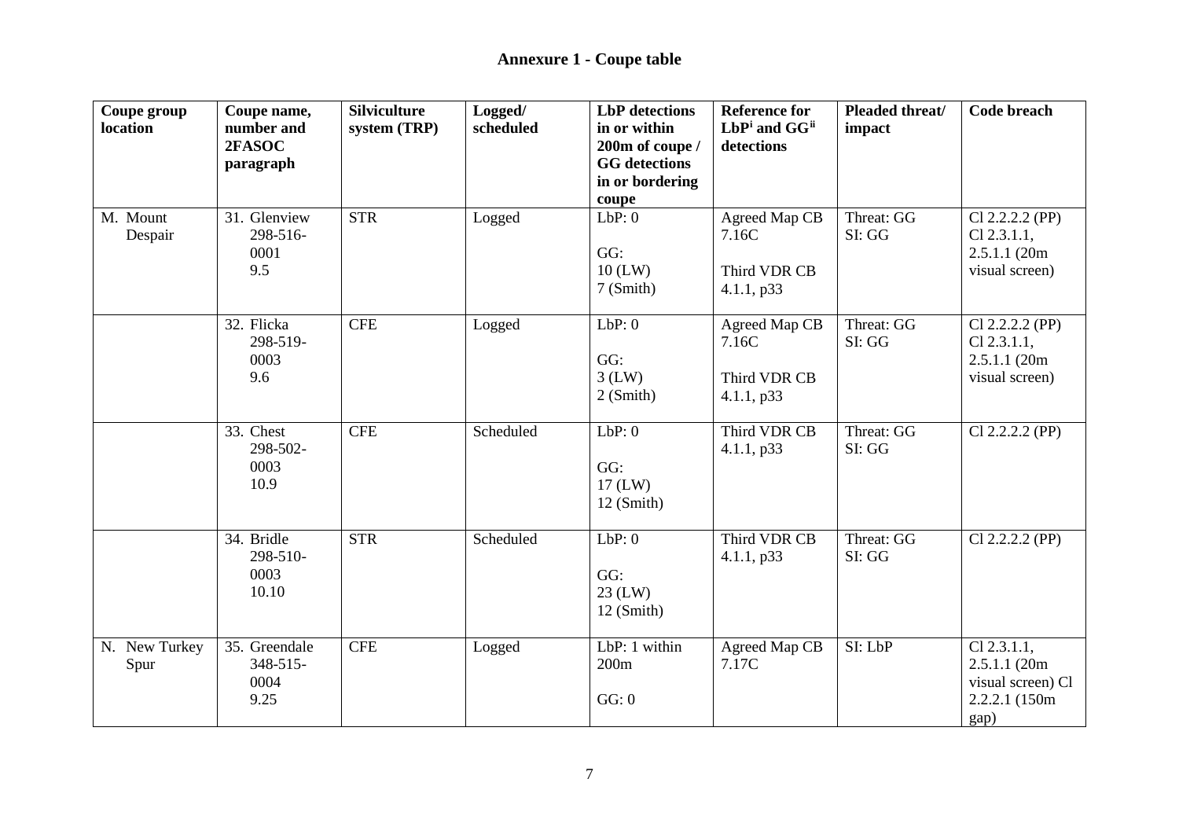# Annexure 1 - Coupe table

| Coupe group location | Coupe name, number and 2FASOC paragraph | Silviculture system (TRP) | Logged/ scheduled | LbP detections in or within 200m of coupe / GG detections in or bordering coupe | Reference for LbP[i] and GG[ii] detections | Pleaded threat/ impact | Code breach |
|---|---|---|---|---|---|---|---|
| M. Mount Despair | 31. Glenview 298-516-0001 9.5 | STR | Logged | LbP: 0<br><br>GG:<br>10 (LW)<br>7 (Smith) | Agreed Map CB 7.16C<br><br>Third VDR CB 4.1.1, p33 | Threat: GG<br>SI: GG | Cl 2.2.2.2 (PP)<br>Cl 2.3.1.1, 2.5.1.1 (20m visual screen) |
| | 32. Flicka 298-519-0003 9.6 | CFE | Logged | LbP: 0<br><br>GG:<br>3 (LW)<br>2 (Smith) | Agreed Map CB 7.16C<br><br>Third VDR CB 4.1.1, p33 | Threat: GG<br>SI: GG | Cl 2.2.2.2 (PP)<br>Cl 2.3.1.1, 2.5.1.1 (20m visual screen) |
| | 33. Chest 298-502-0003 10.9 | CFE | Scheduled | LbP: 0<br><br>GG:<br>17 (LW)<br>12 (Smith) | Third VDR CB 4.1.1, p33 | Threat: GG<br>SI: GG | Cl 2.2.2.2 (PP) |
| | 34. Bridle 298-510-0003 10.10 | STR | Scheduled | LbP: 0<br><br>GG:<br>23 (LW)<br>12 (Smith) | Third VDR CB 4.1.1, p33 | Threat: GG<br>SI: GG | Cl 2.2.2.2 (PP) |
| N. New Turkey Spur | 35. Greendale 348-515-0004 9.25 | CFE | Logged | LbP: 1 within 200m<br><br>GG: 0 | Agreed Map CB 7.17C | SI: LbP | Cl 2.3.1.1, 2.5.1.1 (20m visual screen) Cl 2.2.2.1 (150m gap) |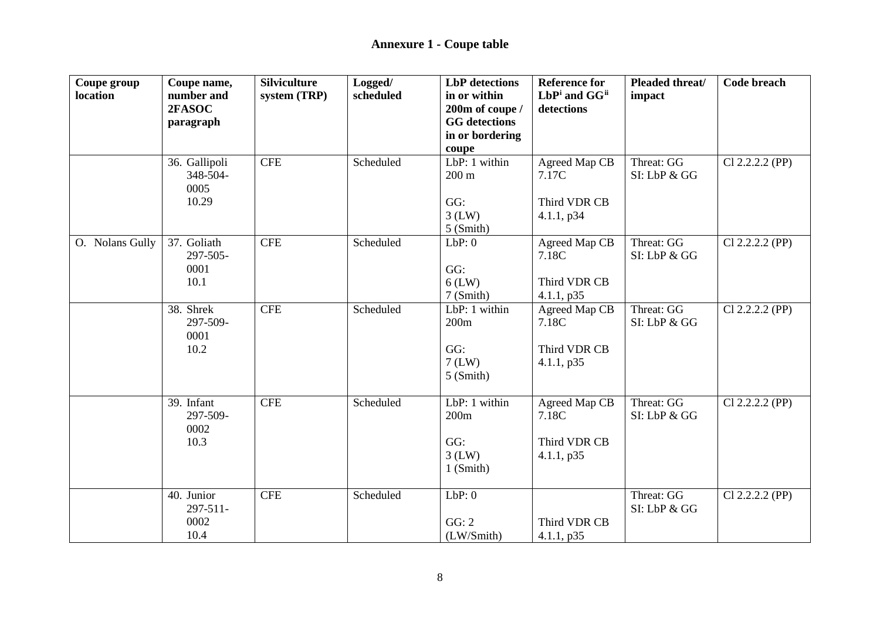## Annexure 1 - Coupe table

| Coupe group location | Coupe name, number and 2FASOC paragraph | Silviculture system (TRP) | Logged/ scheduled | LbP detections in or within 200m of coupe / GG detections in or bordering coupe | Reference for LbP[i] and GG[ii] detections | Pleaded threat/ impact | Code breach |
|---|---|---|---|---|---|---|---|
| | 36. Gallipoli 348-504-0005 10.29 | CFE | Scheduled | LbP: 1 within 200 m<br><br>GG:<br>3 (LW)<br>5 (Smith) | Agreed Map CB 7.17C<br><br>Third VDR CB 4.1.1, p34 | Threat: GG<br>SI: LbP & GG | Cl 2.2.2.2 (PP) |
| O. Nolans Gully | 37. Goliath 297-505-0001 10.1 | CFE | Scheduled | LbP: 0<br><br>GG:<br>6 (LW)<br>7 (Smith) | Agreed Map CB 7.18C<br><br>Third VDR CB 4.1.1, p35 | Threat: GG<br>SI: LbP & GG | Cl 2.2.2.2 (PP) |
| | 38. Shrek 297-509-0001 10.2 | CFE | Scheduled | LbP: 1 within 200m<br><br>GG:<br>7 (LW)<br>5 (Smith) | Agreed Map CB 7.18C<br><br>Third VDR CB 4.1.1, p35 | Threat: GG<br>SI: LbP & GG | Cl 2.2.2.2 (PP) |
| | 39. Infant 297-509-0002 10.3 | CFE | Scheduled | LbP: 1 within 200m<br><br>GG:<br>3 (LW)<br>1 (Smith) | Agreed Map CB 7.18C<br><br>Third VDR CB 4.1.1, p35 | Threat: GG<br>SI: LbP & GG | Cl 2.2.2.2 (PP) |
| | 40. Junior 297-511-0002 10.4 | CFE | Scheduled | LbP: 0<br><br>GG: 2<br>(LW/Smith) | Third VDR CB 4.1.1, p35 | Threat: GG<br>SI: LbP & GG | Cl 2.2.2.2 (PP) |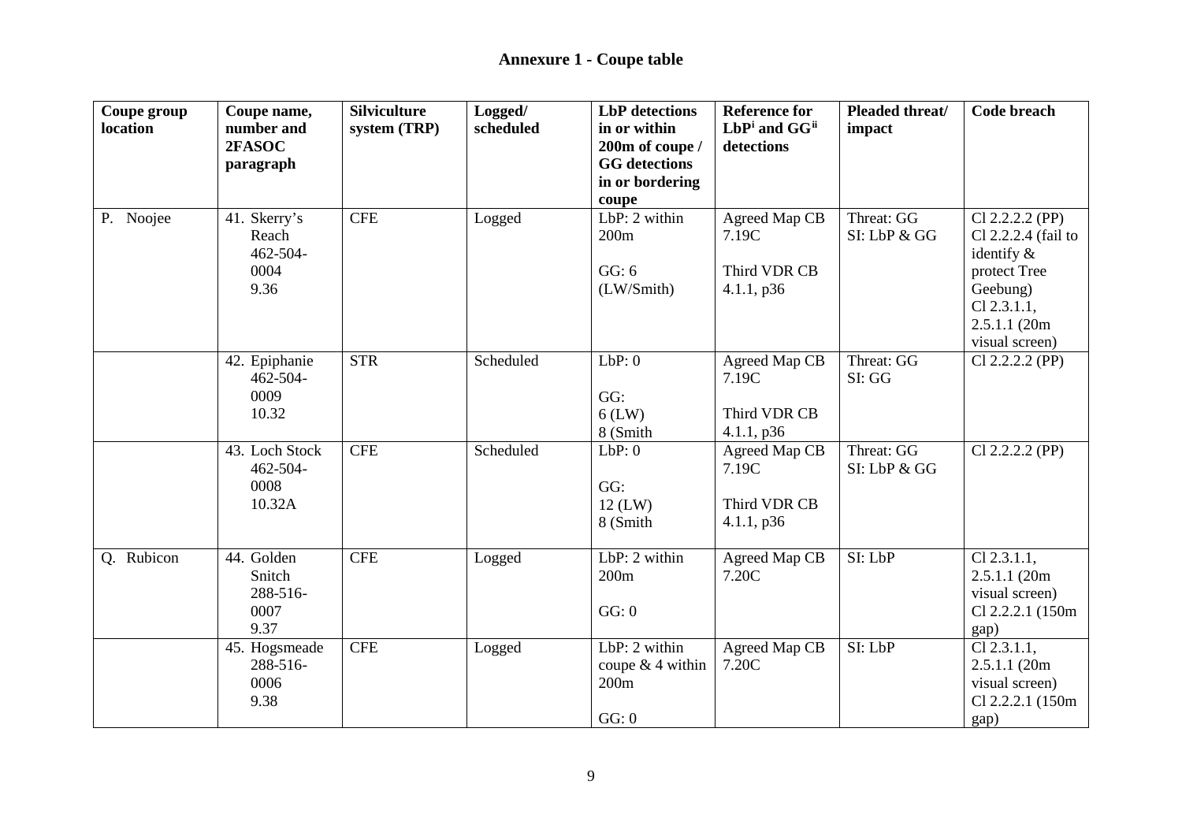## Annexure 1 - Coupe table

| Coupe group location | Coupe name, number and 2FASOC paragraph | Silviculture system (TRP) | Logged/ scheduled | LbP detections in or within 200m of coupe / GG detections in or bordering coupe | Reference for LbP[i] and GG[ii] detections | Pleaded threat/ impact | Code breach |
|---|---|---|---|---|---|---|---|
| P. Noojee | 41. Skerry's Reach 462-504-0004 9.36 | CFE | Logged | LbP: 2 within 200m<br><br>GG: 6 (LW/Smith) | Agreed Map CB 7.19C<br><br>Third VDR CB 4.1.1, p36 | Threat: GG<br>SI: LbP & GG | Cl 2.2.2.2 (PP)<br>Cl 2.2.2.4 (fail to identify & protect Tree Geebung)<br>Cl 2.3.1.1, 2.5.1.1 (20m visual screen) |
| | 42. Epiphanie 462-504-0009 10.32 | STR | Scheduled | LbP: 0<br><br>GG:<br>6 (LW)<br>8 (Smith | Agreed Map CB 7.19C<br><br>Third VDR CB 4.1.1, p36 | Threat: GG<br>SI: GG | Cl 2.2.2.2 (PP) |
| | 43. Loch Stock 462-504-0008 10.32A | CFE | Scheduled | LbP: 0<br><br>GG:<br>12 (LW)<br>8 (Smith | Agreed Map CB 7.19C<br><br>Third VDR CB 4.1.1, p36 | Threat: GG<br>SI: LbP & GG | Cl 2.2.2.2 (PP) |
| Q. Rubicon | 44. Golden Snitch 288-516-0007 9.37 | CFE | Logged | LbP: 2 within 200m<br><br>GG: 0 | Agreed Map CB 7.20C | SI: LbP | Cl 2.3.1.1, 2.5.1.1 (20m visual screen)<br>Cl 2.2.2.1 (150m gap) |
| | 45. Hogsmeade 288-516-0006 9.38 | CFE | Logged | LbP: 2 within coupe & 4 within 200m<br><br>GG: 0 | Agreed Map CB 7.20C | SI: LbP | Cl 2.3.1.1, 2.5.1.1 (20m visual screen)<br>Cl 2.2.2.1 (150m gap) |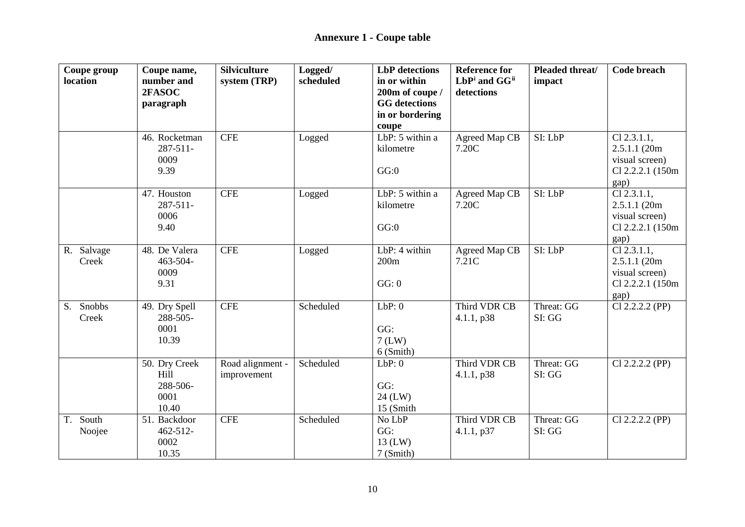## Annexure 1 - Coupe table

| Coupe group location | Coupe name, number and 2FASOC paragraph | Silviculture system (TRP) | Logged/ scheduled | LbP detections in or within 200m of coupe / GG detections in or bordering coupe | Reference for LbP[i] and GG[ii] detections | Pleaded threat/ impact | Code breach |
|---|---|---|---|---|---|---|---|
| | 46. Rocketman 287-511-0009 9.39 | CFE | Logged | LbP: 5 within a kilometre GG:0 | Agreed Map CB 7.20C | SI: LbP | Cl 2.3.1.1, 2.5.1.1 (20m visual screen) Cl 2.2.2.1 (150m gap) |
| | 47. Houston 287-511-0006 9.40 | CFE | Logged | LbP: 5 within a kilometre GG:0 | Agreed Map CB 7.20C | SI: LbP | Cl 2.3.1.1, 2.5.1.1 (20m visual screen) Cl 2.2.2.1 (150m gap) |
| R. Salvage Creek | 48. De Valera 463-504-0009 9.31 | CFE | Logged | LbP: 4 within 200m GG: 0 | Agreed Map CB 7.21C | SI: LbP | Cl 2.3.1.1, 2.5.1.1 (20m visual screen) Cl 2.2.2.1 (150m gap) |
| S. Snobbs Creek | 49. Dry Spell 288-505-0001 10.39 | CFE | Scheduled | LbP: 0 GG: 7 (LW) 6 (Smith) | Third VDR CB 4.1.1, p38 | Threat: GG SI: GG | Cl 2.2.2.2 (PP) |
| | 50. Dry Creek Hill 288-506-0001 10.40 | Road alignment - improvement | Scheduled | LbP: 0 GG: 24 (LW) 15 (Smith | Third VDR CB 4.1.1, p38 | Threat: GG SI: GG | Cl 2.2.2.2 (PP) |
| T. South Noojee | 51. Backdoor 462-512-0002 10.35 | CFE | Scheduled | No LbP GG: 13 (LW) 7 (Smith) | Third VDR CB 4.1.1, p37 | Threat: GG SI: GG | Cl 2.2.2.2 (PP) |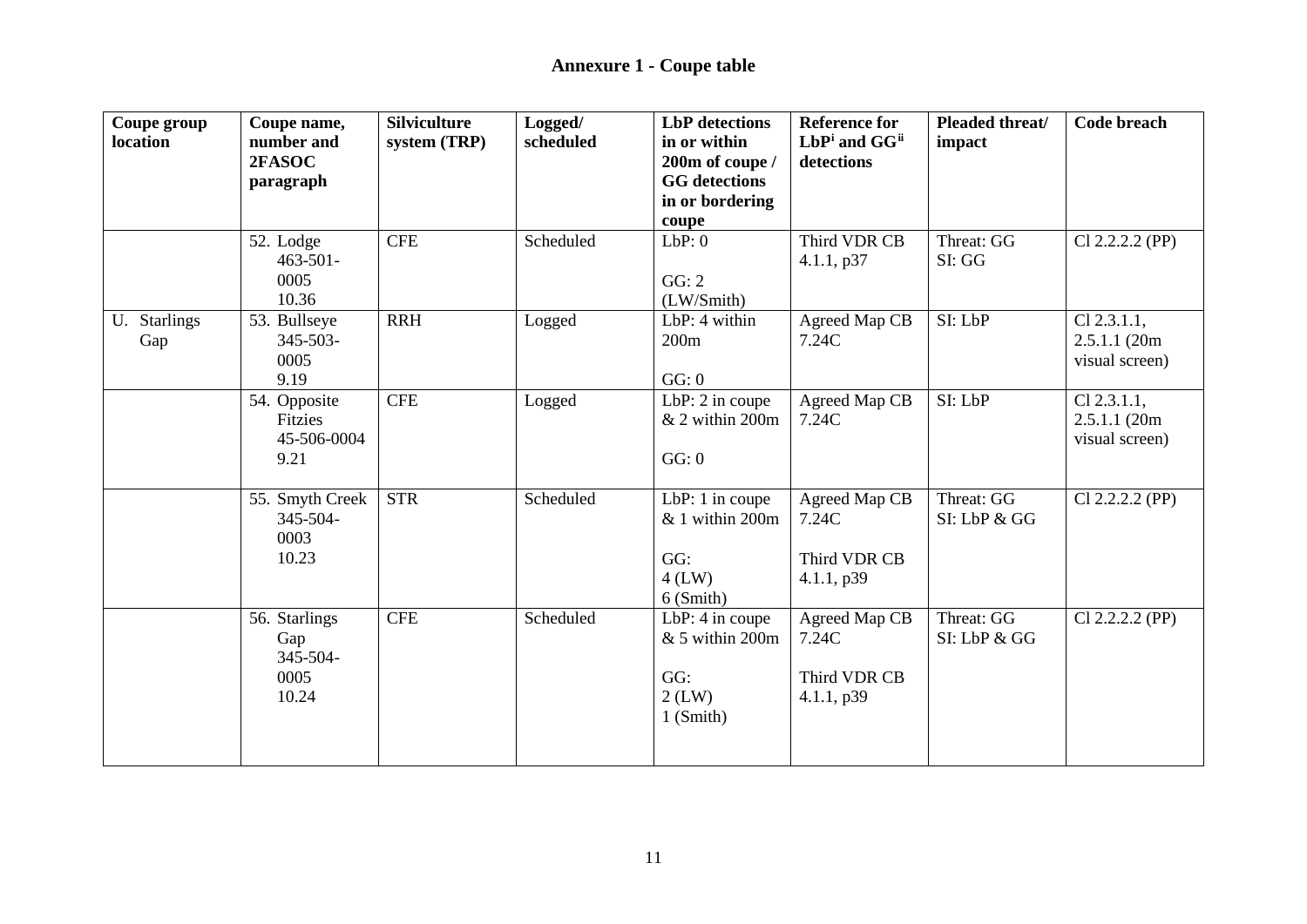## Annexure 1 - Coupe table

| Coupe group location | Coupe name, number and 2FASOC paragraph | Silviculture system (TRP) | Logged/ scheduled | LbP detections in or within 200m of coupe / GG detections in or bordering coupe | Reference for LbP[i] and GG[ii] detections | Pleaded threat/ impact | Code breach |
|---|---|---|---|---|---|---|---|
| | 52. Lodge 463-501-0005 10.36 | CFE | Scheduled | LbP: 0<br><br>GG: 2 (LW/Smith) | Third VDR CB 4.1.1, p37 | Threat: GG<br>SI: GG | Cl 2.2.2.2 (PP) |
| U. Starlings Gap | 53. Bullseye 345-503-0005 9.19 | RRH | Logged | LbP: 4 within 200m<br><br>GG: 0 | Agreed Map CB 7.24C | SI: LbP | Cl 2.3.1.1, 2.5.1.1 (20m visual screen) |
| | 54. Opposite Fitzies 45-506-0004 9.21 | CFE | Logged | LbP: 2 in coupe & 2 within 200m<br><br>GG: 0 | Agreed Map CB 7.24C | SI: LbP | Cl 2.3.1.1, 2.5.1.1 (20m visual screen) |
| | 55. Smyth Creek 345-504-0003 10.23 | STR | Scheduled | LbP: 1 in coupe & 1 within 200m<br><br>GG:<br>4 (LW)<br>6 (Smith) | Agreed Map CB 7.24C<br><br>Third VDR CB 4.1.1, p39 | Threat: GG<br>SI: LbP & GG | Cl 2.2.2.2 (PP) |
| | 56. Starlings Gap 345-504-0005 10.24 | CFE | Scheduled | LbP: 4 in coupe & 5 within 200m<br><br>GG:<br>2 (LW)<br>1 (Smith) | Agreed Map CB 7.24C<br><br>Third VDR CB 4.1.1, p39 | Threat: GG<br>SI: LbP & GG | Cl 2.2.2.2 (PP) |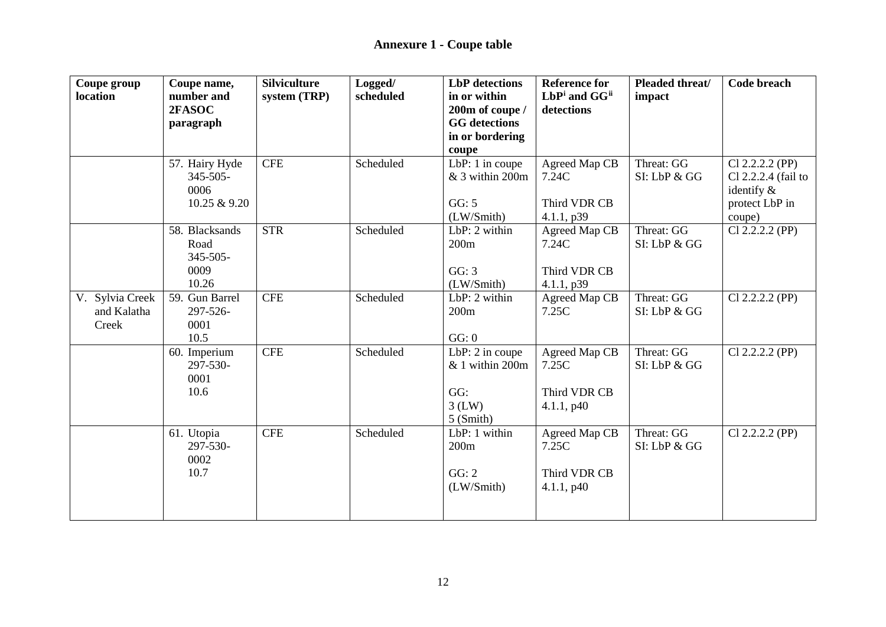## Annexure 1 - Coupe table

| Coupe group location | Coupe name, number and 2FASOC paragraph | Silviculture system (TRP) | Logged/ scheduled | LbP detections in or within 200m of coupe / GG detections in or bordering coupe | Reference for LbP[i] and GG[ii] detections | Pleaded threat/ impact | Code breach |
|---|---|---|---|---|---|---|---|
| | 57. Hairy Hyde 345-505-0006 10.25 & 9.20 | CFE | Scheduled | LbP: 1 in coupe & 3 within 200m<br><br>GG: 5 (LW/Smith) | Agreed Map CB 7.24C<br><br>Third VDR CB 4.1.1, p39 | Threat: GG SI: LbP & GG | Cl 2.2.2.2 (PP) Cl 2.2.2.4 (fail to identify & protect LbP in coupe) |
| | 58. Blacksands Road 345-505-0009 10.26 | STR | Scheduled | LbP: 2 within 200m<br><br>GG: 3 (LW/Smith) | Agreed Map CB 7.24C<br><br>Third VDR CB 4.1.1, p39 | Threat: GG SI: LbP & GG | Cl 2.2.2.2 (PP) |
| V. Sylvia Creek and Kalatha Creek | 59. Gun Barrel 297-526-0001 10.5 | CFE | Scheduled | LbP: 2 within 200m<br><br>GG: 0 | Agreed Map CB 7.25C | Threat: GG SI: LbP & GG | Cl 2.2.2.2 (PP) |
| | 60. Imperium 297-530-0001 10.6 | CFE | Scheduled | LbP: 2 in coupe & 1 within 200m<br><br>GG: 3 (LW) 5 (Smith) | Agreed Map CB 7.25C<br><br>Third VDR CB 4.1.1, p40 | Threat: GG SI: LbP & GG | Cl 2.2.2.2 (PP) |
| | 61. Utopia 297-530-0002 10.7 | CFE | Scheduled | LbP: 1 within 200m<br><br>GG: 2 (LW/Smith) | Agreed Map CB 7.25C<br><br>Third VDR CB 4.1.1, p40 | Threat: GG SI: LbP & GG | Cl 2.2.2.2 (PP) |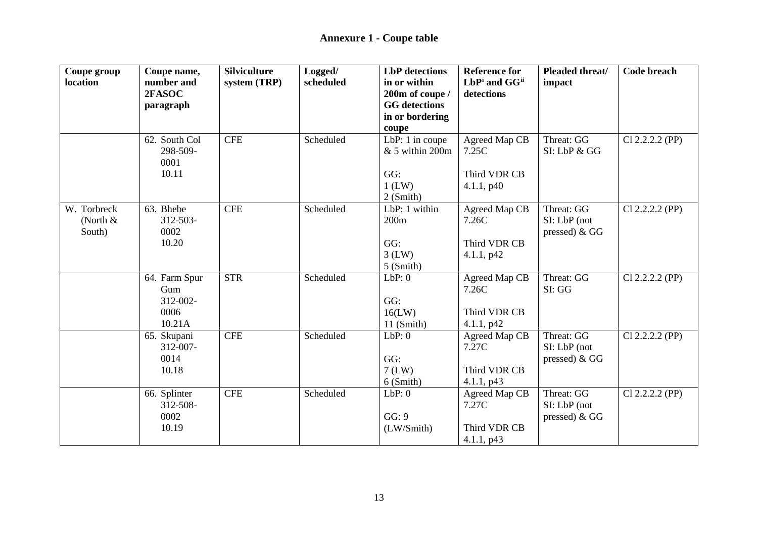## Annexure 1 - Coupe table

| Coupe group location | Coupe name, number and 2FASOC paragraph | Silviculture system (TRP) | Logged/ scheduled | LbP detections in or within 200m of coupe / GG detections in or bordering coupe | Reference for LbP[i] and GG[ii] detections | Pleaded threat/ impact | Code breach |
|---|---|---|---|---|---|---|---|
| | 62. South Col 298-509-0001 10.11 | CFE | Scheduled | LbP: 1 in coupe & 5 within 200m<br><br>GG:<br>1 (LW)<br>2 (Smith) | Agreed Map CB 7.25C<br><br>Third VDR CB 4.1.1, p40 | Threat: GG<br>SI: LbP & GG | Cl 2.2.2.2 (PP) |
| W. Torbreck (North & South) | 63. Bhebe 312-503-0002 10.20 | CFE | Scheduled | LbP: 1 within 200m<br><br>GG:<br>3 (LW)<br>5 (Smith) | Agreed Map CB 7.26C<br><br>Third VDR CB 4.1.1, p42 | Threat: GG<br>SI: LbP (not pressed) & GG | Cl 2.2.2.2 (PP) |
| | 64. Farm Spur Gum 312-002-0006 10.21A | STR | Scheduled | LbP: 0<br><br>GG:<br>16(LW)<br>11 (Smith) | Agreed Map CB 7.26C<br><br>Third VDR CB 4.1.1, p42 | Threat: GG<br>SI: GG | Cl 2.2.2.2 (PP) |
| | 65. Skupani 312-007-0014 10.18 | CFE | Scheduled | LbP: 0<br><br>GG:<br>7 (LW)<br>6 (Smith) | Agreed Map CB 7.27C<br><br>Third VDR CB 4.1.1, p43 | Threat: GG<br>SI: LbP (not pressed) & GG | Cl 2.2.2.2 (PP) |
| | 66. Splinter 312-508-0002 10.19 | CFE | Scheduled | LbP: 0<br><br>GG: 9<br>(LW/Smith) | Agreed Map CB 7.27C<br><br>Third VDR CB 4.1.1, p43 | Threat: GG<br>SI: LbP (not pressed) & GG | Cl 2.2.2.2 (PP) |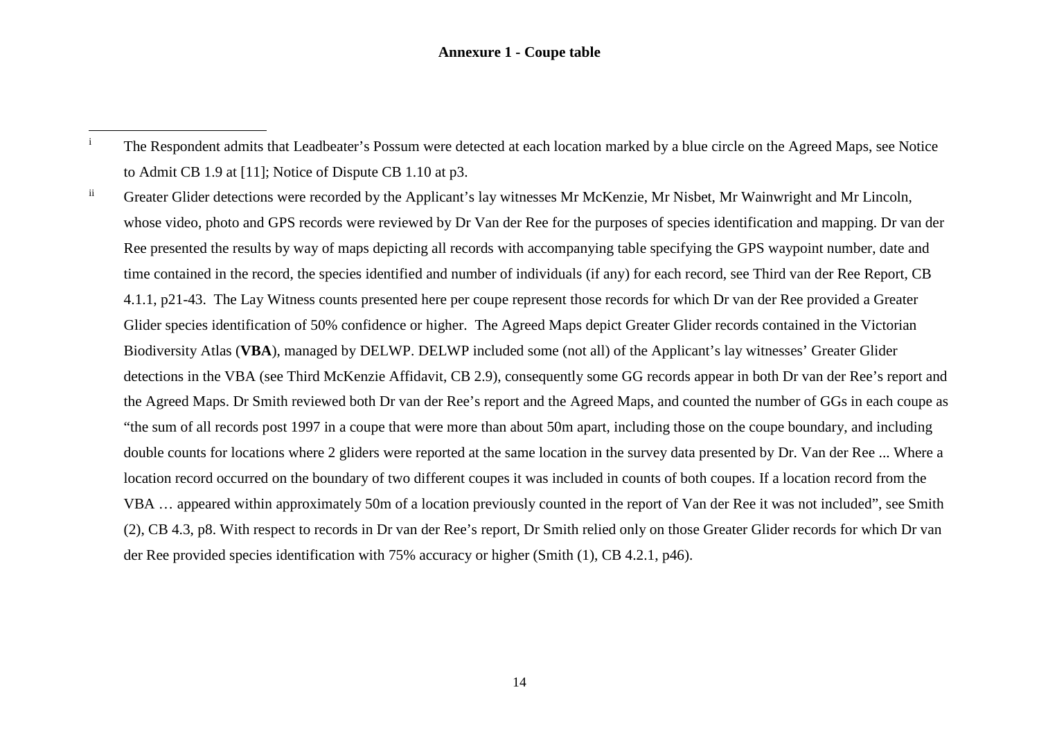**Annexure 1 - Coupe table**

---

[i] The Respondent admits that Leadbeater's Possum were detected at each location marked by a blue circle on the Agreed Maps, see Notice to Admit CB 1.9 at [11]; Notice of Dispute CB 1.10 at p3.

[ii] Greater Glider detections were recorded by the Applicant's lay witnesses Mr McKenzie, Mr Nisbet, Mr Wainwright and Mr Lincoln, whose video, photo and GPS records were reviewed by Dr Van der Ree for the purposes of species identification and mapping. Dr van der Ree presented the results by way of maps depicting all records with accompanying table specifying the GPS waypoint number, date and time contained in the record, the species identified and number of individuals (if any) for each record, see Third van der Ree Report, CB 4.1.1, p21-43. The Lay Witness counts presented here per coupe represent those records for which Dr van der Ree provided a Greater Glider species identification of 50% confidence or higher. The Agreed Maps depict Greater Glider records contained in the Victorian Biodiversity Atlas (**VBA**), managed by DELWP. DELWP included some (not all) of the Applicant's lay witnesses' Greater Glider detections in the VBA (see Third McKenzie Affidavit, CB 2.9), consequently some GG records appear in both Dr van der Ree's report and the Agreed Maps. Dr Smith reviewed both Dr van der Ree's report and the Agreed Maps, and counted the number of GGs in each coupe as "the sum of all records post 1997 in a coupe that were more than about 50m apart, including those on the coupe boundary, and including double counts for locations where 2 gliders were reported at the same location in the survey data presented by Dr. Van der Ree ... Where a location record occurred on the boundary of two different coupes it was included in counts of both coupes. If a location record from the VBA … appeared within approximately 50m of a location previously counted in the report of Van der Ree it was not included", see Smith (2), CB 4.3, p8. With respect to records in Dr van der Ree's report, Dr Smith relied only on those Greater Glider records for which Dr van der Ree provided species identification with 75% accuracy or higher (Smith (1), CB 4.2.1, p46).